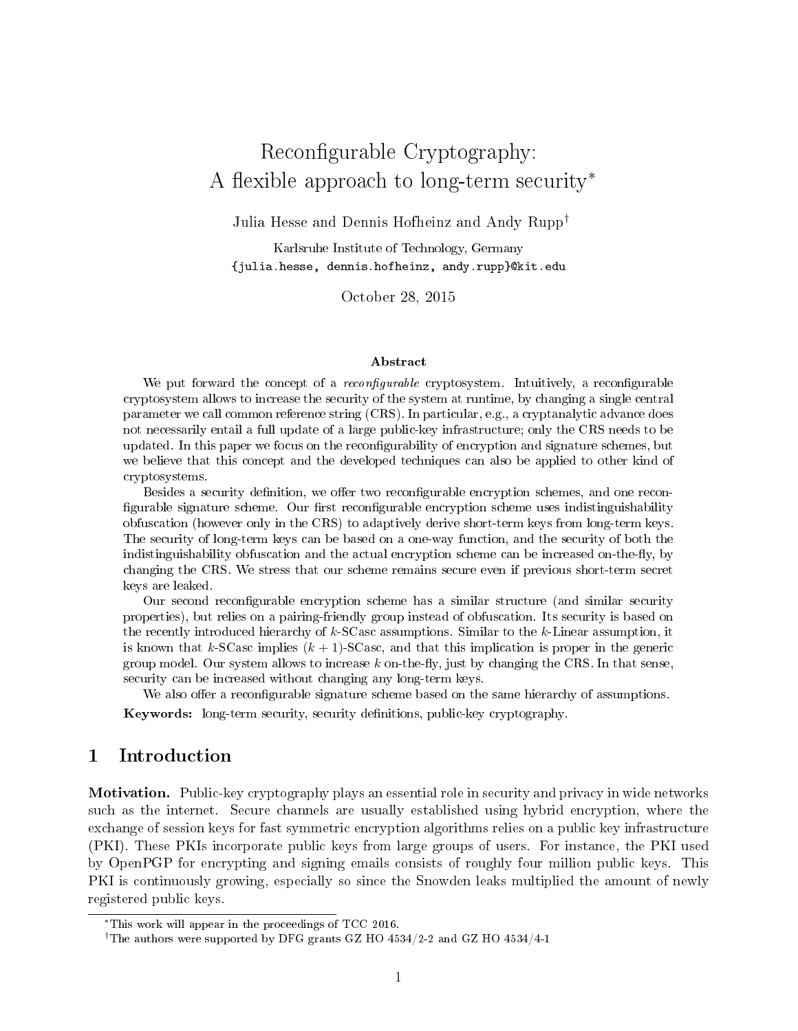# Reconfigurable Cryptography: A flexible approach to long-term security[*]

Julia Hesse and Dennis Hofheinz and Andy Rupp[†]

Karlsruhe Institute of Technology, Germany
{julia.hesse, dennis.hofheinz, andy.rupp}@kit.edu

October 28, 2015

### Abstract

We put forward the concept of a *reconfigurable* cryptosystem. Intuitively, a reconfigurable cryptosystem allows to increase the security of the system at runtime, by changing a single central parameter we call common reference string (CRS). In particular, e.g., a cryptanalytic advance does not necessarily entail a full update of a large public-key infrastructure; only the CRS needs to be updated. In this paper we focus on the reconfigurability of encryption and signature schemes, but we believe that this concept and the developed techniques can also be applied to other kind of cryptosystems.

Besides a security definition, we offer two reconfigurable encryption schemes, and one reconfigurable signature scheme. Our first reconfigurable encryption scheme uses indistinguishability obfuscation (however only in the CRS) to adaptively derive short-term keys from long-term keys. The security of long-term keys can be based on a one-way function, and the security of both the indistinguishability obfuscation and the actual encryption scheme can be increased on-the-fly, by changing the CRS. We stress that our scheme remains secure even if previous short-term secret keys are leaked.

Our second reconfigurable encryption scheme has a similar structure (and similar security properties), but relies on a pairing-friendly group instead of obfuscation. Its security is based on the recently introduced hierarchy of $k$-SCasc assumptions. Similar to the $k$-Linear assumption, it is known that $k$-SCasc implies $(k+1)$-SCasc, and that this implication is proper in the generic group model. Our system allows to increase $k$ on-the-fly, just by changing the CRS. In that sense, security can be increased without changing any long-term keys.

We also offer a reconfigurable signature scheme based on the same hierarchy of assumptions.

**Keywords:** long-term security, security definitions, public-key cryptography.

## 1 Introduction

**Motivation.** Public-key cryptography plays an essential role in security and privacy in wide networks such as the internet. Secure channels are usually established using hybrid encryption, where the exchange of session keys for fast symmetric encryption algorithms relies on a public key infrastructure (PKI). These PKIs incorporate public keys from large groups of users. For instance, the PKI used by OpenPGP for encrypting and signing emails consists of roughly four million public keys. This PKI is continuously growing, especially so since the Snowden leaks multiplied the amount of newly registered public keys.

---

[*] This work will appear in the proceedings of TCC 2016.

[†] The authors were supported by DFG grants GZ HO 4534/2-2 and GZ HO 4534/4-1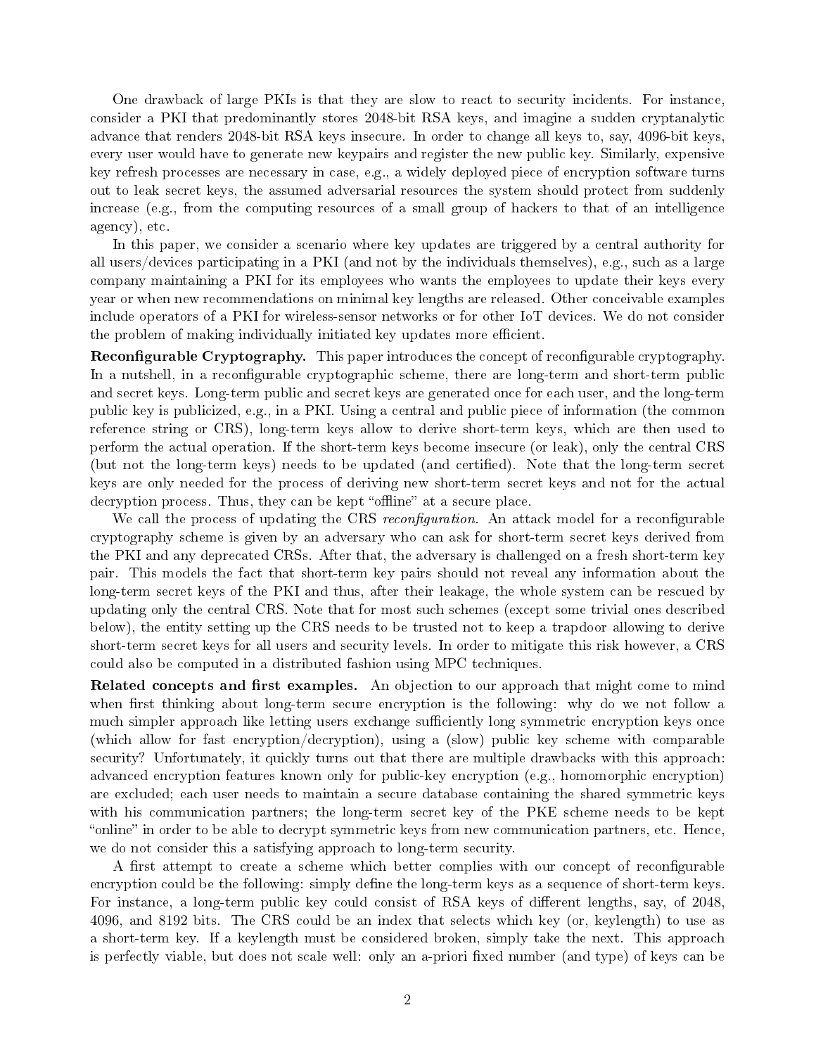One drawback of large PKIs is that they are slow to react to security incidents. For instance, consider a PKI that predominantly stores 2048-bit RSA keys, and imagine a sudden cryptanalytic advance that renders 2048-bit RSA keys insecure. In order to change all keys to, say, 4096-bit keys, every user would have to generate new keypairs and register the new public key. Similarly, expensive key refresh processes are necessary in case, e.g., a widely deployed piece of encryption software turns out to leak secret keys, the assumed adversarial resources the system should protect from suddenly increase (e.g., from the computing resources of a small group of hackers to that of an intelligence agency), etc.

In this paper, we consider a scenario where key updates are triggered by a central authority for all users/devices participating in a PKI (and not by the individuals themselves), e.g., such as a large company maintaining a PKI for its employees who wants the employees to update their keys every year or when new recommendations on minimal key lengths are released. Other conceivable examples include operators of a PKI for wireless-sensor networks or for other IoT devices. We do not consider the problem of making individually initiated key updates more efficient.

**Reconfigurable Cryptography.** This paper introduces the concept of reconfigurable cryptography. In a nutshell, in a reconfigurable cryptographic scheme, there are long-term and short-term public and secret keys. Long-term public and secret keys are generated once for each user, and the long-term public key is publicized, e.g., in a PKI. Using a central and public piece of information (the common reference string or CRS), long-term keys allow to derive short-term keys, which are then used to perform the actual operation. If the short-term keys become insecure (or leak), only the central CRS (but not the long-term keys) needs to be updated (and certified). Note that the long-term secret keys are only needed for the process of deriving new short-term secret keys and not for the actual decryption process. Thus, they can be kept "offline" at a secure place.

We call the process of updating the CRS *reconfiguration*. An attack model for a reconfigurable cryptography scheme is given by an adversary who can ask for short-term secret keys derived from the PKI and any deprecated CRSs. After that, the adversary is challenged on a fresh short-term key pair. This models the fact that short-term key pairs should not reveal any information about the long-term secret keys of the PKI and thus, after their leakage, the whole system can be rescued by updating only the central CRS. Note that for most such schemes (except some trivial ones described below), the entity setting up the CRS needs to be trusted not to keep a trapdoor allowing to derive short-term secret keys for all users and security levels. In order to mitigate this risk however, a CRS could also be computed in a distributed fashion using MPC techniques.

**Related concepts and first examples.** An objection to our approach that might come to mind when first thinking about long-term secure encryption is the following: why do we not follow a much simpler approach like letting users exchange sufficiently long symmetric encryption keys once (which allow for fast encryption/decryption), using a (slow) public key scheme with comparable security? Unfortunately, it quickly turns out that there are multiple drawbacks with this approach: advanced encryption features known only for public-key encryption (e.g., homomorphic encryption) are excluded; each user needs to maintain a secure database containing the shared symmetric keys with his communication partners; the long-term secret key of the PKE scheme needs to be kept "online" in order to be able to decrypt symmetric keys from new communication partners, etc. Hence, we do not consider this a satisfying approach to long-term security.

A first attempt to create a scheme which better complies with our concept of reconfigurable encryption could be the following: simply define the long-term keys as a sequence of short-term keys. For instance, a long-term public key could consist of RSA keys of different lengths, say, of 2048, 4096, and 8192 bits. The CRS could be an index that selects which key (or, keylength) to use as a short-term key. If a keylength must be considered broken, simply take the next. This approach is perfectly viable, but does not scale well: only an a-priori fixed number (and type) of keys can be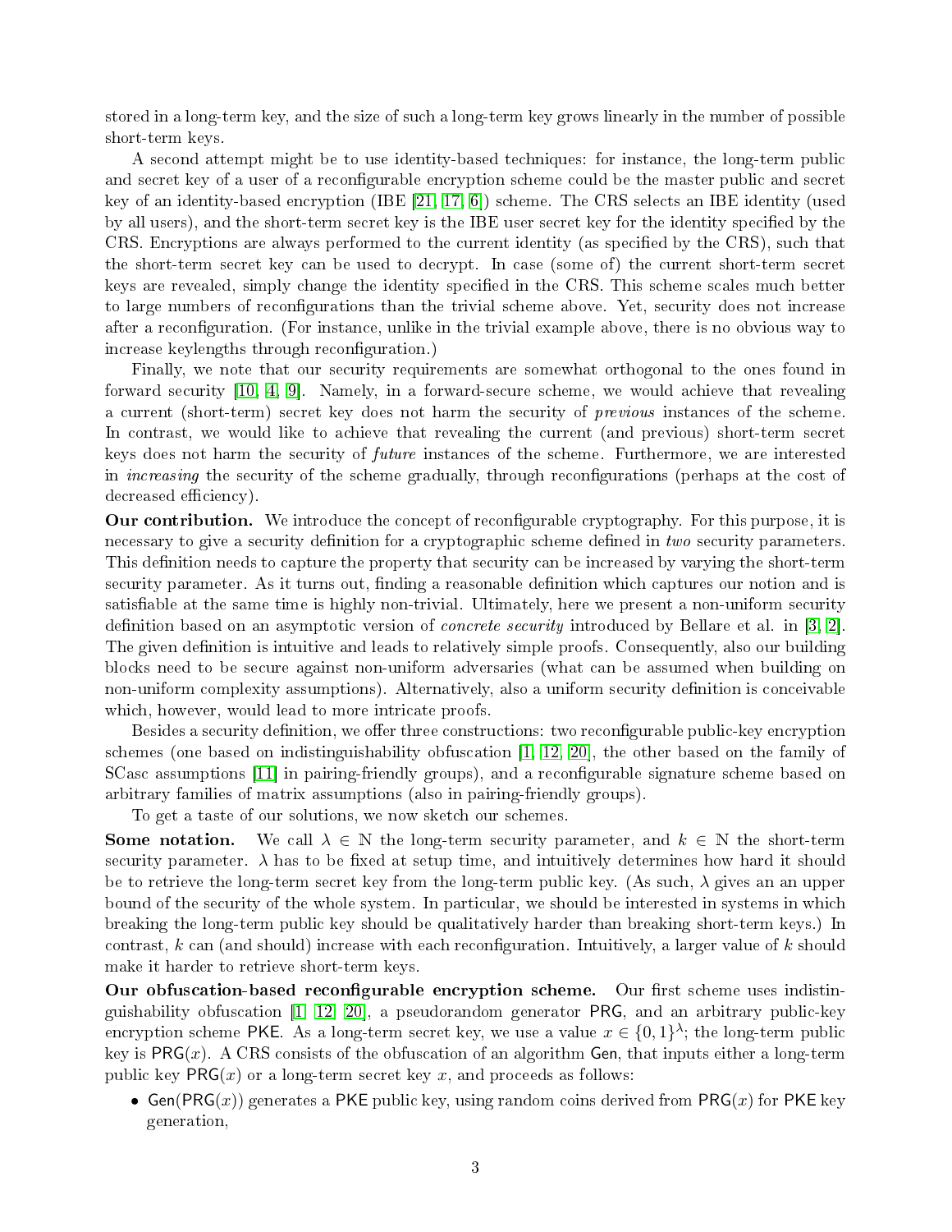stored in a long-term key, and the size of such a long-term key grows linearly in the number of possible short-term keys.

A second attempt might be to use identity-based techniques: for instance, the long-term public and secret key of a user of a reconfigurable encryption scheme could be the master public and secret key of an identity-based encryption (IBE [21, 17, 6]) scheme. The CRS selects an IBE identity (used by all users), and the short-term secret key is the IBE user secret key for the identity specified by the CRS. Encryptions are always performed to the current identity (as specified by the CRS), such that the short-term secret key can be used to decrypt. In case (some of) the current short-term secret keys are revealed, simply change the identity specified in the CRS. This scheme scales much better to large numbers of reconfigurations than the trivial scheme above. Yet, security does not increase after a reconfiguration. (For instance, unlike in the trivial example above, there is no obvious way to increase keylengths through reconfiguration.)

Finally, we note that our security requirements are somewhat orthogonal to the ones found in forward security [10, 4, 9]. Namely, in a forward-secure scheme, we would achieve that revealing a current (short-term) secret key does not harm the security of *previous* instances of the scheme. In contrast, we would like to achieve that revealing the current (and previous) short-term secret keys does not harm the security of *future* instances of the scheme. Furthermore, we are interested in *increasing* the security of the scheme gradually, through reconfigurations (perhaps at the cost of decreased efficiency).

**Our contribution.** We introduce the concept of reconfigurable cryptography. For this purpose, it is necessary to give a security definition for a cryptographic scheme defined in *two* security parameters. This definition needs to capture the property that security can be increased by varying the short-term security parameter. As it turns out, finding a reasonable definition which captures our notion and is satisfiable at the same time is highly non-trivial. Ultimately, here we present a non-uniform security definition based on an asymptotic version of *concrete security* introduced by Bellare et al. in [3, 2]. The given definition is intuitive and leads to relatively simple proofs. Consequently, also our building blocks need to be secure against non-uniform adversaries (what can be assumed when building on non-uniform complexity assumptions). Alternatively, also a uniform security definition is conceivable which, however, would lead to more intricate proofs.

Besides a security definition, we offer three constructions: two reconfigurable public-key encryption schemes (one based on indistinguishability obfuscation [1, 12, 20], the other based on the family of SCasc assumptions [11] in pairing-friendly groups), and a reconfigurable signature scheme based on arbitrary families of matrix assumptions (also in pairing-friendly groups).

To get a taste of our solutions, we now sketch our schemes.

**Some notation.** We call $\lambda \in \mathbb{N}$ the long-term security parameter, and $k \in \mathbb{N}$ the short-term security parameter. $\lambda$ has to be fixed at setup time, and intuitively determines how hard it should be to retrieve the long-term secret key from the long-term public key. (As such, $\lambda$ gives an an upper bound of the security of the whole system. In particular, we should be interested in systems in which breaking the long-term public key should be qualitatively harder than breaking short-term keys.) In contrast, $k$ can (and should) increase with each reconfiguration. Intuitively, a larger value of $k$ should make it harder to retrieve short-term keys.

**Our obfuscation-based reconfigurable encryption scheme.** Our first scheme uses indistinguishability obfuscation [1, 12, 20], a pseudorandom generator $\mathsf{PRG}$, and an arbitrary public-key encryption scheme $\mathsf{PKE}$. As a long-term secret key, we use a value $x \in \{0,1\}^\lambda$; the long-term public key is $\mathsf{PRG}(x)$. A CRS consists of the obfuscation of an algorithm $\mathsf{Gen}$, that inputs either a long-term public key $\mathsf{PRG}(x)$ or a long-term secret key $x$, and proceeds as follows:

- $\mathsf{Gen}(\mathsf{PRG}(x))$ generates a $\mathsf{PKE}$ public key, using random coins derived from $\mathsf{PRG}(x)$ for $\mathsf{PKE}$ key generation,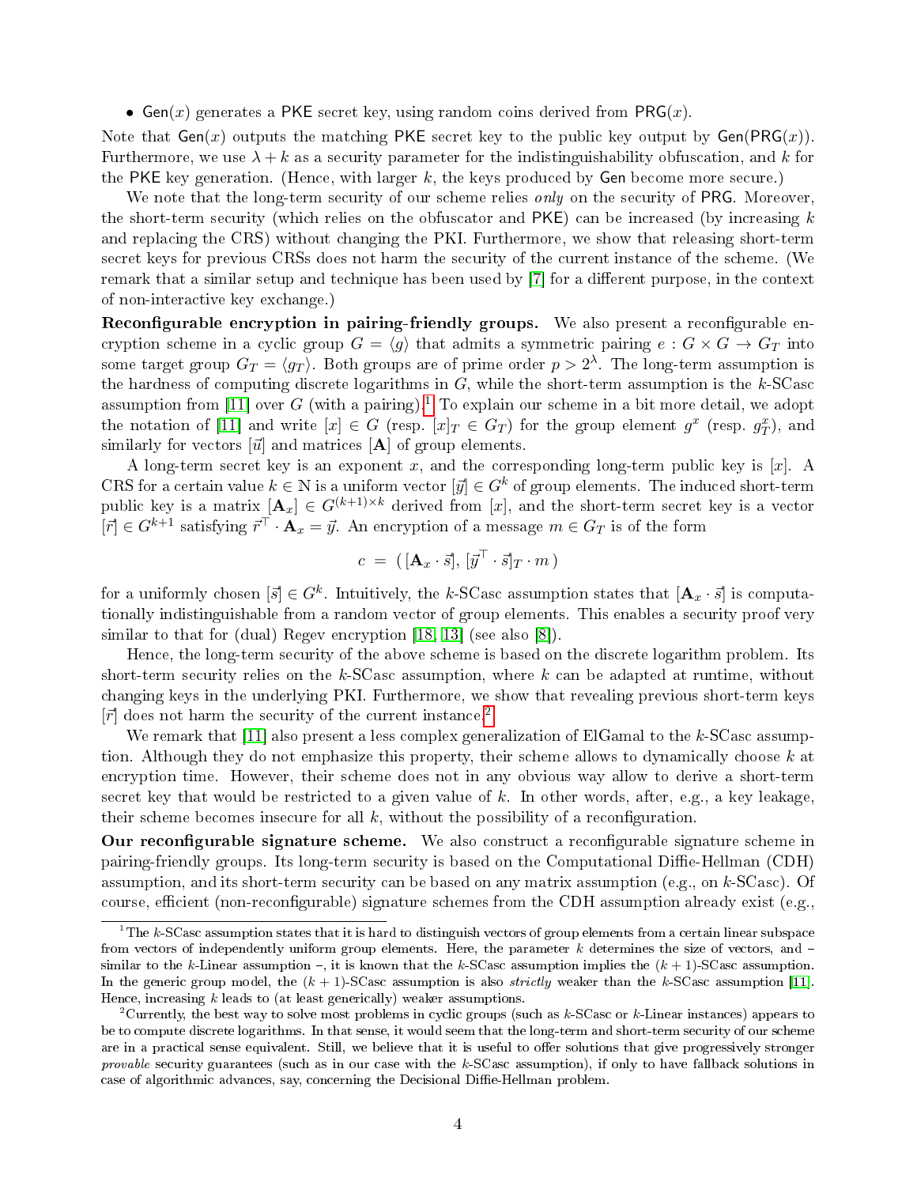- $\mathsf{Gen}(x)$ generates a PKE secret key, using random coins derived from $\mathsf{PRG}(x)$.

Note that $\mathsf{Gen}(x)$ outputs the matching PKE secret key to the public key output by $\mathsf{Gen}(\mathsf{PRG}(x))$. Furthermore, we use $\lambda + k$ as a security parameter for the indistinguishability obfuscation, and $k$ for the PKE key generation. (Hence, with larger $k$, the keys produced by Gen become more secure.)

We note that the long-term security of our scheme relies *only* on the security of PRG. Moreover, the short-term security (which relies on the obfuscator and PKE) can be increased (by increasing $k$ and replacing the CRS) without changing the PKI. Furthermore, we show that releasing short-term secret keys for previous CRSs does not harm the security of the current instance of the scheme. (We remark that a similar setup and technique has been used by [7] for a different purpose, in the context of non-interactive key exchange.)

**Reconfigurable encryption in pairing-friendly groups.** We also present a reconfigurable encryption scheme in a cyclic group $G = \langle g \rangle$ that admits a symmetric pairing $e : G \times G \to G_T$ into some target group $G_T = \langle g_T \rangle$. Both groups are of prime order $p > 2^\lambda$. The long-term assumption is the hardness of computing discrete logarithms in $G$, while the short-term assumption is the $k$-SCasc assumption from [11] over $G$ (with a pairing).[1] To explain our scheme in a bit more detail, we adopt the notation of [11] and write $[x] \in G$ (resp. $[x]_T \in G_T$) for the group element $g^x$ (resp. $g_T^x$), and similarly for vectors $[\vec{u}]$ and matrices $[\mathbf{A}]$ of group elements.

A long-term secret key is an exponent $x$, and the corresponding long-term public key is $[x]$. A CRS for a certain value $k \in \mathbb{N}$ is a uniform vector $[\vec{y}] \in G^k$ of group elements. The induced short-term public key is a matrix $[\mathbf{A}_x] \in G^{(k+1)\times k}$ derived from $[x]$, and the short-term secret key is a vector $[\vec{r}] \in G^{k+1}$ satisfying $\vec{r}^\top \cdot \mathbf{A}_x = \vec{y}$. An encryption of a message $m \in G_T$ is of the form

$$c \;=\; (\, [\mathbf{A}_x \cdot \vec{s}],\, [\vec{y}^\top \cdot \vec{s}]_T \cdot m \,)$$

for a uniformly chosen $[\vec{s}] \in G^k$. Intuitively, the $k$-SCasc assumption states that $[\mathbf{A}_x \cdot \vec{s}]$ is computationally indistinguishable from a random vector of group elements. This enables a security proof very similar to that for (dual) Regev encryption [18, 13] (see also [8]).

Hence, the long-term security of the above scheme is based on the discrete logarithm problem. Its short-term security relies on the $k$-SCasc assumption, where $k$ can be adapted at runtime, without changing keys in the underlying PKI. Furthermore, we show that revealing previous short-term keys $[\vec{r}]$ does not harm the security of the current instance.[2]

We remark that [11] also present a less complex generalization of ElGamal to the $k$-SCasc assumption. Although they do not emphasize this property, their scheme allows to dynamically choose $k$ at encryption time. However, their scheme does not in any obvious way allow to derive a short-term secret key that would be restricted to a given value of $k$. In other words, after, e.g., a key leakage, their scheme becomes insecure for all $k$, without the possibility of a reconfiguration.

**Our reconfigurable signature scheme.** We also construct a reconfigurable signature scheme in pairing-friendly groups. Its long-term security is based on the Computational Diffie-Hellman (CDH) assumption, and its short-term security can be based on any matrix assumption (e.g., on $k$-SCasc). Of course, efficient (non-reconfigurable) signature schemes from the CDH assumption already exist (e.g.,

---

[1] The $k$-SCasc assumption states that it is hard to distinguish vectors of group elements from a certain linear subspace from vectors of independently uniform group elements. Here, the parameter $k$ determines the size of vectors, and – similar to the $k$-Linear assumption –, it is known that the $k$-SCasc assumption implies the $(k+1)$-SCasc assumption. In the generic group model, the $(k+1)$-SCasc assumption is also *strictly* weaker than the $k$-SCasc assumption [11]. Hence, increasing $k$ leads to (at least generically) weaker assumptions.

[2] Currently, the best way to solve most problems in cyclic groups (such as $k$-SCasc or $k$-Linear instances) appears to be to compute discrete logarithms. In that sense, it would seem that the long-term and short-term security of our scheme are in a practical sense equivalent. Still, we believe that it is useful to offer solutions that give progressively stronger *provable* security guarantees (such as in our case with the $k$-SCasc assumption), if only to have fallback solutions in case of algorithmic advances, say, concerning the Decisional Diffie-Hellman problem.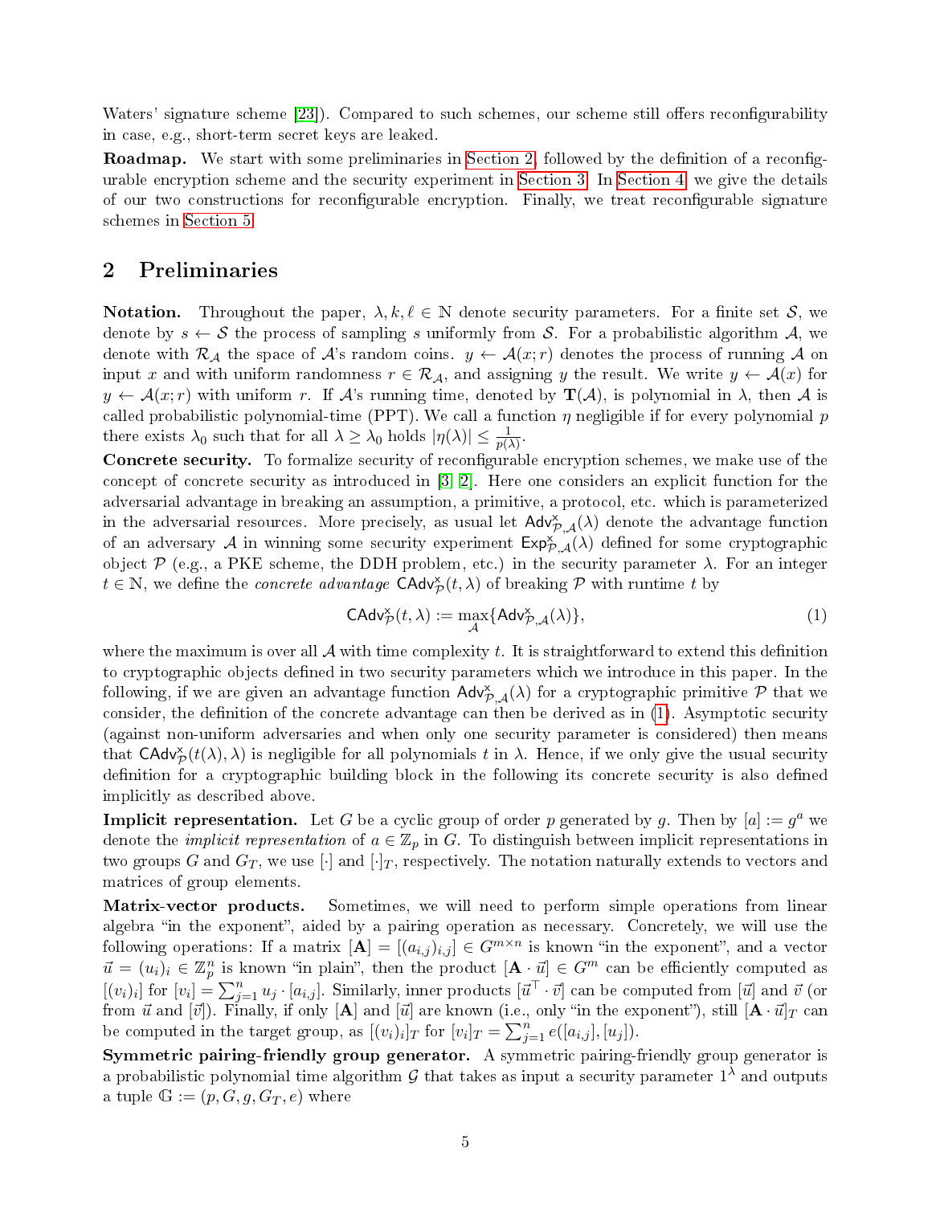Waters' signature scheme [23]). Compared to such schemes, our scheme still offers reconfigurability in case, e.g., short-term secret keys are leaked.

**Roadmap.** We start with some preliminaries in Section 2, followed by the definition of a reconfigurable encryption scheme and the security experiment in Section 3. In Section 4, we give the details of our two constructions for reconfigurable encryption. Finally, we treat reconfigurable signature schemes in Section 5.

# 2 Preliminaries

**Notation.** Throughout the paper, $\lambda, k, \ell \in \mathbb{N}$ denote security parameters. For a finite set $\mathcal{S}$, we denote by $s \leftarrow \mathcal{S}$ the process of sampling $s$ uniformly from $\mathcal{S}$. For a probabilistic algorithm $\mathcal{A}$, we denote with $\mathcal{R}_{\mathcal{A}}$ the space of $\mathcal{A}$'s random coins. $y \leftarrow \mathcal{A}(x; r)$ denotes the process of running $\mathcal{A}$ on input $x$ and with uniform randomness $r \in \mathcal{R}_{\mathcal{A}}$, and assigning $y$ the result. We write $y \leftarrow \mathcal{A}(x)$ for $y \leftarrow \mathcal{A}(x; r)$ with uniform $r$. If $\mathcal{A}$'s running time, denoted by $\mathbf{T}(\mathcal{A})$, is polynomial in $\lambda$, then $\mathcal{A}$ is called probabilistic polynomial-time (PPT). We call a function $\eta$ negligible if for every polynomial $p$ there exists $\lambda_0$ such that for all $\lambda \geq \lambda_0$ holds $|\eta(\lambda)| \leq \frac{1}{p(\lambda)}$.

**Concrete security.** To formalize security of reconfigurable encryption schemes, we make use of the concept of concrete security as introduced in [3, 2]. Here one considers an explicit function for the adversarial advantage in breaking an assumption, a primitive, a protocol, etc. which is parameterized in the adversarial resources. More precisely, as usual let $\mathsf{Adv}^{\mathsf{x}}_{\mathcal{P},\mathcal{A}}(\lambda)$ denote the advantage function of an adversary $\mathcal{A}$ in winning some security experiment $\mathsf{Exp}^{\mathsf{x}}_{\mathcal{P},\mathcal{A}}(\lambda)$ defined for some cryptographic object $\mathcal{P}$ (e.g., a PKE scheme, the DDH problem, etc.) in the security parameter $\lambda$. For an integer $t \in \mathbb{N}$, we define the *concrete advantage* $\mathsf{CAdv}^{\mathsf{x}}_{\mathcal{P}}(t, \lambda)$ of breaking $\mathcal{P}$ with runtime $t$ by

$$\mathsf{CAdv}^{\mathsf{x}}_{\mathcal{P}}(t, \lambda) := \max_{\mathcal{A}}\{\mathsf{Adv}^{\mathsf{x}}_{\mathcal{P},\mathcal{A}}(\lambda)\}, \tag{1}$$

where the maximum is over all $\mathcal{A}$ with time complexity $t$. It is straightforward to extend this definition to cryptographic objects defined in two security parameters which we introduce in this paper. In the following, if we are given an advantage function $\mathsf{Adv}^{\mathsf{x}}_{\mathcal{P},\mathcal{A}}(\lambda)$ for a cryptographic primitive $\mathcal{P}$ that we consider, the definition of the concrete advantage can then be derived as in (1). Asymptotic security (against non-uniform adversaries and when only one security parameter is considered) then means that $\mathsf{CAdv}^{\mathsf{x}}_{\mathcal{P}}(t(\lambda), \lambda)$ is negligible for all polynomials $t$ in $\lambda$. Hence, if we only give the usual security definition for a cryptographic building block in the following its concrete security is also defined implicitly as described above.

**Implicit representation.** Let $G$ be a cyclic group of order $p$ generated by $g$. Then by $[a] := g^a$ we denote the *implicit representation* of $a \in \mathbb{Z}_p$ in $G$. To distinguish between implicit representations in two groups $G$ and $G_T$, we use $[\cdot]$ and $[\cdot]_T$, respectively. The notation naturally extends to vectors and matrices of group elements.

**Matrix-vector products.** Sometimes, we will need to perform simple operations from linear algebra "in the exponent", aided by a pairing operation as necessary. Concretely, we will use the following operations: If a matrix $[\mathbf{A}] = [(a_{i,j})_{i,j}] \in G^{m \times n}$ is known "in the exponent", and a vector $\vec{u} = (u_i)_i \in \mathbb{Z}_p^n$ is known "in plain", then the product $[\mathbf{A} \cdot \vec{u}] \in G^m$ can be efficiently computed as $[(v_i)_i]$ for $[v_i] = \sum_{j=1}^n u_j \cdot [a_{i,j}]$. Similarly, inner products $[\vec{u}^\top \cdot \vec{v}]$ can be computed from $[\vec{u}]$ and $\vec{v}$ (or from $\vec{u}$ and $[\vec{v}]$). Finally, if only $[\mathbf{A}]$ and $[\vec{u}]$ are known (i.e., only "in the exponent"), still $[\mathbf{A} \cdot \vec{u}]_T$ can be computed in the target group, as $[(v_i)_i]_T$ for $[v_i]_T = \sum_{j=1}^n e([a_{i,j}], [u_j])$.

**Symmetric pairing-friendly group generator.** A symmetric pairing-friendly group generator is a probabilistic polynomial time algorithm $\mathcal{G}$ that takes as input a security parameter $1^\lambda$ and outputs a tuple $\mathbb{G} := (p, G, g, G_T, e)$ where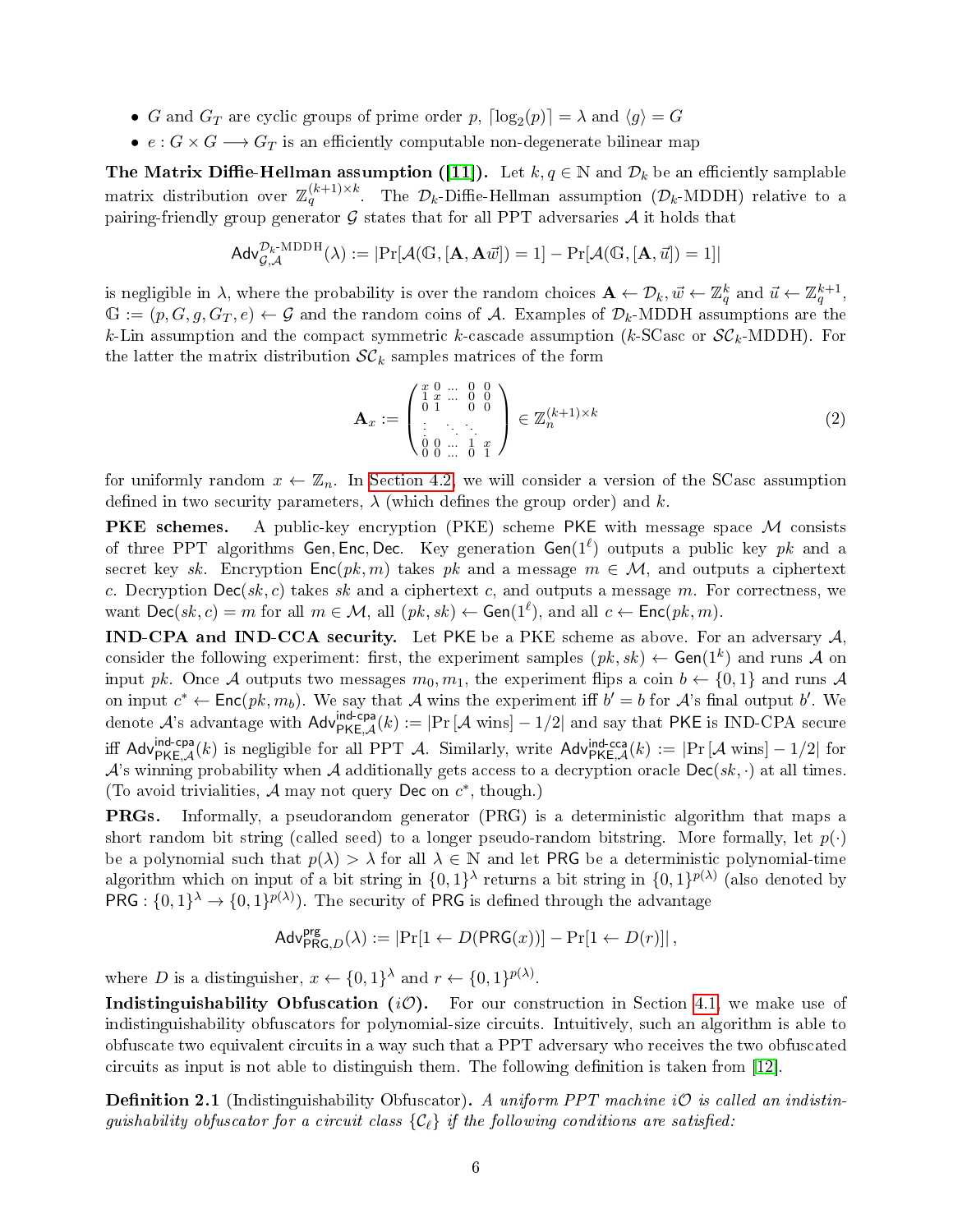- $G$ and $G_T$ are cyclic groups of prime order $p$, $\lceil \log_2(p) \rceil = \lambda$ and $\langle g \rangle = G$
- $e : G \times G \longrightarrow G_T$ is an efficiently computable non-degenerate bilinear map

**The Matrix Diffie-Hellman assumption ([11]).** Let $k, q \in \mathbb{N}$ and $\mathcal{D}_k$ be an efficiently samplable matrix distribution over $\mathbb{Z}_q^{(k+1)\times k}$. The $\mathcal{D}_k$-Diffie-Hellman assumption ($\mathcal{D}_k$-MDDH) relative to a pairing-friendly group generator $\mathcal{G}$ states that for all PPT adversaries $\mathcal{A}$ it holds that

$$\mathsf{Adv}_{\mathcal{G},\mathcal{A}}^{\mathcal{D}_k\text{-MDDH}}(\lambda) := |\Pr[\mathcal{A}(\mathbb{G}, [\mathbf{A}, \mathbf{A}\vec{w}]) = 1] - \Pr[\mathcal{A}(\mathbb{G}, [\mathbf{A}, \vec{u}]) = 1]|$$

is negligible in $\lambda$, where the probability is over the random choices $\mathbf{A} \leftarrow \mathcal{D}_k, \vec{w} \leftarrow \mathbb{Z}_q^k$ and $\vec{u} \leftarrow \mathbb{Z}_q^{k+1}$, $\mathbb{G} := (p, G, g, G_T, e) \leftarrow \mathcal{G}$ and the random coins of $\mathcal{A}$. Examples of $\mathcal{D}_k$-MDDH assumptions are the $k$-Lin assumption and the compact symmetric $k$-cascade assumption ($k$-SCasc or $\mathcal{SC}_k$-MDDH). For the latter the matrix distribution $\mathcal{SC}_k$ samples matrices of the form

$$\mathbf{A}_x := \begin{pmatrix} x & 0 & \dots & 0 & 0 \\ 1 & x & \dots & 0 & 0 \\ 0 & 1 & & 0 & 0 \\ \vdots & & \ddots & \ddots & \\ 0 & 0 & \dots & 1 & x \\ 0 & 0 & \dots & 0 & 1 \end{pmatrix} \in \mathbb{Z}_n^{(k+1)\times k} \tag{2}$$

for uniformly random $x \leftarrow \mathbb{Z}_n$. In Section 4.2, we will consider a version of the SCasc assumption defined in two security parameters, $\lambda$ (which defines the group order) and $k$.

**PKE schemes.** A public-key encryption (PKE) scheme $\mathsf{PKE}$ with message space $\mathcal{M}$ consists of three PPT algorithms $\mathsf{Gen}, \mathsf{Enc}, \mathsf{Dec}$. Key generation $\mathsf{Gen}(1^\ell)$ outputs a public key $pk$ and a secret key $sk$. Encryption $\mathsf{Enc}(pk, m)$ takes $pk$ and a message $m \in \mathcal{M}$, and outputs a ciphertext $c$. Decryption $\mathsf{Dec}(sk, c)$ takes $sk$ and a ciphertext $c$, and outputs a message $m$. For correctness, we want $\mathsf{Dec}(sk, c) = m$ for all $m \in \mathcal{M}$, all $(pk, sk) \leftarrow \mathsf{Gen}(1^\ell)$, and all $c \leftarrow \mathsf{Enc}(pk, m)$.

**IND-CPA and IND-CCA security.** Let $\mathsf{PKE}$ be a PKE scheme as above. For an adversary $\mathcal{A}$, consider the following experiment: first, the experiment samples $(pk, sk) \leftarrow \mathsf{Gen}(1^k)$ and runs $\mathcal{A}$ on input $pk$. Once $\mathcal{A}$ outputs two messages $m_0, m_1$, the experiment flips a coin $b \leftarrow \{0, 1\}$ and runs $\mathcal{A}$ on input $c^* \leftarrow \mathsf{Enc}(pk, m_b)$. We say that $\mathcal{A}$ wins the experiment iff $b' = b$ for $\mathcal{A}$'s final output $b'$. We denote $\mathcal{A}$'s advantage with $\mathsf{Adv}_{\mathsf{PKE},\mathcal{A}}^{\mathsf{ind\text{-}cpa}}(k) := |\Pr[\mathcal{A} \text{ wins}] - 1/2|$ and say that $\mathsf{PKE}$ is IND-CPA secure iff $\mathsf{Adv}_{\mathsf{PKE},\mathcal{A}}^{\mathsf{ind\text{-}cpa}}(k)$ is negligible for all PPT $\mathcal{A}$. Similarly, write $\mathsf{Adv}_{\mathsf{PKE},\mathcal{A}}^{\mathsf{ind\text{-}cca}}(k) := |\Pr[\mathcal{A} \text{ wins}] - 1/2|$ for $\mathcal{A}$'s winning probability when $\mathcal{A}$ additionally gets access to a decryption oracle $\mathsf{Dec}(sk, \cdot)$ at all times. (To avoid trivialities, $\mathcal{A}$ may not query $\mathsf{Dec}$ on $c^*$, though.)

**PRGs.** Informally, a pseudorandom generator (PRG) is a deterministic algorithm that maps a short random bit string (called seed) to a longer pseudo-random bitstring. More formally, let $p(\cdot)$ be a polynomial such that $p(\lambda) > \lambda$ for all $\lambda \in \mathbb{N}$ and let $\mathsf{PRG}$ be a deterministic polynomial-time algorithm which on input of a bit string in $\{0, 1\}^\lambda$ returns a bit string in $\{0, 1\}^{p(\lambda)}$ (also denoted by $\mathsf{PRG} : \{0, 1\}^\lambda \to \{0, 1\}^{p(\lambda)}$). The security of $\mathsf{PRG}$ is defined through the advantage

$$\mathsf{Adv}_{\mathsf{PRG},D}^{\mathsf{prg}}(\lambda) := |\Pr[1 \leftarrow D(\mathsf{PRG}(x))] - \Pr[1 \leftarrow D(r)]|,$$

where $D$ is a distinguisher, $x \leftarrow \{0, 1\}^\lambda$ and $r \leftarrow \{0, 1\}^{p(\lambda)}$.

**Indistinguishability Obfuscation ($i\mathcal{O}$).** For our construction in Section 4.1, we make use of indistinguishability obfuscators for polynomial-size circuits. Intuitively, such an algorithm is able to obfuscate two equivalent circuits in a way such that a PPT adversary who receives the two obfuscated circuits as input is not able to distinguish them. The following definition is taken from [12].

**Definition 2.1** (Indistinguishability Obfuscator)**.** *A uniform PPT machine $i\mathcal{O}$ is called an indistinguishability obfuscator for a circuit class $\{\mathcal{C}_\ell\}$ if the following conditions are satisfied:*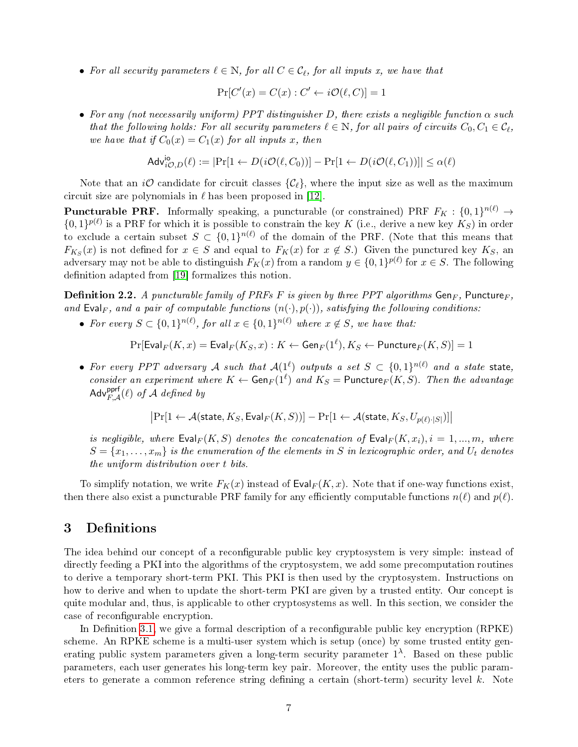- *For all security parameters $\ell \in \mathbb{N}$, for all $C \in \mathcal{C}_\ell$, for all inputs $x$, we have that*

$$\Pr[C'(x) = C(x) : C' \leftarrow i\mathcal{O}(\ell, C)] = 1$$

- *For any (not necessarily uniform) PPT distinguisher $D$, there exists a negligible function $\alpha$ such that the following holds: For all security parameters $\ell \in \mathbb{N}$, for all pairs of circuits $C_0, C_1 \in \mathcal{C}_\ell$, we have that if $C_0(x) = C_1(x)$ for all inputs $x$, then*

$$\mathsf{Adv}^{\mathsf{io}}_{i\mathcal{O},D}(\ell) := |\Pr[1 \leftarrow D(i\mathcal{O}(\ell, C_0))] - \Pr[1 \leftarrow D(i\mathcal{O}(\ell, C_1))]| \leq \alpha(\ell)$$

Note that an $i\mathcal{O}$ candidate for circuit classes $\{\mathcal{C}_\ell\}$, where the input size as well as the maximum circuit size are polynomials in $\ell$ has been proposed in [12].

**Puncturable PRF.** Informally speaking, a puncturable (or constrained) PRF $F_K : \{0,1\}^{n(\ell)} \rightarrow \{0,1\}^{p(\ell)}$ is a PRF for which it is possible to constrain the key $K$ (i.e., derive a new key $K_S$) in order to exclude a certain subset $S \subset \{0,1\}^{n(\ell)}$ of the domain of the PRF. (Note that this means that $F_{K_S}(x)$ is not defined for $x \in S$ and equal to $F_K(x)$ for $x \notin S$.) Given the punctured key $K_S$, an adversary may not be able to distinguish $F_K(x)$ from a random $y \in \{0,1\}^{p(\ell)}$ for $x \in S$. The following definition adapted from [19] formalizes this notion.

**Definition 2.2.** *A puncturable family of PRFs $F$ is given by three PPT algorithms $\mathsf{Gen}_F$, $\mathsf{Puncture}_F$, and $\mathsf{Eval}_F$, and a pair of computable functions $(n(\cdot), p(\cdot))$, satisfying the following conditions:*

- *For every $S \subset \{0,1\}^{n(\ell)}$, for all $x \in \{0,1\}^{n(\ell)}$ where $x \notin S$, we have that:*

$$\Pr[\mathsf{Eval}_F(K, x) = \mathsf{Eval}_F(K_S, x) : K \leftarrow \mathsf{Gen}_F(1^\ell), K_S \leftarrow \mathsf{Puncture}_F(K, S)] = 1$$

- *For every PPT adversary $\mathcal{A}$ such that $\mathcal{A}(1^\ell)$ outputs a set $S \subset \{0,1\}^{n(\ell)}$ and a state $\mathsf{state}$, consider an experiment where $K \leftarrow \mathsf{Gen}_F(1^\ell)$ and $K_S = \mathsf{Puncture}_F(K, S)$. Then the advantage $\mathsf{Adv}^{\mathsf{pprf}}_{F,\mathcal{A}}(\ell)$ of $\mathcal{A}$ defined by*

$$\left|\Pr[1 \leftarrow \mathcal{A}(\mathsf{state}, K_S, \mathsf{Eval}_F(K, S))] - \Pr[1 \leftarrow \mathcal{A}(\mathsf{state}, K_S, U_{p(\ell)\cdot|S|})]\right|$$

*is negligible, where $\mathsf{Eval}_F(K, S)$ denotes the concatenation of $\mathsf{Eval}_F(K, x_i), i = 1, ..., m$, where $S = \{x_1, \ldots, x_m\}$ is the enumeration of the elements in $S$ in lexicographic order, and $U_t$ denotes the uniform distribution over $t$ bits.*

To simplify notation, we write $F_K(x)$ instead of $\mathsf{Eval}_F(K, x)$. Note that if one-way functions exist, then there also exist a puncturable PRF family for any efficiently computable functions $n(\ell)$ and $p(\ell)$.

# 3 Definitions

The idea behind our concept of a reconfigurable public key cryptosystem is very simple: instead of directly feeding a PKI into the algorithms of the cryptosystem, we add some precomputation routines to derive a temporary short-term PKI. This PKI is then used by the cryptosystem. Instructions on how to derive and when to update the short-term PKI are given by a trusted entity. Our concept is quite modular and, thus, is applicable to other cryptosystems as well. In this section, we consider the case of reconfigurable encryption.

In Definition 3.1, we give a formal description of a reconfigurable public key encryption (RPKE) scheme. An RPKE scheme is a multi-user system which is setup (once) by some trusted entity generating public system parameters given a long-term security parameter $1^\lambda$. Based on these public parameters, each user generates his long-term key pair. Moreover, the entity uses the public parameters to generate a common reference string defining a certain (short-term) security level $k$. Note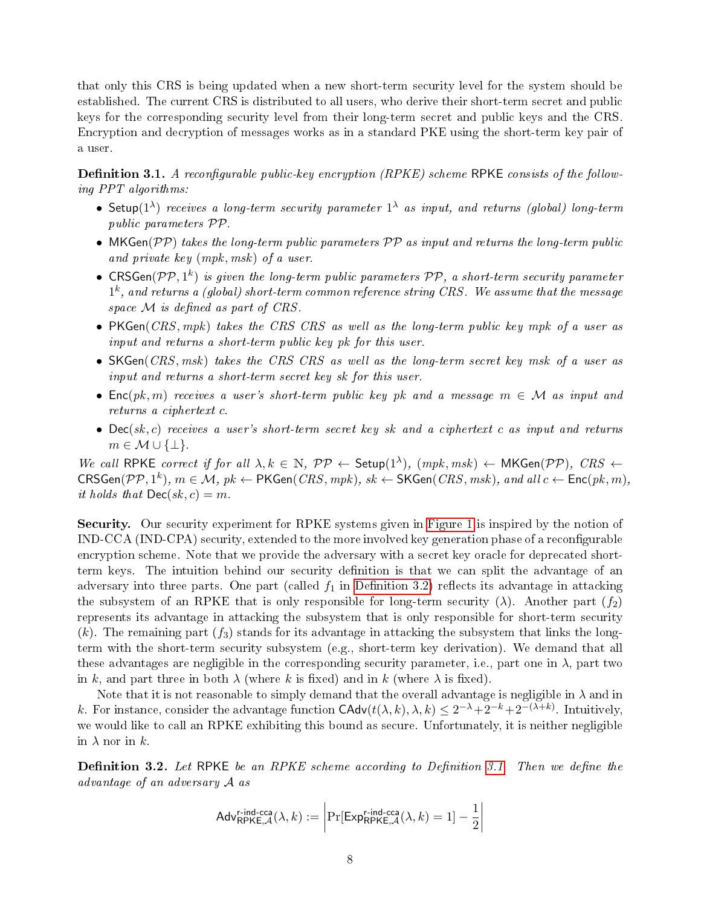that only this CRS is being updated when a new short-term security level for the system should be established. The current CRS is distributed to all users, who derive their short-term secret and public keys for the corresponding security level from their long-term secret and public keys and the CRS. Encryption and decryption of messages works as in a standard PKE using the short-term key pair of a user.

**Definition 3.1.** *A reconfigurable public-key encryption (RPKE) scheme* $\mathsf{RPKE}$ *consists of the following PPT algorithms:*

- $\mathsf{Setup}(1^\lambda)$ *receives a long-term security parameter* $1^\lambda$ *as input, and returns (global) long-term public parameters* $\mathcal{PP}$.
- $\mathsf{MKGen}(\mathcal{PP})$ *takes the long-term public parameters* $\mathcal{PP}$ *as input and returns the long-term public and private key* $(mpk, msk)$ *of a user.*
- $\mathsf{CRSGen}(\mathcal{PP}, 1^k)$ *is given the long-term public parameters* $\mathcal{PP}$*, a short-term security parameter* $1^k$*, and returns a (global) short-term common reference string* $CRS$*. We assume that the message space* $\mathcal{M}$ *is defined as part of CRS.*
- $\mathsf{PKGen}(CRS, mpk)$ *takes the CRS* $CRS$ *as well as the long-term public key* $mpk$ *of a user as input and returns a short-term public key* $pk$ *for this user.*
- $\mathsf{SKGen}(CRS, msk)$ *takes the CRS* $CRS$ *as well as the long-term secret key* $msk$ *of a user as input and returns a short-term secret key* $sk$ *for this user.*
- $\mathsf{Enc}(pk, m)$ *receives a user's short-term public key* $pk$ *and a message* $m \in \mathcal{M}$ *as input and returns a ciphertext* $c$.
- $\mathsf{Dec}(sk, c)$ *receives a user's short-term secret key* $sk$ *and a ciphertext* $c$ *as input and returns* $m \in \mathcal{M} \cup \{\perp\}$.

*We call* $\mathsf{RPKE}$ *correct if for all* $\lambda, k \in \mathbb{N}$, $\mathcal{PP} \leftarrow \mathsf{Setup}(1^\lambda)$, $(mpk, msk) \leftarrow \mathsf{MKGen}(\mathcal{PP})$, $CRS \leftarrow \mathsf{CRSGen}(\mathcal{PP}, 1^k)$, $m \in \mathcal{M}$, $pk \leftarrow \mathsf{PKGen}(CRS, mpk)$, $sk \leftarrow \mathsf{SKGen}(CRS, msk)$*, and all* $c \leftarrow \mathsf{Enc}(pk, m)$*, it holds that* $\mathsf{Dec}(sk, c) = m$.

**Security.** Our security experiment for RPKE systems given in Figure 1 is inspired by the notion of IND-CCA (IND-CPA) security, extended to the more involved key generation phase of a reconfigurable encryption scheme. Note that we provide the adversary with a secret key oracle for deprecated short-term keys. The intuition behind our security definition is that we can split the advantage of an adversary into three parts. One part (called $f_1$ in Definition 3.2) reflects its advantage in attacking the subsystem of an RPKE that is only responsible for long-term security ($\lambda$). Another part ($f_2$) represents its advantage in attacking the subsystem that is only responsible for short-term security ($k$). The remaining part ($f_3$) stands for its advantage in attacking the subsystem that links the long-term with the short-term security subsystem (e.g., short-term key derivation). We demand that all these advantages are negligible in the corresponding security parameter, i.e., part one in $\lambda$, part two in $k$, and part three in both $\lambda$ (where $k$ is fixed) and in $k$ (where $\lambda$ is fixed).

Note that it is not reasonable to simply demand that the overall advantage is negligible in $\lambda$ and in $k$. For instance, consider the advantage function $\mathsf{CAdv}(t(\lambda, k), \lambda, k) \leq 2^{-\lambda} + 2^{-k} + 2^{-(\lambda+k)}$. Intuitively, we would like to call an RPKE exhibiting this bound as secure. Unfortunately, it is neither negligible in $\lambda$ nor in $k$.

**Definition 3.2.** *Let* $\mathsf{RPKE}$ *be an RPKE scheme according to Definition 3.1. Then we define the advantage of an adversary* $\mathcal{A}$ *as*

$$\mathsf{Adv}^{\mathsf{r\text{-}ind\text{-}cca}}_{\mathsf{RPKE},\mathcal{A}}(\lambda, k) := \left| \Pr[\mathsf{Exp}^{\mathsf{r\text{-}ind\text{-}cca}}_{\mathsf{RPKE},\mathcal{A}}(\lambda, k) = 1] - \frac{1}{2} \right|$$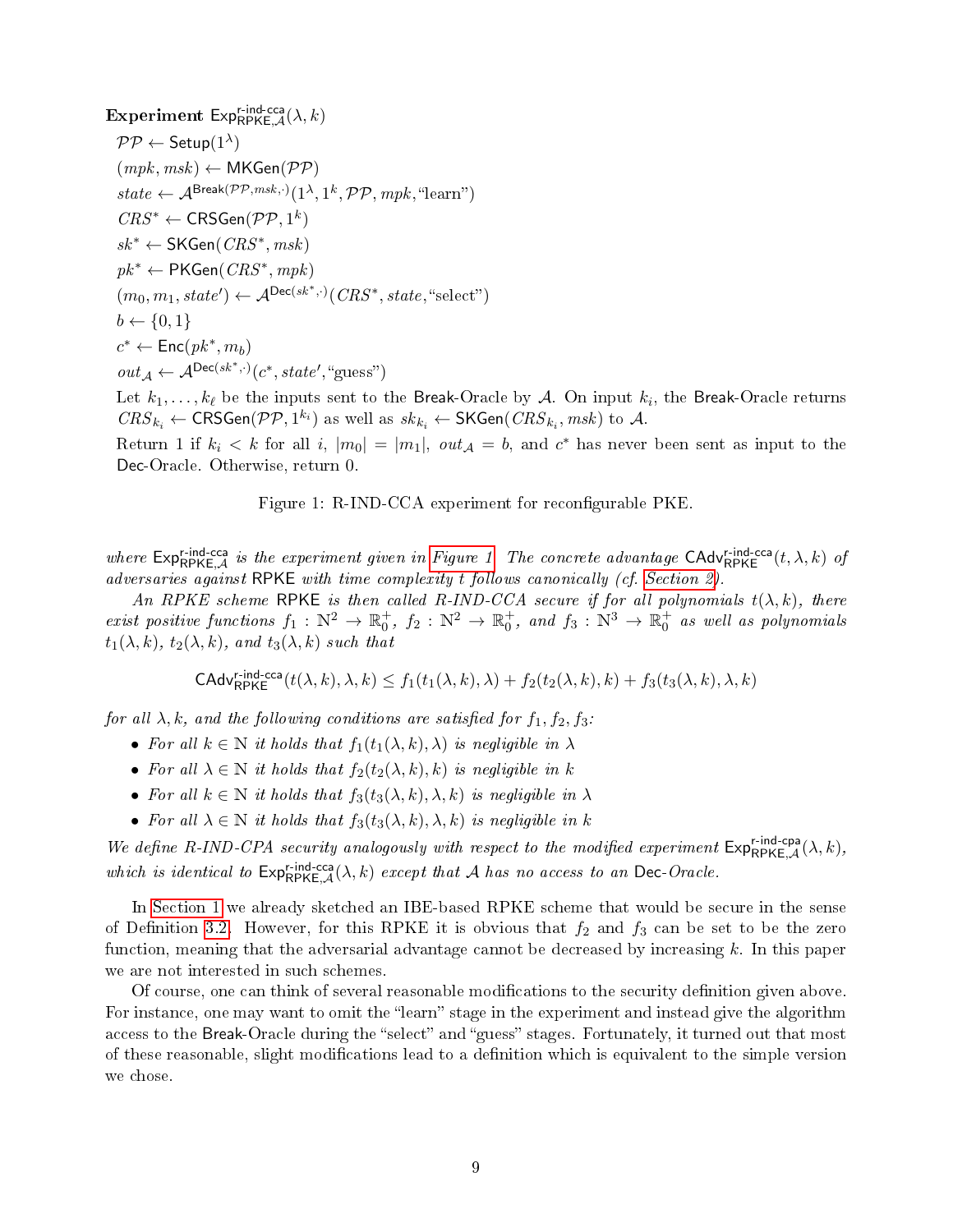**Experiment** $\mathsf{Exp}^{\text{r-ind-cca}}_{\mathsf{RPKE},\mathcal{A}}(\lambda, k)$

$\mathcal{PP} \leftarrow \mathsf{Setup}(1^\lambda)$

$(mpk, msk) \leftarrow \mathsf{MKGen}(\mathcal{PP})$

$state \leftarrow \mathcal{A}^{\mathsf{Break}(\mathcal{PP}, msk, \cdot)}(1^\lambda, 1^k, \mathcal{PP}, mpk, \text{"learn"})$

$CRS^* \leftarrow \mathsf{CRSGen}(\mathcal{PP}, 1^k)$

$sk^* \leftarrow \mathsf{SKGen}(CRS^*, msk)$

$pk^* \leftarrow \mathsf{PKGen}(CRS^*, mpk)$

$(m_0, m_1, state') \leftarrow \mathcal{A}^{\mathsf{Dec}(sk^*, \cdot)}(CRS^*, state, \text{"select"})$

$b \leftarrow \{0, 1\}$

$c^* \leftarrow \mathsf{Enc}(pk^*, m_b)$

$out_\mathcal{A} \leftarrow \mathcal{A}^{\mathsf{Dec}(sk^*, \cdot)}(c^*, state', \text{"guess"})$

Let $k_1, \ldots, k_\ell$ be the inputs sent to the Break-Oracle by $\mathcal{A}$. On input $k_i$, the Break-Oracle returns $CRS_{k_i} \leftarrow \mathsf{CRSGen}(\mathcal{PP}, 1^{k_i})$ as well as $sk_{k_i} \leftarrow \mathsf{SKGen}(CRS_{k_i}, msk)$ to $\mathcal{A}$.

Return 1 if $k_i < k$ for all $i$, $|m_0| = |m_1|$, $out_\mathcal{A} = b$, and $c^*$ has never been sent as input to the Dec-Oracle. Otherwise, return 0.

Figure 1: R-IND-CCA experiment for reconfigurable PKE.

*where* $\mathsf{Exp}^{\text{r-ind-cca}}_{\mathsf{RPKE},\mathcal{A}}$ *is the experiment given in Figure 1. The concrete advantage* $\mathsf{CAdv}^{\text{r-ind-cca}}_{\mathsf{RPKE}}(t, \lambda, k)$ *of adversaries against* RPKE *with time complexity* $t$ *follows canonically (cf. Section 2).*

*An RPKE scheme* RPKE *is then called R-IND-CCA secure if for all polynomials* $t(\lambda, k)$*, there exist positive functions* $f_1 : \mathbb{N}^2 \to \mathbb{R}_0^+$*,* $f_2 : \mathbb{N}^2 \to \mathbb{R}_0^+$*, and* $f_3 : \mathbb{N}^3 \to \mathbb{R}_0^+$ *as well as polynomials* $t_1(\lambda, k)$*,* $t_2(\lambda, k)$*, and* $t_3(\lambda, k)$ *such that*

$$\mathsf{CAdv}^{\text{r-ind-cca}}_{\mathsf{RPKE}}(t(\lambda, k), \lambda, k) \leq f_1(t_1(\lambda, k), \lambda) + f_2(t_2(\lambda, k), k) + f_3(t_3(\lambda, k), \lambda, k)$$

*for all* $\lambda, k$*, and the following conditions are satisfied for* $f_1, f_2, f_3$*:*

- *For all* $k \in \mathbb{N}$ *it holds that* $f_1(t_1(\lambda, k), \lambda)$ *is negligible in* $\lambda$
- *For all* $\lambda \in \mathbb{N}$ *it holds that* $f_2(t_2(\lambda, k), k)$ *is negligible in* $k$
- *For all* $k \in \mathbb{N}$ *it holds that* $f_3(t_3(\lambda, k), \lambda, k)$ *is negligible in* $\lambda$
- *For all* $\lambda \in \mathbb{N}$ *it holds that* $f_3(t_3(\lambda, k), \lambda, k)$ *is negligible in* $k$

*We define R-IND-CPA security analogously with respect to the modified experiment* $\mathsf{Exp}^{\text{r-ind-cpa}}_{\mathsf{RPKE},\mathcal{A}}(\lambda, k)$*, which is identical to* $\mathsf{Exp}^{\text{r-ind-cca}}_{\mathsf{RPKE},\mathcal{A}}(\lambda, k)$ *except that* $\mathcal{A}$ *has no access to an* Dec*-Oracle.*

In Section 1 we already sketched an IBE-based RPKE scheme that would be secure in the sense of Definition 3.2. However, for this RPKE it is obvious that $f_2$ and $f_3$ can be set to be the zero function, meaning that the adversarial advantage cannot be decreased by increasing $k$. In this paper we are not interested in such schemes.

Of course, one can think of several reasonable modifications to the security definition given above. For instance, one may want to omit the "learn" stage in the experiment and instead give the algorithm access to the Break-Oracle during the "select" and "guess" stages. Fortunately, it turned out that most of these reasonable, slight modifications lead to a definition which is equivalent to the simple version we chose.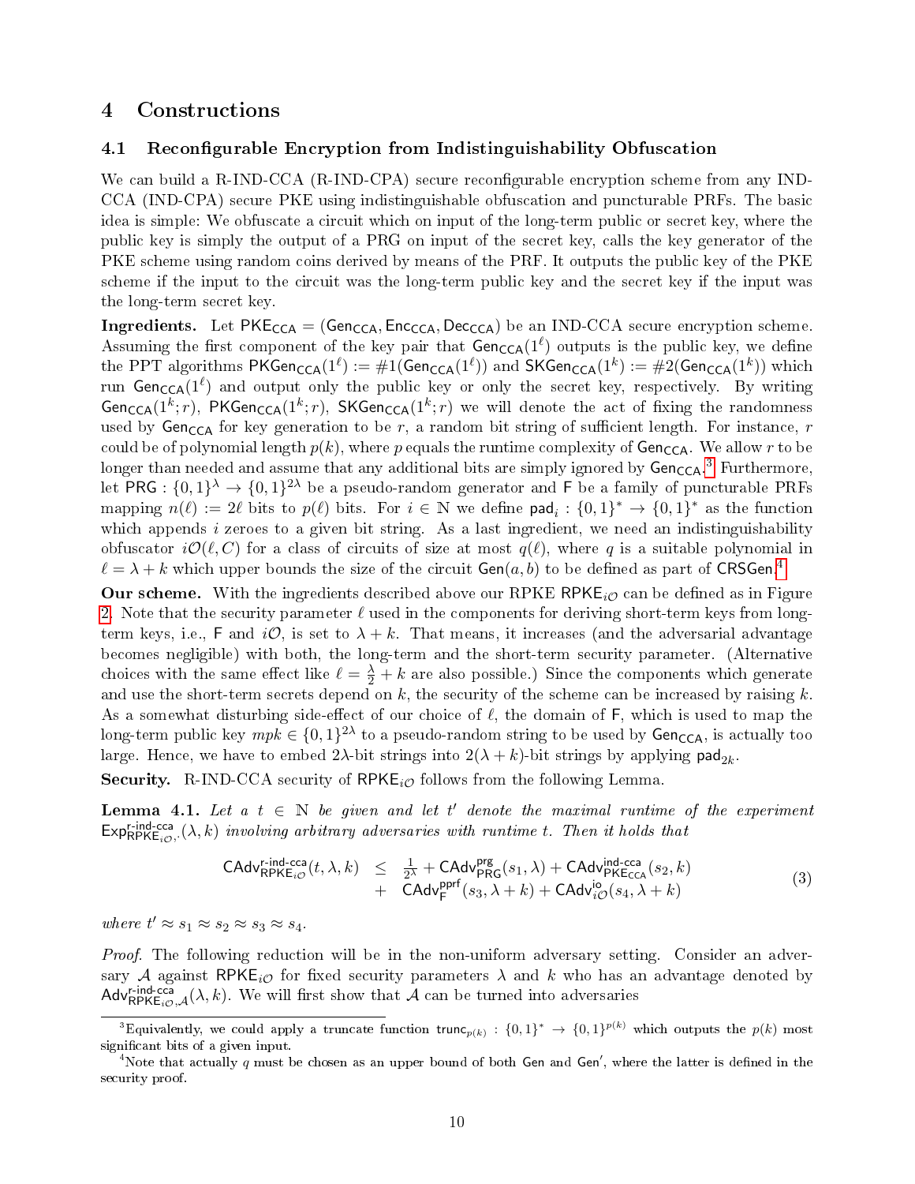## 4 Constructions

### 4.1 Reconfigurable Encryption from Indistinguishability Obfuscation

We can build a R-IND-CCA (R-IND-CPA) secure reconfigurable encryption scheme from any IND-CCA (IND-CPA) secure PKE using indistinguishable obfuscation and puncturable PRFs. The basic idea is simple: We obfuscate a circuit which on input of the long-term public or secret key, where the public key is simply the output of a PRG on input of the secret key, calls the key generator of the PKE scheme using random coins derived by means of the PRF. It outputs the public key of the PKE scheme if the input to the circuit was the long-term public key and the secret key if the input was the long-term secret key.

**Ingredients.** Let $\mathsf{PKE}_{\mathsf{CCA}} = (\mathsf{Gen}_{\mathsf{CCA}}, \mathsf{Enc}_{\mathsf{CCA}}, \mathsf{Dec}_{\mathsf{CCA}})$ be an IND-CCA secure encryption scheme. Assuming the first component of the key pair that $\mathsf{Gen}_{\mathsf{CCA}}(1^\ell)$ outputs is the public key, we define the PPT algorithms $\mathsf{PKGen}_{\mathsf{CCA}}(1^\ell) := \#1(\mathsf{Gen}_{\mathsf{CCA}}(1^\ell))$ and $\mathsf{SKGen}_{\mathsf{CCA}}(1^k) := \#2(\mathsf{Gen}_{\mathsf{CCA}}(1^k))$ which run $\mathsf{Gen}_{\mathsf{CCA}}(1^\ell)$ and output only the public key or only the secret key, respectively. By writing $\mathsf{Gen}_{\mathsf{CCA}}(1^k; r)$, $\mathsf{PKGen}_{\mathsf{CCA}}(1^k; r)$, $\mathsf{SKGen}_{\mathsf{CCA}}(1^k; r)$ we will denote the act of fixing the randomness used by $\mathsf{Gen}_{\mathsf{CCA}}$ for key generation to be $r$, a random bit string of sufficient length. For instance, $r$ could be of polynomial length $p(k)$, where $p$ equals the runtime complexity of $\mathsf{Gen}_{\mathsf{CCA}}$. We allow $r$ to be longer than needed and assume that any additional bits are simply ignored by $\mathsf{Gen}_{\mathsf{CCA}}$.[3] Furthermore, let $\mathsf{PRG} : \{0,1\}^\lambda \to \{0,1\}^{2\lambda}$ be a pseudo-random generator and $\mathsf{F}$ be a family of puncturable PRFs mapping $n(\ell) := 2\ell$ bits to $p(\ell)$ bits. For $i \in \mathbb{N}$ we define $\mathsf{pad}_i : \{0,1\}^* \to \{0,1\}^*$ as the function which appends $i$ zeroes to a given bit string. As a last ingredient, we need an indistinguishability obfuscator $i\mathcal{O}(\ell, C)$ for a class of circuits of size at most $q(\ell)$, where $q$ is a suitable polynomial in $\ell = \lambda + k$ which upper bounds the size of the circuit $\mathsf{Gen}(a, b)$ to be defined as part of $\mathsf{CRSGen}$.[4]

**Our scheme.** With the ingredients described above our RPKE $\mathsf{RPKE}_{i\mathcal{O}}$ can be defined as in Figure 2. Note that the security parameter $\ell$ used in the components for deriving short-term keys from long-term keys, i.e., $\mathsf{F}$ and $i\mathcal{O}$, is set to $\lambda + k$. That means, it increases (and the adversarial advantage becomes negligible) with both, the long-term and the short-term security parameter. (Alternative choices with the same effect like $\ell = \frac{\lambda}{2} + k$ are also possible.) Since the components which generate and use the short-term secrets depend on $k$, the security of the scheme can be increased by raising $k$. As a somewhat disturbing side-effect of our choice of $\ell$, the domain of $\mathsf{F}$, which is used to map the long-term public key $mpk \in \{0,1\}^{2\lambda}$ to a pseudo-random string to be used by $\mathsf{Gen}_{\mathsf{CCA}}$, is actually too large. Hence, we have to embed $2\lambda$-bit strings into $2(\lambda + k)$-bit strings by applying $\mathsf{pad}_{2k}$.

**Security.** R-IND-CCA security of $\mathsf{RPKE}_{i\mathcal{O}}$ follows from the following Lemma.

**Lemma 4.1.** *Let $a$ $t \in \mathbb{N}$ be given and let $t'$ denote the maximal runtime of the experiment $\mathsf{Exp}^{\mathsf{r\text{-}ind\text{-}cca}}_{\mathsf{RPKE}_{i\mathcal{O}},\cdot}(\lambda, k)$ involving arbitrary adversaries with runtime $t$. Then it holds that*

$$
\begin{aligned}
\mathsf{CAdv}^{\mathsf{r\text{-}ind\text{-}cca}}_{\mathsf{RPKE}_{i\mathcal{O}}}(t, \lambda, k) \quad \leq \quad & \frac{1}{2^\lambda} + \mathsf{CAdv}^{\mathsf{prg}}_{\mathsf{PRG}}(s_1, \lambda) + \mathsf{CAdv}^{\mathsf{ind\text{-}cca}}_{\mathsf{PKE}_{\mathsf{CCA}}}(s_2, k) \\
+ \quad & \mathsf{CAdv}^{\mathsf{pprf}}_{\mathsf{F}}(s_3, \lambda + k) + \mathsf{CAdv}^{\mathsf{io}}_{i\mathcal{O}}(s_4, \lambda + k)
\end{aligned}
\tag{3}
$$

*where $t' \approx s_1 \approx s_2 \approx s_3 \approx s_4$.*

*Proof.* The following reduction will be in the non-uniform adversary setting. Consider an adversary $\mathcal{A}$ against $\mathsf{RPKE}_{i\mathcal{O}}$ for fixed security parameters $\lambda$ and $k$ who has an advantage denoted by $\mathsf{Adv}^{\mathsf{r\text{-}ind\text{-}cca}}_{\mathsf{RPKE}_{i\mathcal{O}},\mathcal{A}}(\lambda, k)$. We will first show that $\mathcal{A}$ can be turned into adversaries

[3] Equivalently, we could apply a truncate function $\mathsf{trunc}_{p(k)} : \{0,1\}^* \to \{0,1\}^{p(k)}$ which outputs the $p(k)$ most significant bits of a given input.

[4] Note that actually $q$ must be chosen as an upper bound of both $\mathsf{Gen}$ and $\mathsf{Gen}'$, where the latter is defined in the security proof.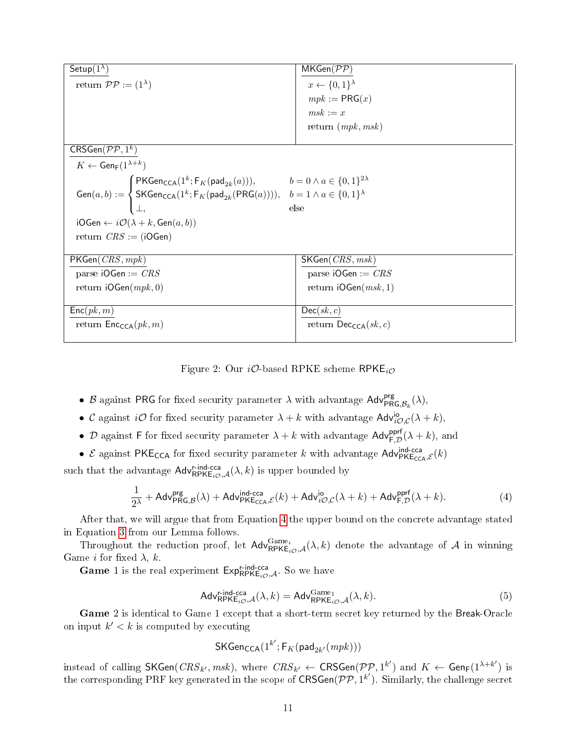| $\mathsf{Setup}(1^\lambda)$ | $\mathsf{MKGen}(\mathcal{PP})$ |
|---|---|
| return $\mathcal{PP} := (1^\lambda)$ | $x \leftarrow \{0,1\}^\lambda$<br>$mpk := \mathsf{PRG}(x)$<br>$msk := x$<br>return $(mpk, msk)$ |

$\mathsf{CRSGen}(\mathcal{PP}, 1^k)$

$K \leftarrow \mathsf{Gen}_\mathsf{F}(1^{\lambda+k})$

$$\mathsf{Gen}(a,b) := \begin{cases} \mathsf{PKGen}_\mathsf{CCA}(1^k; \mathsf{F}_K(\mathsf{pad}_{2k}(a))), & b = 0 \wedge a \in \{0,1\}^{2\lambda} \\ \mathsf{SKGen}_\mathsf{CCA}(1^k; \mathsf{F}_K(\mathsf{pad}_{2k}(\mathsf{PRG}(a)))), & b = 1 \wedge a \in \{0,1\}^{\lambda} \\ \perp, & \text{else} \end{cases}$$

$\mathsf{iOGen} \leftarrow i\mathcal{O}(\lambda + k, \mathsf{Gen}(a,b))$

return $CRS := (\mathsf{iOGen})$

| $\mathsf{PKGen}(CRS, mpk)$ | $\mathsf{SKGen}(CRS, msk)$ |
|---|---|
| parse $\mathsf{iOGen} := CRS$<br>return $\mathsf{iOGen}(mpk, 0)$ | parse $\mathsf{iOGen} := CRS$<br>return $\mathsf{iOGen}(msk, 1)$ |
| $\mathsf{Enc}(pk, m)$ | $\mathsf{Dec}(sk, c)$ |
| return $\mathsf{Enc}_\mathsf{CCA}(pk, m)$ | return $\mathsf{Dec}_\mathsf{CCA}(sk, c)$ |

Figure 2: Our $i\mathcal{O}$-based RPKE scheme $\mathsf{RPKE}_{i\mathcal{O}}$

- $\mathcal{B}$ against PRG for fixed security parameter $\lambda$ with advantage $\mathsf{Adv}^{\mathsf{prg}}_{\mathsf{PRG},\mathcal{B}_k}(\lambda)$,
- $\mathcal{C}$ against $i\mathcal{O}$ for fixed security parameter $\lambda + k$ with advantage $\mathsf{Adv}^{\mathsf{io}}_{i\mathcal{O},\mathcal{C}}(\lambda + k)$,
- $\mathcal{D}$ against F for fixed security parameter $\lambda + k$ with advantage $\mathsf{Adv}^{\mathsf{pprf}}_{\mathsf{F},\mathcal{D}}(\lambda + k)$, and
- $\mathcal{E}$ against $\mathsf{PKE}_\mathsf{CCA}$ for fixed security parameter $k$ with advantage $\mathsf{Adv}^{\mathsf{ind\text{-}cca}}_{\mathsf{PKE}_\mathsf{CCA},\mathcal{E}}(k)$

such that the advantage $\mathsf{Adv}^{\mathsf{r\text{-}ind\text{-}cca}}_{\mathsf{RPKE}_{i\mathcal{O}},\mathcal{A}}(\lambda, k)$ is upper bounded by

$$\frac{1}{2^\lambda} + \mathsf{Adv}^{\mathsf{prg}}_{\mathsf{PRG},\mathcal{B}}(\lambda) + \mathsf{Adv}^{\mathsf{ind\text{-}cca}}_{\mathsf{PKE}_\mathsf{CCA},\mathcal{E}}(k) + \mathsf{Adv}^{\mathsf{io}}_{i\mathcal{O},\mathcal{C}}(\lambda + k) + \mathsf{Adv}^{\mathsf{pprf}}_{\mathsf{F},\mathcal{D}}(\lambda + k). \tag{4}$$

After that, we will argue that from Equation 4 the upper bound on the concrete advantage stated in Equation 3 from our Lemma follows.

Throughout the reduction proof, let $\mathsf{Adv}^{\mathrm{Game}_i}_{\mathsf{RPKE}_{i\mathcal{O}},\mathcal{A}}(\lambda, k)$ denote the advantage of $\mathcal{A}$ in winning Game $i$ for fixed $\lambda$, $k$.

**Game** 1 is the real experiment $\mathsf{Exp}^{\mathsf{r\text{-}ind\text{-}cca}}_{\mathsf{RPKE}_{i\mathcal{O}},\mathcal{A}}$. So we have

$$\mathsf{Adv}^{\mathsf{r\text{-}ind\text{-}cca}}_{\mathsf{RPKE}_{i\mathcal{O}},\mathcal{A}}(\lambda, k) = \mathsf{Adv}^{\mathrm{Game}_1}_{\mathsf{RPKE}_{i\mathcal{O}},\mathcal{A}}(\lambda, k). \tag{5}$$

**Game** 2 is identical to Game 1 except that a short-term secret key returned by the Break-Oracle on input $k' < k$ is computed by executing

$$\mathsf{SKGen}_\mathsf{CCA}(1^{k'}; \mathsf{F}_K(\mathsf{pad}_{2k'}(mpk)))$$

instead of calling $\mathsf{SKGen}(CRS_{k'}, msk)$, where $CRS_{k'} \leftarrow \mathsf{CRSGen}(\mathcal{PP}, 1^{k'})$ and $K \leftarrow \mathsf{Gen}_\mathsf{F}(1^{\lambda+k'})$ is the corresponding PRF key generated in the scope of $\mathsf{CRSGen}(\mathcal{PP}, 1^{k'})$. Similarly, the challenge secret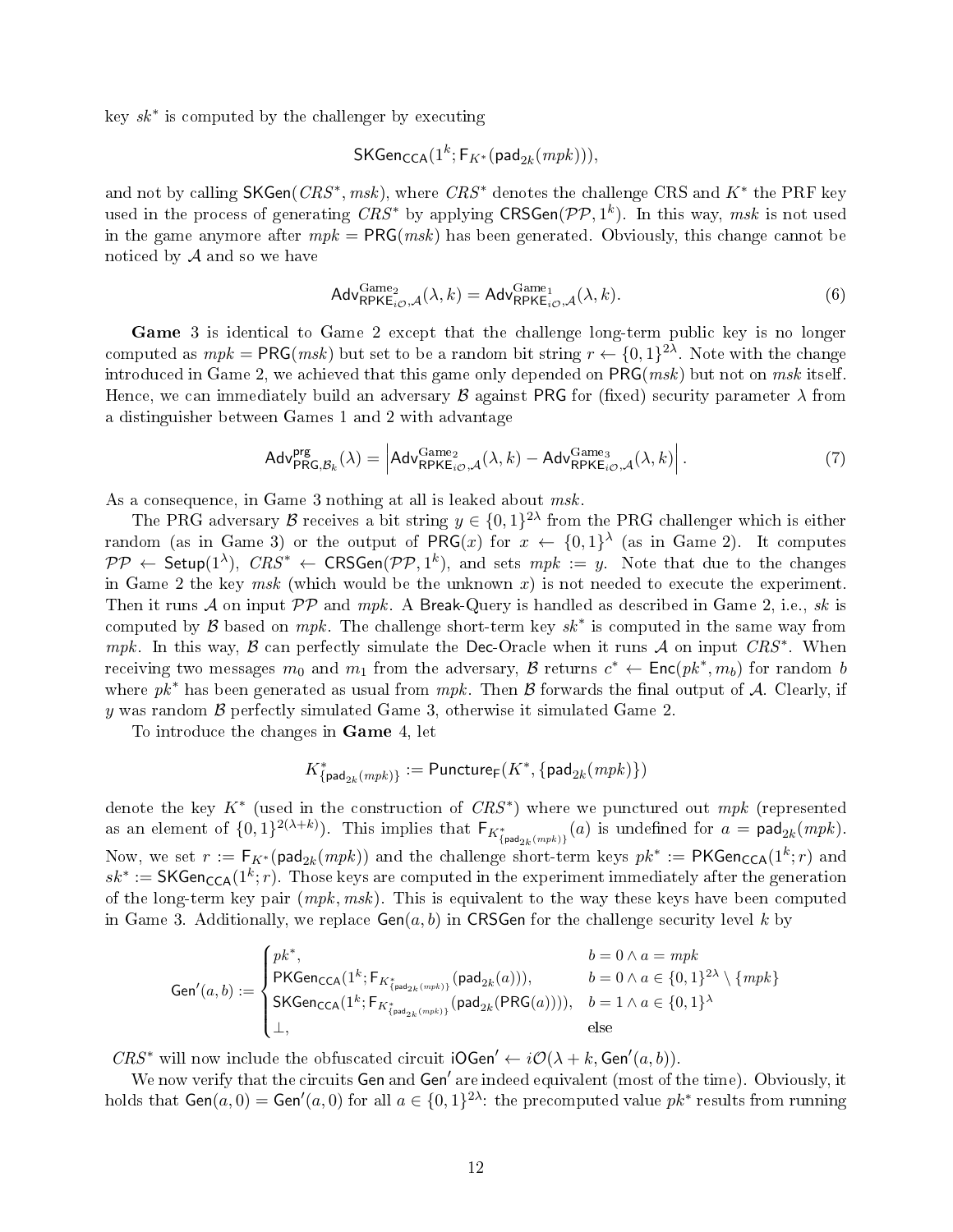key $sk^*$ is computed by the challenger by executing

$$\mathsf{SKGen}_{\mathsf{CCA}}(1^k; \mathsf{F}_{K^*}(\mathsf{pad}_{2k}(mpk))),$$

and not by calling $\mathsf{SKGen}(CRS^*, msk)$, where $CRS^*$ denotes the challenge CRS and $K^*$ the PRF key used in the process of generating $CRS^*$ by applying $\mathsf{CRSGen}(\mathcal{PP}, 1^k)$. In this way, $msk$ is not used in the game anymore after $mpk = \mathsf{PRG}(msk)$ has been generated. Obviously, this change cannot be noticed by $\mathcal{A}$ and so we have

$$\mathsf{Adv}^{\text{Game}_2}_{\mathsf{RPKE}_{i\mathcal{O}},\mathcal{A}}(\lambda, k) = \mathsf{Adv}^{\text{Game}_1}_{\mathsf{RPKE}_{i\mathcal{O}},\mathcal{A}}(\lambda, k). \tag{6}$$

**Game** 3 is identical to Game 2 except that the challenge long-term public key is no longer computed as $mpk = \mathsf{PRG}(msk)$ but set to be a random bit string $r \leftarrow \{0,1\}^{2\lambda}$. Note with the change introduced in Game 2, we achieved that this game only depended on $\mathsf{PRG}(msk)$ but not on $msk$ itself. Hence, we can immediately build an adversary $\mathcal{B}$ against $\mathsf{PRG}$ for (fixed) security parameter $\lambda$ from a distinguisher between Games 1 and 2 with advantage

$$\mathsf{Adv}^{\mathsf{prg}}_{\mathsf{PRG},\mathcal{B}_k}(\lambda) = \left| \mathsf{Adv}^{\text{Game}_2}_{\mathsf{RPKE}_{i\mathcal{O}},\mathcal{A}}(\lambda, k) - \mathsf{Adv}^{\text{Game}_3}_{\mathsf{RPKE}_{i\mathcal{O}},\mathcal{A}}(\lambda, k) \right|. \tag{7}$$

As a consequence, in Game 3 nothing at all is leaked about $msk$.

The PRG adversary $\mathcal{B}$ receives a bit string $y \in \{0,1\}^{2\lambda}$ from the PRG challenger which is either random (as in Game 3) or the output of $\mathsf{PRG}(x)$ for $x \leftarrow \{0,1\}^{\lambda}$ (as in Game 2). It computes $\mathcal{PP} \leftarrow \mathsf{Setup}(1^\lambda)$, $CRS^* \leftarrow \mathsf{CRSGen}(\mathcal{PP}, 1^k)$, and sets $mpk := y$. Note that due to the changes in Game 2 the key $msk$ (which would be the unknown $x$) is not needed to execute the experiment. Then it runs $\mathcal{A}$ on input $\mathcal{PP}$ and $mpk$. A $\mathsf{Break}$-Query is handled as described in Game 2, i.e., $sk$ is computed by $\mathcal{B}$ based on $mpk$. The challenge short-term key $sk^*$ is computed in the same way from $mpk$. In this way, $\mathcal{B}$ can perfectly simulate the $\mathsf{Dec}$-Oracle when it runs $\mathcal{A}$ on input $CRS^*$. When receiving two messages $m_0$ and $m_1$ from the adversary, $\mathcal{B}$ returns $c^* \leftarrow \mathsf{Enc}(pk^*, m_b)$ for random $b$ where $pk^*$ has been generated as usual from $mpk$. Then $\mathcal{B}$ forwards the final output of $\mathcal{A}$. Clearly, if $y$ was random $\mathcal{B}$ perfectly simulated Game 3, otherwise it simulated Game 2.

To introduce the changes in **Game** 4, let

$$K^*_{\{\mathsf{pad}_{2k}(mpk)\}} := \mathsf{Puncture}_{\mathsf{F}}(K^*, \{\mathsf{pad}_{2k}(mpk)\})$$

denote the key $K^*$ (used in the construction of $CRS^*$) where we punctured out $mpk$ (represented as an element of $\{0,1\}^{2(\lambda+k)}$). This implies that $\mathsf{F}_{K^*_{\{\mathsf{pad}_{2k}(mpk)\}}}(a)$ is undefined for $a = \mathsf{pad}_{2k}(mpk)$. Now, we set $r := \mathsf{F}_{K^*}(\mathsf{pad}_{2k}(mpk))$ and the challenge short-term keys $pk^* := \mathsf{PKGen}_{\mathsf{CCA}}(1^k; r)$ and $sk^* := \mathsf{SKGen}_{\mathsf{CCA}}(1^k; r)$. Those keys are computed in the experiment immediately after the generation of the long-term key pair $(mpk, msk)$. This is equivalent to the way these keys have been computed in Game 3. Additionally, we replace $\mathsf{Gen}(a, b)$ in $\mathsf{CRSGen}$ for the challenge security level $k$ by

$$\mathsf{Gen}'(a,b) := \begin{cases} pk^*, & b = 0 \wedge a = mpk \\ \mathsf{PKGen}_{\mathsf{CCA}}(1^k; \mathsf{F}_{K^*_{\{\mathsf{pad}_{2k}(mpk)\}}}(\mathsf{pad}_{2k}(a))), & b = 0 \wedge a \in \{0,1\}^{2\lambda} \setminus \{mpk\} \\ \mathsf{SKGen}_{\mathsf{CCA}}(1^k; \mathsf{F}_{K^*_{\{\mathsf{pad}_{2k}(mpk)\}}}(\mathsf{pad}_{2k}(\mathsf{PRG}(a)))), & b = 1 \wedge a \in \{0,1\}^{\lambda} \\ \perp, & \text{else} \end{cases}$$

$CRS^*$ will now include the obfuscated circuit $\mathsf{iOGen}' \leftarrow i\mathcal{O}(\lambda + k, \mathsf{Gen}'(a, b))$.

We now verify that the circuits $\mathsf{Gen}$ and $\mathsf{Gen}'$ are indeed equivalent (most of the time). Obviously, it holds that $\mathsf{Gen}(a, 0) = \mathsf{Gen}'(a, 0)$ for all $a \in \{0,1\}^{2\lambda}$: the precomputed value $pk^*$ results from running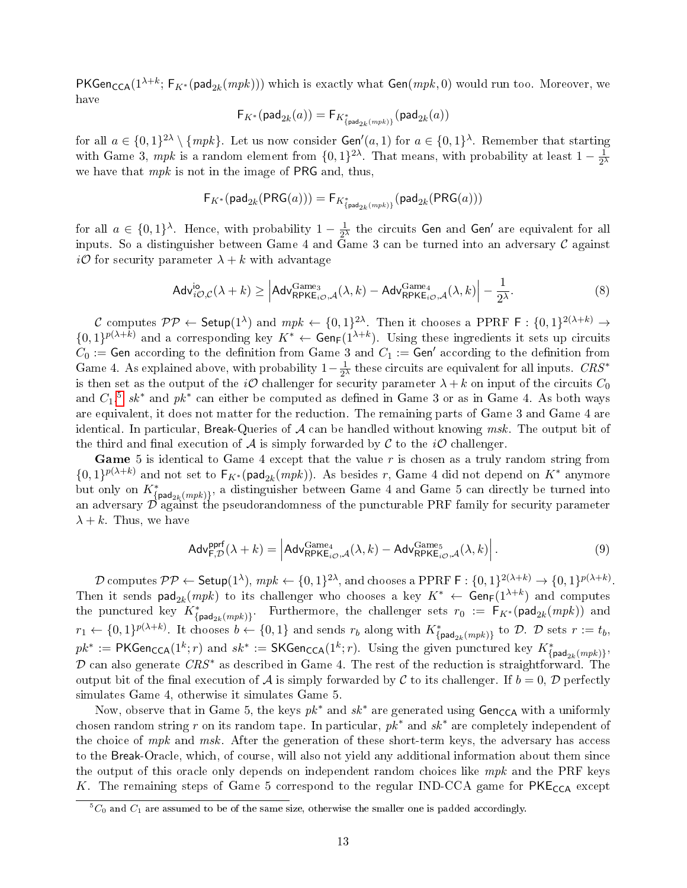$\mathsf{PKGen}_{\mathsf{CCA}}(1^{\lambda+k}; \mathsf{F}_{K^*}(\mathsf{pad}_{2k}(mpk)))$ which is exactly what $\mathsf{Gen}(mpk, 0)$ would run too. Moreover, we have

$$\mathsf{F}_{K^*}(\mathsf{pad}_{2k}(a)) = \mathsf{F}_{K^*_{\{\mathsf{pad}_{2k}(mpk)\}}}(\mathsf{pad}_{2k}(a))$$

for all $a \in \{0,1\}^{2\lambda} \setminus \{mpk\}$. Let us now consider $\mathsf{Gen}'(a, 1)$ for $a \in \{0,1\}^{\lambda}$. Remember that starting with Game 3, $mpk$ is a random element from $\{0,1\}^{2\lambda}$. That means, with probability at least $1 - \frac{1}{2^\lambda}$ we have that $mpk$ is not in the image of $\mathsf{PRG}$ and, thus,

$$\mathsf{F}_{K^*}(\mathsf{pad}_{2k}(\mathsf{PRG}(a))) = \mathsf{F}_{K^*_{\{\mathsf{pad}_{2k}(mpk)\}}}(\mathsf{pad}_{2k}(\mathsf{PRG}(a)))$$

for all $a \in \{0,1\}^{\lambda}$. Hence, with probability $1 - \frac{1}{2^\lambda}$ the circuits $\mathsf{Gen}$ and $\mathsf{Gen}'$ are equivalent for all inputs. So a distinguisher between Game 4 and Game 3 can be turned into an adversary $\mathcal{C}$ against $i\mathcal{O}$ for security parameter $\lambda + k$ with advantage

$$\mathsf{Adv}^{\mathsf{io}}_{i\mathcal{O},\mathcal{C}}(\lambda + k) \geq \left| \mathsf{Adv}^{\mathrm{Game}_3}_{\mathsf{RPKE}_{i\mathcal{O}},\mathcal{A}}(\lambda, k) - \mathsf{Adv}^{\mathrm{Game}_4}_{\mathsf{RPKE}_{i\mathcal{O}},\mathcal{A}}(\lambda, k) \right| - \frac{1}{2^\lambda}. \tag{8}$$

$\mathcal{C}$ computes $\mathcal{PP} \leftarrow \mathsf{Setup}(1^\lambda)$ and $mpk \leftarrow \{0,1\}^{2\lambda}$. Then it chooses a PPRF $\mathsf{F} : \{0,1\}^{2(\lambda+k)} \to \{0,1\}^{p(\lambda+k)}$ and a corresponding key $K^* \leftarrow \mathsf{Gen}_{\mathsf{F}}(1^{\lambda+k})$. Using these ingredients it sets up circuits $C_0 := \mathsf{Gen}$ according to the definition from Game 3 and $C_1 := \mathsf{Gen}'$ according to the definition from Game 4. As explained above, with probability $1 - \frac{1}{2^\lambda}$ these circuits are equivalent for all inputs. $CRS^*$ is then set as the output of the $i\mathcal{O}$ challenger for security parameter $\lambda + k$ on input of the circuits $C_0$ and $C_1$.[5] $sk^*$ and $pk^*$ can either be computed as defined in Game 3 or as in Game 4. As both ways are equivalent, it does not matter for the reduction. The remaining parts of Game 3 and Game 4 are identical. In particular, $\mathsf{Break}$-Queries of $\mathcal{A}$ can be handled without knowing $msk$. The output bit of the third and final execution of $\mathcal{A}$ is simply forwarded by $\mathcal{C}$ to the $i\mathcal{O}$ challenger.

**Game** 5 is identical to Game 4 except that the value $r$ is chosen as a truly random string from $\{0,1\}^{p(\lambda+k)}$ and not set to $\mathsf{F}_{K^*}(\mathsf{pad}_{2k}(mpk))$. As besides $r$, Game 4 did not depend on $K^*$ anymore but only on $K^*_{\{\mathsf{pad}_{2k}(mpk)\}}$, a distinguisher between Game 4 and Game 5 can directly be turned into an adversary $\mathcal{D}$ against the pseudorandomness of the puncturable PRF family for security parameter $\lambda + k$. Thus, we have

$$\mathsf{Adv}^{\mathsf{pprf}}_{\mathsf{F},\mathcal{D}}(\lambda + k) = \left| \mathsf{Adv}^{\mathrm{Game}_4}_{\mathsf{RPKE}_{i\mathcal{O}},\mathcal{A}}(\lambda, k) - \mathsf{Adv}^{\mathrm{Game}_5}_{\mathsf{RPKE}_{i\mathcal{O}},\mathcal{A}}(\lambda, k) \right|. \tag{9}$$

$\mathcal{D}$ computes $\mathcal{PP} \leftarrow \mathsf{Setup}(1^\lambda)$, $mpk \leftarrow \{0,1\}^{2\lambda}$, and chooses a PPRF $\mathsf{F} : \{0,1\}^{2(\lambda+k)} \to \{0,1\}^{p(\lambda+k)}$. Then it sends $\mathsf{pad}_{2k}(mpk)$ to its challenger who chooses a key $K^* \leftarrow \mathsf{Gen}_{\mathsf{F}}(1^{\lambda+k})$ and computes the punctured key $K^*_{\{\mathsf{pad}_{2k}(mpk)\}}$. Furthermore, the challenger sets $r_0 := \mathsf{F}_{K^*}(\mathsf{pad}_{2k}(mpk))$ and $r_1 \leftarrow \{0,1\}^{p(\lambda+k)}$. It chooses $b \leftarrow \{0,1\}$ and sends $r_b$ along with $K^*_{\{\mathsf{pad}_{2k}(mpk)\}}$ to $\mathcal{D}$. $\mathcal{D}$ sets $r := t_b$, $pk^* := \mathsf{PKGen}_{\mathsf{CCA}}(1^k; r)$ and $sk^* := \mathsf{SKGen}_{\mathsf{CCA}}(1^k; r)$. Using the given punctured key $K^*_{\{\mathsf{pad}_{2k}(mpk)\}}$, $\mathcal{D}$ can also generate $CRS^*$ as described in Game 4. The rest of the reduction is straightforward. The output bit of the final execution of $\mathcal{A}$ is simply forwarded by $\mathcal{C}$ to its challenger. If $b = 0$, $\mathcal{D}$ perfectly simulates Game 4, otherwise it simulates Game 5.

Now, observe that in Game 5, the keys $pk^*$ and $sk^*$ are generated using $\mathsf{Gen}_{\mathsf{CCA}}$ with a uniformly chosen random string $r$ on its random tape. In particular, $pk^*$ and $sk^*$ are completely independent of the choice of $mpk$ and $msk$. After the generation of these short-term keys, the adversary has access to the $\mathsf{Break}$-Oracle, which, of course, will also not yield any additional information about them since the output of this oracle only depends on independent random choices like $mpk$ and the PRF keys $K$. The remaining steps of Game 5 correspond to the regular IND-CCA game for $\mathsf{PKE}_{\mathsf{CCA}}$ except

[5] $C_0$ and $C_1$ are assumed to be of the same size, otherwise the smaller one is padded accordingly.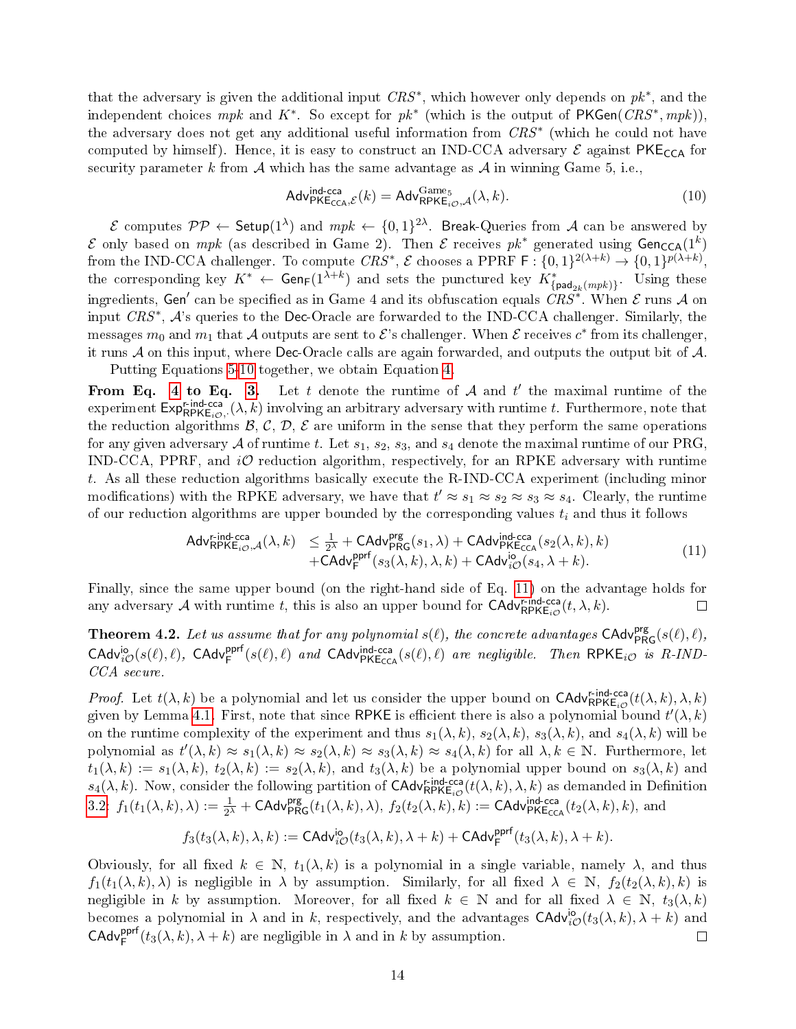that the adversary is given the additional input $CRS^*$, which however only depends on $pk^*$, and the independent choices $mpk$ and $K^*$. So except for $pk^*$ (which is the output of $\mathsf{PKGen}(CRS^*, mpk)$), the adversary does not get any additional useful information from $CRS^*$ (which he could not have computed by himself). Hence, it is easy to construct an IND-CCA adversary $\mathcal{E}$ against $\mathsf{PKE}_{\mathsf{CCA}}$ for security parameter $k$ from $\mathcal{A}$ which has the same advantage as $\mathcal{A}$ in winning Game 5, i.e.,

$$\mathsf{Adv}^{\text{ind-cca}}_{\mathsf{PKE}_{\mathsf{CCA}},\mathcal{E}}(k) = \mathsf{Adv}^{\text{Game}_5}_{\mathsf{RPKE}_{i\mathcal{O}},\mathcal{A}}(\lambda, k). \tag{10}$$

$\mathcal{E}$ computes $\mathcal{PP} \leftarrow \mathsf{Setup}(1^\lambda)$ and $mpk \leftarrow \{0,1\}^{2\lambda}$. Break-Queries from $\mathcal{A}$ can be answered by $\mathcal{E}$ only based on $mpk$ (as described in Game 2). Then $\mathcal{E}$ receives $pk^*$ generated using $\mathsf{Gen}_{\mathsf{CCA}}(1^k)$ from the IND-CCA challenger. To compute $CRS^*$, $\mathcal{E}$ chooses a PPRF $\mathsf{F} : \{0,1\}^{2(\lambda+k)} \to \{0,1\}^{p(\lambda+k)}$, the corresponding key $K^* \leftarrow \mathsf{Gen}_{\mathsf{F}}(1^{\lambda+k})$ and sets the punctured key $K^*_{\{\mathsf{pad}_{2k}(mpk)\}}$. Using these ingredients, $\mathsf{Gen}'$ can be specified as in Game 4 and its obfuscation equals $CRS^*$. When $\mathcal{E}$ runs $\mathcal{A}$ on input $CRS^*$, $\mathcal{A}$'s queries to the Dec-Oracle are forwarded to the IND-CCA challenger. Similarly, the messages $m_0$ and $m_1$ that $\mathcal{A}$ outputs are sent to $\mathcal{E}$'s challenger. When $\mathcal{E}$ receives $c^*$ from its challenger, it runs $\mathcal{A}$ on this input, where Dec-Oracle calls are again forwarded, and outputs the output bit of $\mathcal{A}$.

Putting Equations 5–10 together, we obtain Equation 4.

**From Eq. 4 to Eq. 3.** Let $t$ denote the runtime of $\mathcal{A}$ and $t'$ the maximal runtime of the experiment $\mathsf{Exp}^{\text{r-ind-cca}}_{\mathsf{RPKE}_{i\mathcal{O}},\cdot}(\lambda, k)$ involving an arbitrary adversary with runtime $t$. Furthermore, note that the reduction algorithms $\mathcal{B}$, $\mathcal{C}$, $\mathcal{D}$, $\mathcal{E}$ are uniform in the sense that they perform the same operations for any given adversary $\mathcal{A}$ of runtime $t$. Let $s_1$, $s_2$, $s_3$, and $s_4$ denote the maximal runtime of our PRG, IND-CCA, PPRF, and $i\mathcal{O}$ reduction algorithm, respectively, for an RPKE adversary with runtime $t$. As all these reduction algorithms basically execute the R-IND-CCA experiment (including minor modifications) with the RPKE adversary, we have that $t' \approx s_1 \approx s_2 \approx s_3 \approx s_4$. Clearly, the runtime of our reduction algorithms are upper bounded by the corresponding values $t_i$ and thus it follows

$$\begin{aligned}\mathsf{Adv}^{\text{r-ind-cca}}_{\mathsf{RPKE}_{i\mathcal{O}},\mathcal{A}}(\lambda, k) \;\;&\leq \tfrac{1}{2^\lambda} + \mathsf{CAdv}^{\mathsf{prg}}_{\mathsf{PRG}}(s_1, \lambda) + \mathsf{CAdv}^{\text{ind-cca}}_{\mathsf{PKE}_{\mathsf{CCA}}}(s_2(\lambda,k), k) \\ &+ \mathsf{CAdv}^{\mathsf{pprf}}_{\mathsf{F}}(s_3(\lambda,k), \lambda, k) + \mathsf{CAdv}^{\mathsf{io}}_{i\mathcal{O}}(s_4, \lambda + k).\end{aligned} \tag{11}$$

Finally, since the same upper bound (on the right-hand side of Eq. 11) on the advantage holds for any adversary $\mathcal{A}$ with runtime $t$, this is also an upper bound for $\mathsf{CAdv}^{\text{r-ind-cca}}_{\mathsf{RPKE}_{i\mathcal{O}}}(t, \lambda, k)$. $\square$

**Theorem 4.2.** *Let us assume that for any polynomial $s(\ell)$, the concrete advantages $\mathsf{CAdv}^{\mathsf{prg}}_{\mathsf{PRG}}(s(\ell), \ell)$, $\mathsf{CAdv}^{\mathsf{io}}_{i\mathcal{O}}(s(\ell), \ell)$, $\mathsf{CAdv}^{\mathsf{pprf}}_{\mathsf{F}}(s(\ell), \ell)$ and $\mathsf{CAdv}^{\text{ind-cca}}_{\mathsf{PKE}_{\mathsf{CCA}}}(s(\ell), \ell)$ are negligible. Then $\mathsf{RPKE}_{i\mathcal{O}}$ is R-IND-CCA secure.*

*Proof.* Let $t(\lambda, k)$ be a polynomial and let us consider the upper bound on $\mathsf{CAdv}^{\text{r-ind-cca}}_{\mathsf{RPKE}_{i\mathcal{O}}}(t(\lambda,k), \lambda, k)$ given by Lemma 4.1. First, note that since RPKE is efficient there is also a polynomial bound $t'(\lambda, k)$ on the runtime complexity of the experiment and thus $s_1(\lambda, k)$, $s_2(\lambda, k)$, $s_3(\lambda, k)$, and $s_4(\lambda, k)$ will be polynomial as $t'(\lambda, k) \approx s_1(\lambda, k) \approx s_2(\lambda, k) \approx s_3(\lambda, k) \approx s_4(\lambda, k)$ for all $\lambda, k \in \mathbb{N}$. Furthermore, let $t_1(\lambda, k) := s_1(\lambda, k)$, $t_2(\lambda, k) := s_2(\lambda, k)$, and $t_3(\lambda, k)$ be a polynomial upper bound on $s_3(\lambda, k)$ and $s_4(\lambda, k)$. Now, consider the following partition of $\mathsf{CAdv}^{\text{r-ind-cca}}_{\mathsf{RPKE}_{i\mathcal{O}}}(t(\lambda,k), \lambda, k)$ as demanded in Definition 3.2: $f_1(t_1(\lambda,k), \lambda) := \frac{1}{2^\lambda} + \mathsf{CAdv}^{\mathsf{prg}}_{\mathsf{PRG}}(t_1(\lambda,k), \lambda)$, $f_2(t_2(\lambda,k), k) := \mathsf{CAdv}^{\text{ind-cca}}_{\mathsf{PKE}_{\mathsf{CCA}}}(t_2(\lambda,k), k)$, and

$$f_3(t_3(\lambda,k), \lambda, k) := \mathsf{CAdv}^{\mathsf{io}}_{i\mathcal{O}}(t_3(\lambda,k), \lambda + k) + \mathsf{CAdv}^{\mathsf{pprf}}_{\mathsf{F}}(t_3(\lambda,k), \lambda + k).$$

Obviously, for all fixed $k \in \mathbb{N}$, $t_1(\lambda, k)$ is a polynomial in a single variable, namely $\lambda$, and thus $f_1(t_1(\lambda,k), \lambda)$ is negligible in $\lambda$ by assumption. Similarly, for all fixed $\lambda \in \mathbb{N}$, $f_2(t_2(\lambda,k), k)$ is negligible in $k$ by assumption. Moreover, for all fixed $k \in \mathbb{N}$ and for all fixed $\lambda \in \mathbb{N}$, $t_3(\lambda, k)$ becomes a polynomial in $\lambda$ and in $k$, respectively, and the advantages $\mathsf{CAdv}^{\mathsf{io}}_{i\mathcal{O}}(t_3(\lambda,k), \lambda + k)$ and $\mathsf{CAdv}^{\mathsf{pprf}}_{\mathsf{F}}(t_3(\lambda,k), \lambda + k)$ are negligible in $\lambda$ and in $k$ by assumption. $\square$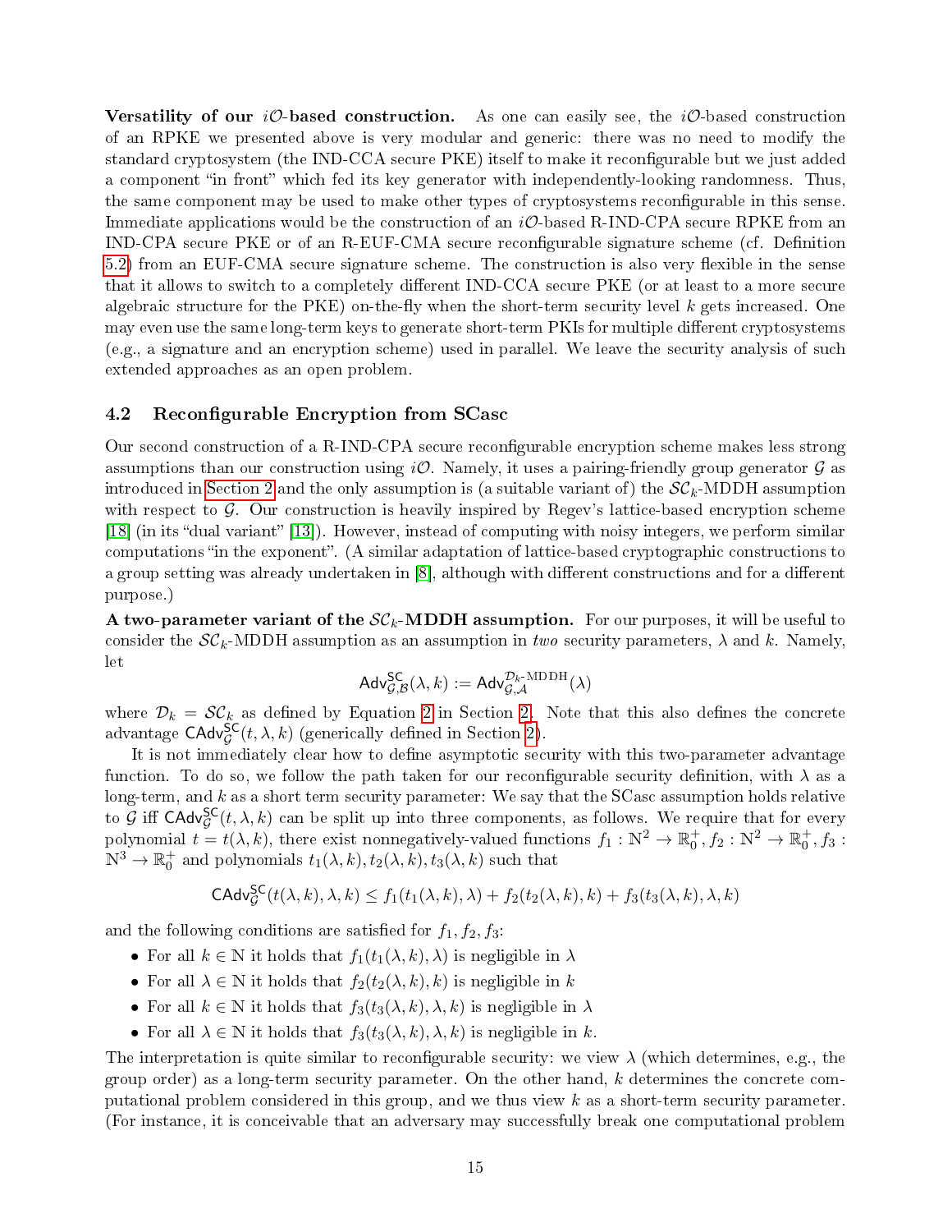**Versatility of our $i\mathcal{O}$-based construction.** As one can easily see, the $i\mathcal{O}$-based construction of an RPKE we presented above is very modular and generic: there was no need to modify the standard cryptosystem (the IND-CCA secure PKE) itself to make it reconfigurable but we just added a component "in front" which fed its key generator with independently-looking randomness. Thus, the same component may be used to make other types of cryptosystems reconfigurable in this sense. Immediate applications would be the construction of an $i\mathcal{O}$-based R-IND-CPA secure RPKE from an IND-CPA secure PKE or of an R-EUF-CMA secure reconfigurable signature scheme (cf. Definition 5.2) from an EUF-CMA secure signature scheme. The construction is also very flexible in the sense that it allows to switch to a completely different IND-CCA secure PKE (or at least to a more secure algebraic structure for the PKE) on-the-fly when the short-term security level $k$ gets increased. One may even use the same long-term keys to generate short-term PKIs for multiple different cryptosystems (e.g., a signature and an encryption scheme) used in parallel. We leave the security analysis of such extended approaches as an open problem.

## 4.2 Reconfigurable Encryption from SCasc

Our second construction of a R-IND-CPA secure reconfigurable encryption scheme makes less strong assumptions than our construction using $i\mathcal{O}$. Namely, it uses a pairing-friendly group generator $\mathcal{G}$ as introduced in Section 2 and the only assumption is (a suitable variant of) the $\mathcal{SC}_k$-MDDH assumption with respect to $\mathcal{G}$. Our construction is heavily inspired by Regev's lattice-based encryption scheme [18] (in its "dual variant" [13]). However, instead of computing with noisy integers, we perform similar computations "in the exponent". (A similar adaptation of lattice-based cryptographic constructions to a group setting was already undertaken in [8], although with different constructions and for a different purpose.)

**A two-parameter variant of the $\mathcal{SC}_k$-MDDH assumption.** For our purposes, it will be useful to consider the $\mathcal{SC}_k$-MDDH assumption as an assumption in *two* security parameters, $\lambda$ and $k$. Namely, let

$$\mathsf{Adv}^{\mathsf{SC}}_{\mathcal{G},\mathcal{B}}(\lambda, k) := \mathsf{Adv}^{\mathcal{D}_k\text{-MDDH}}_{\mathcal{G},\mathcal{A}}(\lambda)$$

where $\mathcal{D}_k = \mathcal{SC}_k$ as defined by Equation 2 in Section 2. Note that this also defines the concrete advantage $\mathsf{CAdv}^{\mathsf{SC}}_{\mathcal{G}}(t, \lambda, k)$ (generically defined in Section 2).

It is not immediately clear how to define asymptotic security with this two-parameter advantage function. To do so, we follow the path taken for our reconfigurable security definition, with $\lambda$ as a long-term, and $k$ as a short term security parameter: We say that the SCasc assumption holds relative to $\mathcal{G}$ iff $\mathsf{CAdv}^{\mathsf{SC}}_{\mathcal{G}}(t, \lambda, k)$ can be split up into three components, as follows. We require that for every polynomial $t = t(\lambda, k)$, there exist nonnegatively-valued functions $f_1 : \mathbb{N}^2 \to \mathbb{R}^+_0, f_2 : \mathbb{N}^2 \to \mathbb{R}^+_0, f_3 : \mathbb{N}^3 \to \mathbb{R}^+_0$ and polynomials $t_1(\lambda, k), t_2(\lambda, k), t_3(\lambda, k)$ such that

$$\mathsf{CAdv}^{\mathsf{SC}}_{\mathcal{G}}(t(\lambda, k), \lambda, k) \leq f_1(t_1(\lambda, k), \lambda) + f_2(t_2(\lambda, k), k) + f_3(t_3(\lambda, k), \lambda, k)$$

and the following conditions are satisfied for $f_1, f_2, f_3$:

- For all $k \in \mathbb{N}$ it holds that $f_1(t_1(\lambda, k), \lambda)$ is negligible in $\lambda$
- For all $\lambda \in \mathbb{N}$ it holds that $f_2(t_2(\lambda, k), k)$ is negligible in $k$
- For all $k \in \mathbb{N}$ it holds that $f_3(t_3(\lambda, k), \lambda, k)$ is negligible in $\lambda$
- For all $\lambda \in \mathbb{N}$ it holds that $f_3(t_3(\lambda, k), \lambda, k)$ is negligible in $k$.

The interpretation is quite similar to reconfigurable security: we view $\lambda$ (which determines, e.g., the group order) as a long-term security parameter. On the other hand, $k$ determines the concrete computational problem considered in this group, and we thus view $k$ as a short-term security parameter. (For instance, it is conceivable that an adversary may successfully break one computational problem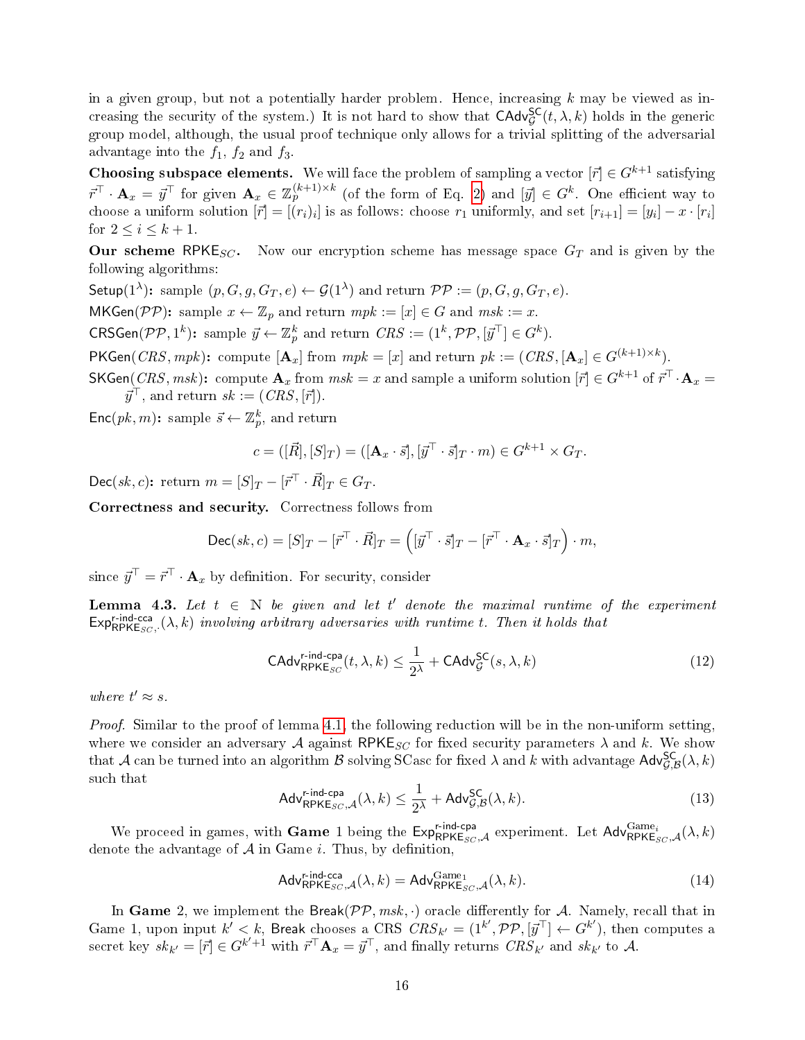in a given group, but not a potentially harder problem. Hence, increasing $k$ may be viewed as increasing the security of the system.) It is not hard to show that $\mathsf{CAdv}^{\mathsf{SC}}_{\mathcal{G}}(t, \lambda, k)$ holds in the generic group model, although, the usual proof technique only allows for a trivial splitting of the adversarial advantage into the $f_1$, $f_2$ and $f_3$.

**Choosing subspace elements.** We will face the problem of sampling a vector $[\vec{r}] \in G^{k+1}$ satisfying $\vec{r}^\top \cdot \mathbf{A}_x = \vec{y}^\top$ for given $\mathbf{A}_x \in \mathbb{Z}_p^{(k+1)\times k}$ (of the form of Eq. 2) and $[\vec{y}] \in G^k$. One efficient way to choose a uniform solution $[\vec{r}] = [(r_i)_i]$ is as follows: choose $r_1$ uniformly, and set $[r_{i+1}] = [y_i] - x \cdot [r_i]$ for $2 \leq i \leq k+1$.

**Our scheme $\mathsf{RPKE}_{SC}$.** Now our encryption scheme has message space $G_T$ and is given by the following algorithms:

$\mathsf{Setup}(1^\lambda)$**:** sample $(p, G, g, G_T, e) \leftarrow \mathcal{G}(1^\lambda)$ and return $\mathcal{PP} := (p, G, g, G_T, e)$.

$\mathsf{MKGen}(\mathcal{PP})$**:** sample $x \leftarrow \mathbb{Z}_p$ and return $mpk := [x] \in G$ and $msk := x$.

$\mathsf{CRSGen}(\mathcal{PP}, 1^k)$**:** sample $\vec{y} \leftarrow \mathbb{Z}_p^k$ and return $CRS := (1^k, \mathcal{PP}, [\vec{y}^\top] \in G^k)$.

$\mathsf{PKGen}(CRS, mpk)$**:** compute $[\mathbf{A}_x]$ from $mpk = [x]$ and return $pk := (CRS, [\mathbf{A}_x] \in G^{(k+1)\times k})$.

$\mathsf{SKGen}(CRS, msk)$**:** compute $\mathbf{A}_x$ from $msk = x$ and sample a uniform solution $[\vec{r}] \in G^{k+1}$ of $\vec{r}^\top \cdot \mathbf{A}_x = \vec{y}^\top$, and return $sk := (CRS, [\vec{r}])$.

$\mathsf{Enc}(pk, m)$**:** sample $\vec{s} \leftarrow \mathbb{Z}_p^k$, and return

$$c = ([\vec{R}], [S]_T) = ([\mathbf{A}_x \cdot \vec{s}], [\vec{y}^\top \cdot \vec{s}]_T \cdot m) \in G^{k+1} \times G_T.$$

$\mathsf{Dec}(sk, c)$**:** return $m = [S]_T - [\vec{r}^\top \cdot \vec{R}]_T \in G_T$.

**Correctness and security.** Correctness follows from

$$\mathsf{Dec}(sk, c) = [S]_T - [\vec{r}^\top \cdot \vec{R}]_T = \left([\vec{y}^\top \cdot \vec{s}]_T - [\vec{r}^\top \cdot \mathbf{A}_x \cdot \vec{s}]_T\right) \cdot m,$$

since $\vec{y}^\top = \vec{r}^\top \cdot \mathbf{A}_x$ by definition. For security, consider

**Lemma 4.3.** *Let $t \in \mathbb{N}$ be given and let $t'$ denote the maximal runtime of the experiment $\mathsf{Exp}^{\text{r-ind-cca}}_{\mathsf{RPKE}_{SC},\cdot}(\lambda, k)$ involving arbitrary adversaries with runtime $t$. Then it holds that*

$$\mathsf{CAdv}^{\text{r-ind-cpa}}_{\mathsf{RPKE}_{SC}}(t, \lambda, k) \leq \frac{1}{2^\lambda} + \mathsf{CAdv}^{\mathsf{SC}}_{\mathcal{G}}(s, \lambda, k) \tag{12}$$

*where $t' \approx s$.*

*Proof.* Similar to the proof of lemma 4.1, the following reduction will be in the non-uniform setting, where we consider an adversary $\mathcal{A}$ against $\mathsf{RPKE}_{SC}$ for fixed security parameters $\lambda$ and $k$. We show that $\mathcal{A}$ can be turned into an algorithm $\mathcal{B}$ solving SCasc for fixed $\lambda$ and $k$ with advantage $\mathsf{Adv}^{\mathsf{SC}}_{\mathcal{G},\mathcal{B}}(\lambda, k)$ such that

$$\mathsf{Adv}^{\text{r-ind-cpa}}_{\mathsf{RPKE}_{SC},\mathcal{A}}(\lambda, k) \leq \frac{1}{2^\lambda} + \mathsf{Adv}^{\mathsf{SC}}_{\mathcal{G},\mathcal{B}}(\lambda, k). \tag{13}$$

We proceed in games, with **Game** 1 being the $\mathsf{Exp}^{\text{r-ind-cpa}}_{\mathsf{RPKE}_{SC},\mathcal{A}}$ experiment. Let $\mathsf{Adv}^{\mathrm{Game}_i}_{\mathsf{RPKE}_{SC},\mathcal{A}}(\lambda, k)$ denote the advantage of $\mathcal{A}$ in Game $i$. Thus, by definition,

$$\mathsf{Adv}^{\text{r-ind-cca}}_{\mathsf{RPKE}_{SC},\mathcal{A}}(\lambda, k) = \mathsf{Adv}^{\mathrm{Game}_1}_{\mathsf{RPKE}_{SC},\mathcal{A}}(\lambda, k). \tag{14}$$

In **Game** 2, we implement the $\mathsf{Break}(\mathcal{PP}, msk, \cdot)$ oracle differently for $\mathcal{A}$. Namely, recall that in Game 1, upon input $k' < k$, $\mathsf{Break}$ chooses a CRS $CRS_{k'} = (1^{k'}, \mathcal{PP}, [\vec{y}^\top] \leftarrow G^{k'})$, then computes a secret key $sk_{k'} = [\vec{r}] \in G^{k'+1}$ with $\vec{r}^\top \mathbf{A}_x = \vec{y}^\top$, and finally returns $CRS_{k'}$ and $sk_{k'}$ to $\mathcal{A}$.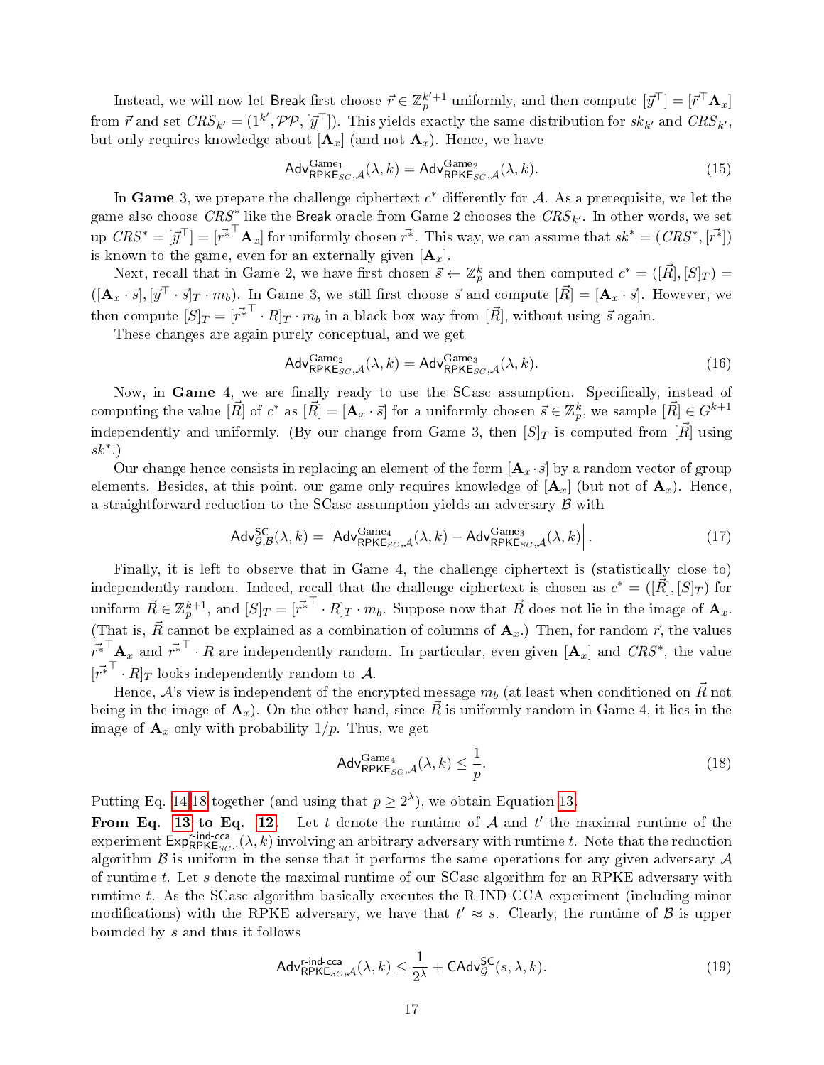Instead, we will now let Break first choose $\vec{r} \in \mathbb{Z}_p^{k'+1}$ uniformly, and then compute $[\vec{y}^\top] = [\vec{r}^\top \mathbf{A}_x]$ from $\vec{r}$ and set $CRS_{k'} = (1^{k'}, \mathcal{PP}, [\vec{y}^\top])$. This yields exactly the same distribution for $sk_{k'}$ and $CRS_{k'}$, but only requires knowledge about $[\mathbf{A}_x]$ (and not $\mathbf{A}_x$). Hence, we have

$$\mathsf{Adv}^{\mathrm{Game}_1}_{\mathsf{RPKE}_{SC},\mathcal{A}}(\lambda, k) = \mathsf{Adv}^{\mathrm{Game}_2}_{\mathsf{RPKE}_{SC},\mathcal{A}}(\lambda, k). \tag{15}$$

In **Game** 3, we prepare the challenge ciphertext $c^*$ differently for $\mathcal{A}$. As a prerequisite, we let the game also choose $CRS^*$ like the Break oracle from Game 2 chooses the $CRS_{k'}$. In other words, we set up $CRS^* = [\vec{y}^\top] = [\vec{r^*}^\top \mathbf{A}_x]$ for uniformly chosen $\vec{r^*}$. This way, we can assume that $sk^* = (CRS^*, [\vec{r^*}])$ is known to the game, even for an externally given $[\mathbf{A}_x]$.

Next, recall that in Game 2, we have first chosen $\vec{s} \leftarrow \mathbb{Z}_p^k$ and then computed $c^* = ([\vec{R}], [S]_T) = ([\mathbf{A}_x \cdot \vec{s}], [\vec{y}^\top \cdot \vec{s}]_T \cdot m_b)$. In Game 3, we still first choose $\vec{s}$ and compute $[\vec{R}] = [\mathbf{A}_x \cdot \vec{s}]$. However, we then compute $[S]_T = [\vec{r^*}^\top \cdot R]_T \cdot m_b$ in a black-box way from $[\vec{R}]$, without using $\vec{s}$ again.

These changes are again purely conceptual, and we get

$$\mathsf{Adv}^{\mathrm{Game}_2}_{\mathsf{RPKE}_{SC},\mathcal{A}}(\lambda, k) = \mathsf{Adv}^{\mathrm{Game}_3}_{\mathsf{RPKE}_{SC},\mathcal{A}}(\lambda, k). \tag{16}$$

Now, in **Game** 4, we are finally ready to use the SCasc assumption. Specifically, instead of computing the value $[\vec{R}]$ of $c^*$ as $[\vec{R}] = [\mathbf{A}_x \cdot \vec{s}]$ for a uniformly chosen $\vec{s} \in \mathbb{Z}_p^k$, we sample $[\vec{R}] \in G^{k+1}$ independently and uniformly. (By our change from Game 3, then $[S]_T$ is computed from $[\vec{R}]$ using $sk^*$.)

Our change hence consists in replacing an element of the form $[\mathbf{A}_x \cdot \vec{s}]$ by a random vector of group elements. Besides, at this point, our game only requires knowledge of $[\mathbf{A}_x]$ (but not of $\mathbf{A}_x$). Hence, a straightforward reduction to the SCasc assumption yields an adversary $\mathcal{B}$ with

$$\mathsf{Adv}^{\mathsf{SC}}_{\mathcal{G},\mathcal{B}}(\lambda, k) = \left| \mathsf{Adv}^{\mathrm{Game}_4}_{\mathsf{RPKE}_{SC},\mathcal{A}}(\lambda, k) - \mathsf{Adv}^{\mathrm{Game}_3}_{\mathsf{RPKE}_{SC},\mathcal{A}}(\lambda, k) \right|. \tag{17}$$

Finally, it is left to observe that in Game 4, the challenge ciphertext is (statistically close to) independently random. Indeed, recall that the challenge ciphertext is chosen as $c^* = ([\vec{R}], [S]_T)$ for uniform $\vec{R} \in \mathbb{Z}_p^{k+1}$, and $[S]_T = [\vec{r^*}^\top \cdot R]_T \cdot m_b$. Suppose now that $\vec{R}$ does not lie in the image of $\mathbf{A}_x$. (That is, $\vec{R}$ cannot be explained as a combination of columns of $\mathbf{A}_x$.) Then, for random $\vec{r}$, the values $\vec{r^*}^\top \mathbf{A}_x$ and $\vec{r^*}^\top \cdot R$ are independently random. In particular, even given $[\mathbf{A}_x]$ and $CRS^*$, the value $[\vec{r^*}^\top \cdot R]_T$ looks independently random to $\mathcal{A}$.

Hence, $\mathcal{A}$'s view is independent of the encrypted message $m_b$ (at least when conditioned on $\vec{R}$ not being in the image of $\mathbf{A}_x$). On the other hand, since $\vec{R}$ is uniformly random in Game 4, it lies in the image of $\mathbf{A}_x$ only with probability $1/p$. Thus, we get

$$\mathsf{Adv}^{\mathrm{Game}_4}_{\mathsf{RPKE}_{SC},\mathcal{A}}(\lambda, k) \leq \frac{1}{p}. \tag{18}$$

Putting Eq. 14-18 together (and using that $p \geq 2^\lambda$), we obtain Equation 13.

**From Eq. 13 to Eq. 12.** Let $t$ denote the runtime of $\mathcal{A}$ and $t'$ the maximal runtime of the experiment $\mathsf{Exp}^{\mathsf{r\text{-}ind\text{-}cca}}_{\mathsf{RPKE}_{SC},\cdot}(\lambda, k)$ involving an arbitrary adversary with runtime $t$. Note that the reduction algorithm $\mathcal{B}$ is uniform in the sense that it performs the same operations for any given adversary $\mathcal{A}$ of runtime $t$. Let $s$ denote the maximal runtime of our SCasc algorithm for an RPKE adversary with runtime $t$. As the SCasc algorithm basically executes the R-IND-CCA experiment (including minor modifications) with the RPKE adversary, we have that $t' \approx s$. Clearly, the runtime of $\mathcal{B}$ is upper bounded by $s$ and thus it follows

$$\mathsf{Adv}^{\mathsf{r\text{-}ind\text{-}cca}}_{\mathsf{RPKE}_{SC},\mathcal{A}}(\lambda, k) \leq \frac{1}{2^\lambda} + \mathsf{CAdv}^{\mathsf{SC}}_{\mathcal{G}}(s, \lambda, k). \tag{19}$$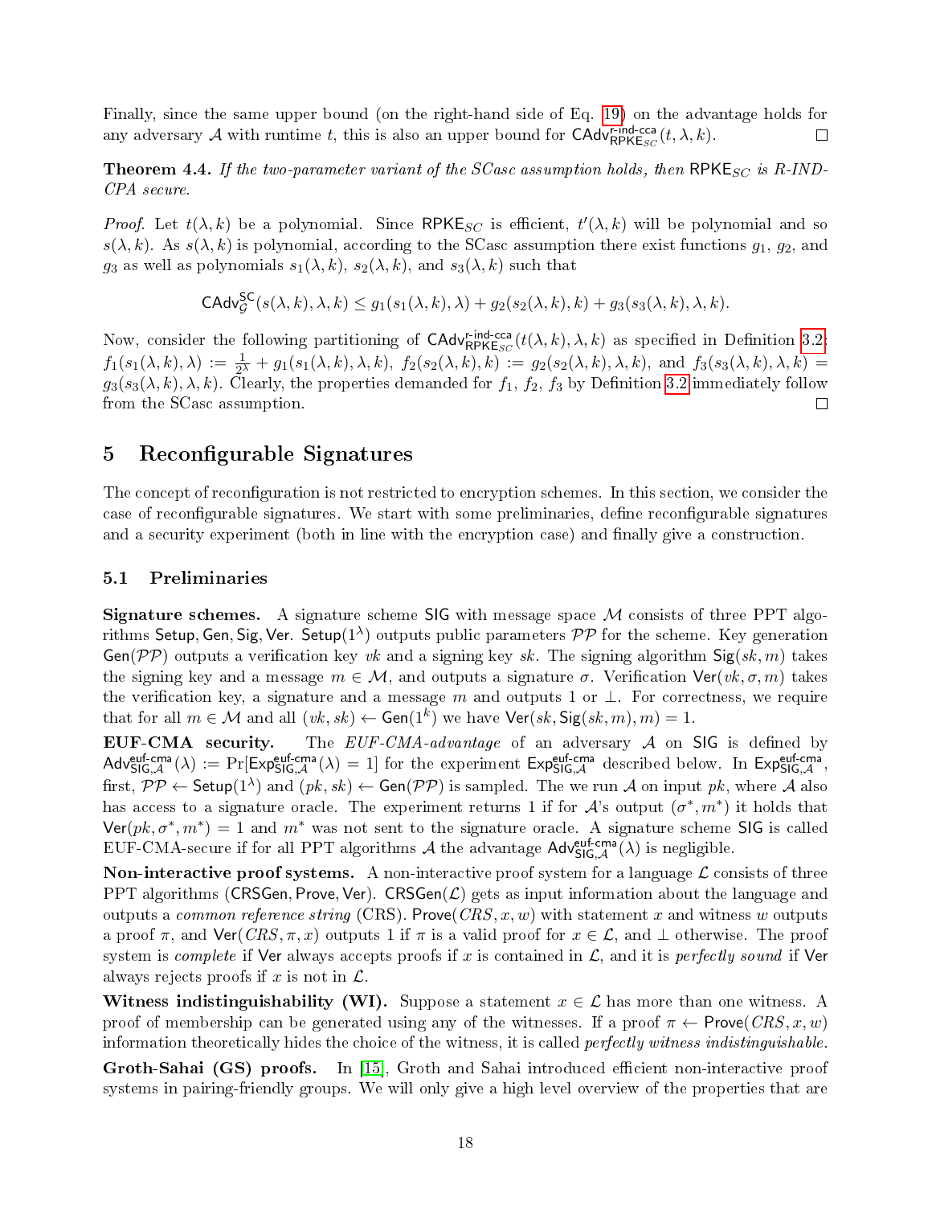Finally, since the same upper bound (on the right-hand side of Eq. 19) on the advantage holds for any adversary $\mathcal{A}$ with runtime $t$, this is also an upper bound for $\mathsf{CAdv}^{\mathsf{r\text{-}ind\text{-}cca}}_{\mathsf{RPKE}_{SC}}(t, \lambda, k)$. □

**Theorem 4.4.** *If the two-parameter variant of the SCasc assumption holds, then* $\mathsf{RPKE}_{SC}$ *is R-IND-CPA secure.*

*Proof.* Let $t(\lambda, k)$ be a polynomial. Since $\mathsf{RPKE}_{SC}$ is efficient, $t'(\lambda, k)$ will be polynomial and so $s(\lambda, k)$. As $s(\lambda, k)$ is polynomial, according to the SCasc assumption there exist functions $g_1$, $g_2$, and $g_3$ as well as polynomials $s_1(\lambda, k)$, $s_2(\lambda, k)$, and $s_3(\lambda, k)$ such that

$$\mathsf{CAdv}^{\mathsf{SC}}_{\mathcal{G}}(s(\lambda, k), \lambda, k) \leq g_1(s_1(\lambda, k), \lambda) + g_2(s_2(\lambda, k), k) + g_3(s_3(\lambda, k), \lambda, k).$$

Now, consider the following partitioning of $\mathsf{CAdv}^{\mathsf{r\text{-}ind\text{-}cca}}_{\mathsf{RPKE}_{SC}}(t(\lambda, k), \lambda, k)$ as specified in Definition 3.2: $f_1(s_1(\lambda, k), \lambda) := \frac{1}{2^\lambda} + g_1(s_1(\lambda, k), \lambda, k)$, $f_2(s_2(\lambda, k), k) := g_2(s_2(\lambda, k), \lambda, k)$, and $f_3(s_3(\lambda, k), \lambda, k) = g_3(s_3(\lambda, k), \lambda, k)$. Clearly, the properties demanded for $f_1$, $f_2$, $f_3$ by Definition 3.2 immediately follow from the SCasc assumption. □

# 5 Reconfigurable Signatures

The concept of reconfiguration is not restricted to encryption schemes. In this section, we consider the case of reconfigurable signatures. We start with some preliminaries, define reconfigurable signatures and a security experiment (both in line with the encryption case) and finally give a construction.

## 5.1 Preliminaries

**Signature schemes.** A signature scheme $\mathsf{SIG}$ with message space $\mathcal{M}$ consists of three PPT algorithms $\mathsf{Setup}, \mathsf{Gen}, \mathsf{Sig}, \mathsf{Ver}$. $\mathsf{Setup}(1^\lambda)$ outputs public parameters $\mathcal{PP}$ for the scheme. Key generation $\mathsf{Gen}(\mathcal{PP})$ outputs a verification key $vk$ and a signing key $sk$. The signing algorithm $\mathsf{Sig}(sk, m)$ takes the signing key and a message $m \in \mathcal{M}$, and outputs a signature $\sigma$. Verification $\mathsf{Ver}(vk, \sigma, m)$ takes the verification key, a signature and a message $m$ and outputs 1 or $\perp$. For correctness, we require that for all $m \in \mathcal{M}$ and all $(vk, sk) \leftarrow \mathsf{Gen}(1^k)$ we have $\mathsf{Ver}(sk, \mathsf{Sig}(sk, m), m) = 1$.

**EUF-CMA security.** The *EUF-CMA-advantage* of an adversary $\mathcal{A}$ on $\mathsf{SIG}$ is defined by $\mathsf{Adv}^{\mathsf{euf\text{-}cma}}_{\mathsf{SIG},\mathcal{A}}(\lambda) := \Pr[\mathsf{Exp}^{\mathsf{euf\text{-}cma}}_{\mathsf{SIG},\mathcal{A}}(\lambda) = 1]$ for the experiment $\mathsf{Exp}^{\mathsf{euf\text{-}cma}}_{\mathsf{SIG},\mathcal{A}}$ described below. In $\mathsf{Exp}^{\mathsf{euf\text{-}cma}}_{\mathsf{SIG},\mathcal{A}}$, first, $\mathcal{PP} \leftarrow \mathsf{Setup}(1^\lambda)$ and $(pk, sk) \leftarrow \mathsf{Gen}(\mathcal{PP})$ is sampled. The we run $\mathcal{A}$ on input $pk$, where $\mathcal{A}$ also has access to a signature oracle. The experiment returns 1 if for $\mathcal{A}$'s output $(\sigma^*, m^*)$ it holds that $\mathsf{Ver}(pk, \sigma^*, m^*) = 1$ and $m^*$ was not sent to the signature oracle. A signature scheme $\mathsf{SIG}$ is called EUF-CMA-secure if for all PPT algorithms $\mathcal{A}$ the advantage $\mathsf{Adv}^{\mathsf{euf\text{-}cma}}_{\mathsf{SIG},\mathcal{A}}(\lambda)$ is negligible.

**Non-interactive proof systems.** A non-interactive proof system for a language $\mathcal{L}$ consists of three PPT algorithms $(\mathsf{CRSGen}, \mathsf{Prove}, \mathsf{Ver})$. $\mathsf{CRSGen}(\mathcal{L})$ gets as input information about the language and outputs a *common reference string* (CRS). $\mathsf{Prove}(CRS, x, w)$ with statement $x$ and witness $w$ outputs a proof $\pi$, and $\mathsf{Ver}(CRS, \pi, x)$ outputs 1 if $\pi$ is a valid proof for $x \in \mathcal{L}$, and $\perp$ otherwise. The proof system is *complete* if $\mathsf{Ver}$ always accepts proofs if $x$ is contained in $\mathcal{L}$, and it is *perfectly sound* if $\mathsf{Ver}$ always rejects proofs if $x$ is not in $\mathcal{L}$.

**Witness indistinguishability (WI).** Suppose a statement $x \in \mathcal{L}$ has more than one witness. A proof of membership can be generated using any of the witnesses. If a proof $\pi \leftarrow \mathsf{Prove}(CRS, x, w)$ information theoretically hides the choice of the witness, it is called *perfectly witness indistinguishable*.

**Groth-Sahai (GS) proofs.** In [15], Groth and Sahai introduced efficient non-interactive proof systems in pairing-friendly groups. We will only give a high level overview of the properties that are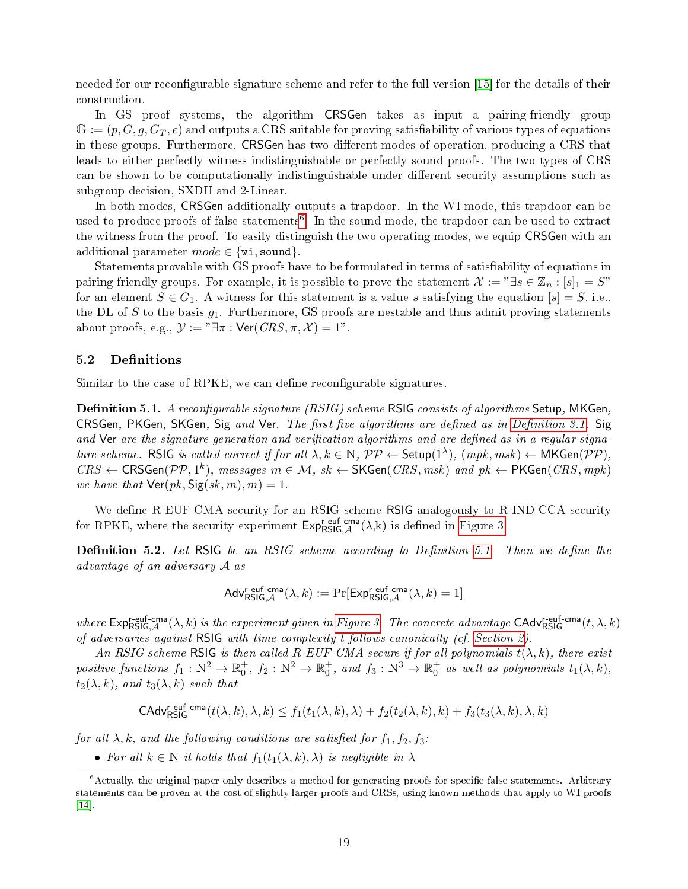needed for our reconfigurable signature scheme and refer to the full version [15] for the details of their construction.

In GS proof systems, the algorithm CRSGen takes as input a pairing-friendly group $\mathbb{G} := (p, G, g, G_T, e)$ and outputs a CRS suitable for proving satisfiability of various types of equations in these groups. Furthermore, CRSGen has two different modes of operation, producing a CRS that leads to either perfectly witness indistinguishable or perfectly sound proofs. The two types of CRS can be shown to be computationally indistinguishable under different security assumptions such as subgroup decision, SXDH and 2-Linear.

In both modes, CRSGen additionally outputs a trapdoor. In the WI mode, this trapdoor can be used to produce proofs of false statements[6]. In the sound mode, the trapdoor can be used to extract the witness from the proof. To easily distinguish the two operating modes, we equip CRSGen with an additional parameter $mode \in \{\texttt{wi}, \texttt{sound}\}$.

Statements provable with GS proofs have to be formulated in terms of satisfiability of equations in pairing-friendly groups. For example, it is possible to prove the statement $\mathcal{X} :=$ "$\exists s \in \mathbb{Z}_n : [s]_1 = S$" for an element $S \in G_1$. A witness for this statement is a value $s$ satisfying the equation $[s] = S$, i.e., the DL of $S$ to the basis $g_1$. Furthermore, GS proofs are nestable and thus admit proving statements about proofs, e.g., $\mathcal{Y} :=$ "$\exists \pi : \mathsf{Ver}(CRS, \pi, \mathcal{X}) = 1$".

### 5.2 Definitions

Similar to the case of RPKE, we can define reconfigurable signatures.

**Definition 5.1.** *A reconfigurable signature (RSIG) scheme* RSIG *consists of algorithms* Setup, MKGen, CRSGen, PKGen, SKGen, Sig *and* Ver*. The first five algorithms are defined as in Definition 3.1.* Sig *and* Ver *are the signature generation and verification algorithms and are defined as in a regular signature scheme.* RSIG *is called correct if for all $\lambda, k \in \mathbb{N}$, $\mathcal{PP} \leftarrow \mathsf{Setup}(1^\lambda)$, $(mpk, msk) \leftarrow \mathsf{MKGen}(\mathcal{PP})$, $CRS \leftarrow \mathsf{CRSGen}(\mathcal{PP}, 1^k)$, messages $m \in \mathcal{M}$, $sk \leftarrow \mathsf{SKGen}(CRS, msk)$ and $pk \leftarrow \mathsf{PKGen}(CRS, mpk)$ we have that $\mathsf{Ver}(pk, \mathsf{Sig}(sk, m), m) = 1$.*

We define R-EUF-CMA security for an RSIG scheme RSIG analogously to R-IND-CCA security for RPKE, where the security experiment $\mathsf{Exp}^{\mathsf{r\text{-}euf\text{-}cma}}_{\mathsf{RSIG},\mathcal{A}}(\lambda,k)$ is defined in Figure 3.

**Definition 5.2.** *Let* RSIG *be an RSIG scheme according to Definition 5.1. Then we define the advantage of an adversary $\mathcal{A}$ as*

$$\mathsf{Adv}^{\mathsf{r\text{-}euf\text{-}cma}}_{\mathsf{RSIG},\mathcal{A}}(\lambda, k) := \Pr[\mathsf{Exp}^{\mathsf{r\text{-}euf\text{-}cma}}_{\mathsf{RSIG},\mathcal{A}}(\lambda, k) = 1]$$

*where $\mathsf{Exp}^{\mathsf{r\text{-}euf\text{-}cma}}_{\mathsf{RSIG},\mathcal{A}}(\lambda, k)$ is the experiment given in Figure 3. The concrete advantage $\mathsf{CAdv}^{\mathsf{r\text{-}euf\text{-}cma}}_{\mathsf{RSIG}}(t, \lambda, k)$ of adversaries against* RSIG *with time complexity $t$ follows canonically (cf. Section 2).*

*An RSIG scheme* RSIG *is then called R-EUF-CMA secure if for all polynomials $t(\lambda, k)$, there exist positive functions $f_1 : \mathbb{N}^2 \to \mathbb{R}^+_0$, $f_2 : \mathbb{N}^2 \to \mathbb{R}^+_0$, and $f_3 : \mathbb{N}^3 \to \mathbb{R}^+_0$ as well as polynomials $t_1(\lambda, k)$, $t_2(\lambda, k)$, and $t_3(\lambda, k)$ such that*

$$\mathsf{CAdv}^{\mathsf{r\text{-}euf\text{-}cma}}_{\mathsf{RSIG}}(t(\lambda, k), \lambda, k) \leq f_1(t_1(\lambda, k), \lambda) + f_2(t_2(\lambda, k), k) + f_3(t_3(\lambda, k), \lambda, k)$$

*for all $\lambda, k$, and the following conditions are satisfied for $f_1, f_2, f_3$:*

- *For all $k \in \mathbb{N}$ it holds that $f_1(t_1(\lambda, k), \lambda)$ is negligible in $\lambda$*

[6] Actually, the original paper only describes a method for generating proofs for specific false statements. Arbitrary statements can be proven at the cost of slightly larger proofs and CRSs, using known methods that apply to WI proofs [14].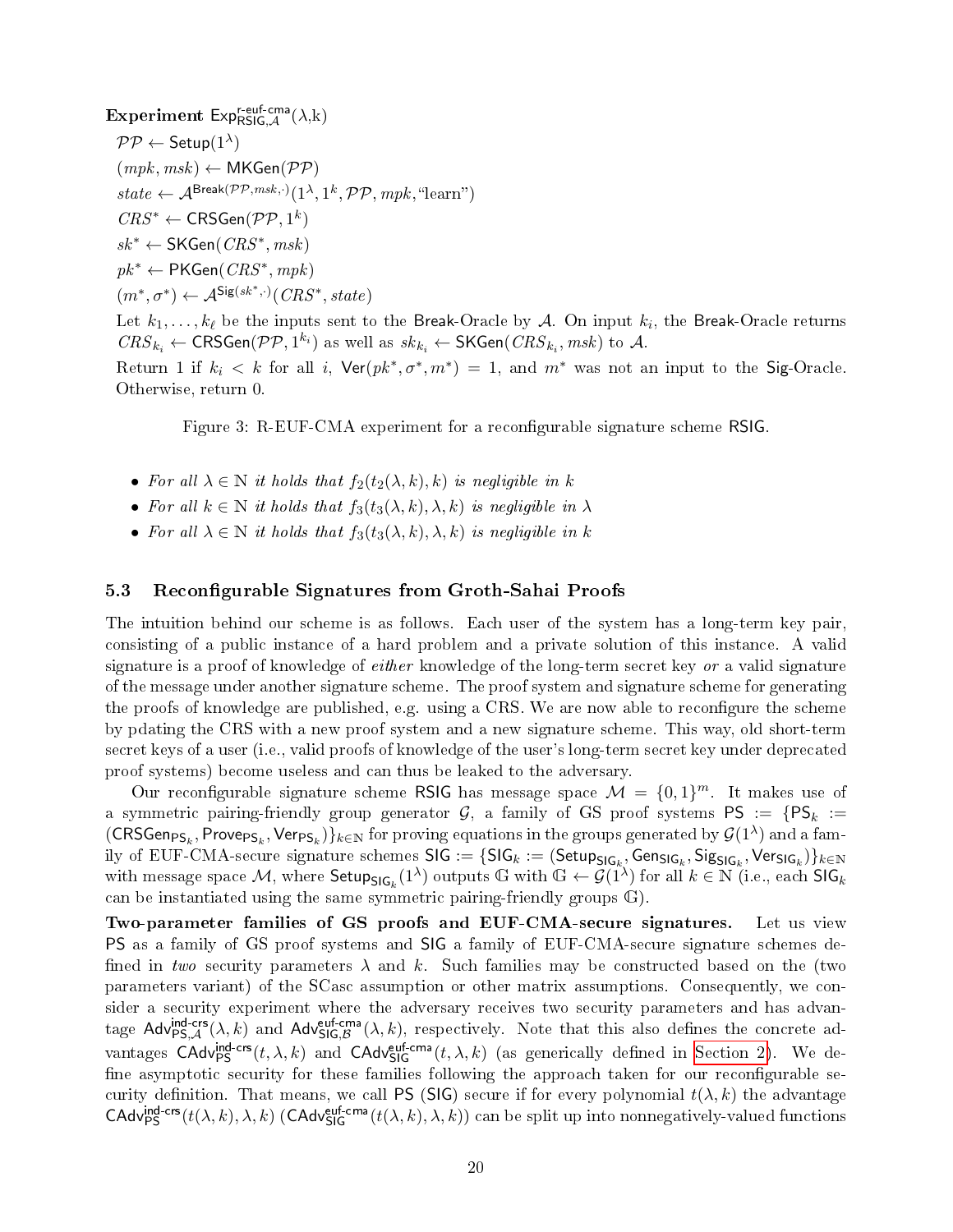**Experiment** $\mathsf{Exp}^{\mathsf{r\text{-}euf\text{-}cma}}_{\mathsf{RSIG},\mathcal{A}}(\lambda,\mathrm{k})$

$\mathcal{PP} \leftarrow \mathsf{Setup}(1^\lambda)$

$(mpk, msk) \leftarrow \mathsf{MKGen}(\mathcal{PP})$

$state \leftarrow \mathcal{A}^{\mathsf{Break}(\mathcal{PP},msk,\cdot)}(1^\lambda, 1^k, \mathcal{PP}, mpk, \text{"learn"})$

$CRS^* \leftarrow \mathsf{CRSGen}(\mathcal{PP}, 1^k)$

$sk^* \leftarrow \mathsf{SKGen}(CRS^*, msk)$

$pk^* \leftarrow \mathsf{PKGen}(CRS^*, mpk)$

$(m^*, \sigma^*) \leftarrow \mathcal{A}^{\mathsf{Sig}(sk^*,\cdot)}(CRS^*, state)$

Let $k_1, \ldots, k_\ell$ be the inputs sent to the Break-Oracle by $\mathcal{A}$. On input $k_i$, the Break-Oracle returns $CRS_{k_i} \leftarrow \mathsf{CRSGen}(\mathcal{PP}, 1^{k_i})$ as well as $sk_{k_i} \leftarrow \mathsf{SKGen}(CRS_{k_i}, msk)$ to $\mathcal{A}$.

Return 1 if $k_i < k$ for all $i$, $\mathsf{Ver}(pk^*, \sigma^*, m^*) = 1$, and $m^*$ was not an input to the Sig-Oracle. Otherwise, return 0.

Figure 3: R-EUF-CMA experiment for a reconfigurable signature scheme RSIG.

- *For all* $\lambda \in \mathbb{N}$ *it holds that* $f_2(t_2(\lambda, k), k)$ *is negligible in* $k$
- *For all* $k \in \mathbb{N}$ *it holds that* $f_3(t_3(\lambda, k), \lambda, k)$ *is negligible in* $\lambda$
- *For all* $\lambda \in \mathbb{N}$ *it holds that* $f_3(t_3(\lambda, k), \lambda, k)$ *is negligible in* $k$

### 5.3 Reconfigurable Signatures from Groth-Sahai Proofs

The intuition behind our scheme is as follows. Each user of the system has a long-term key pair, consisting of a public instance of a hard problem and a private solution of this instance. A valid signature is a proof of knowledge of *either* knowledge of the long-term secret key *or* a valid signature of the message under another signature scheme. The proof system and signature scheme for generating the proofs of knowledge are published, e.g. using a CRS. We are now able to reconfigure the scheme by pdating the CRS with a new proof system and a new signature scheme. This way, old short-term secret keys of a user (i.e., valid proofs of knowledge of the user's long-term secret key under deprecated proof systems) become useless and can thus be leaked to the adversary.

Our reconfigurable signature scheme RSIG has message space $\mathcal{M} = \{0,1\}^m$. It makes use of a symmetric pairing-friendly group generator $\mathcal{G}$, a family of GS proof systems $\mathsf{PS} := \{\mathsf{PS}_k := (\mathsf{CRSGen}_{\mathsf{PS}_k}, \mathsf{Prove}_{\mathsf{PS}_k}, \mathsf{Ver}_{\mathsf{PS}_k})\}_{k\in\mathbb{N}}$ for proving equations in the groups generated by $\mathcal{G}(1^\lambda)$ and a family of EUF-CMA-secure signature schemes $\mathsf{SIG} := \{\mathsf{SIG}_k := (\mathsf{Setup}_{\mathsf{SIG}_k}, \mathsf{Gen}_{\mathsf{SIG}_k}, \mathsf{Sig}_{\mathsf{SIG}_k}, \mathsf{Ver}_{\mathsf{SIG}_k})\}_{k\in\mathbb{N}}$ with message space $\mathcal{M}$, where $\mathsf{Setup}_{\mathsf{SIG}_k}(1^\lambda)$ outputs $\mathbb{G}$ with $\mathbb{G} \leftarrow \mathcal{G}(1^\lambda)$ for all $k \in \mathbb{N}$ (i.e., each $\mathsf{SIG}_k$ can be instantiated using the same symmetric pairing-friendly groups $\mathbb{G}$).

**Two-parameter families of GS proofs and EUF-CMA-secure signatures.** Let us view PS as a family of GS proof systems and SIG a family of EUF-CMA-secure signature schemes defined in *two* security parameters $\lambda$ and $k$. Such families may be constructed based on the (two parameters variant) of the SCasc assumption or other matrix assumptions. Consequently, we consider a security experiment where the adversary receives two security parameters and has advantage $\mathsf{Adv}^{\mathsf{ind\text{-}crs}}_{\mathsf{PS},\mathcal{A}}(\lambda, k)$ and $\mathsf{Adv}^{\mathsf{euf\text{-}cma}}_{\mathsf{SIG},\mathcal{B}}(\lambda, k)$, respectively. Note that this also defines the concrete advantages $\mathsf{CAdv}^{\mathsf{ind\text{-}crs}}_{\mathsf{PS}}(t, \lambda, k)$ and $\mathsf{CAdv}^{\mathsf{euf\text{-}cma}}_{\mathsf{SIG}}(t, \lambda, k)$ (as generically defined in Section 2). We define asymptotic security for these families following the approach taken for our reconfigurable security definition. That means, we call PS (SIG) secure if for every polynomial $t(\lambda, k)$ the advantage $\mathsf{CAdv}^{\mathsf{ind\text{-}crs}}_{\mathsf{PS}}(t(\lambda, k), \lambda, k)$ ($\mathsf{CAdv}^{\mathsf{euf\text{-}cma}}_{\mathsf{SIG}}(t(\lambda, k), \lambda, k)$) can be split up into nonnegatively-valued functions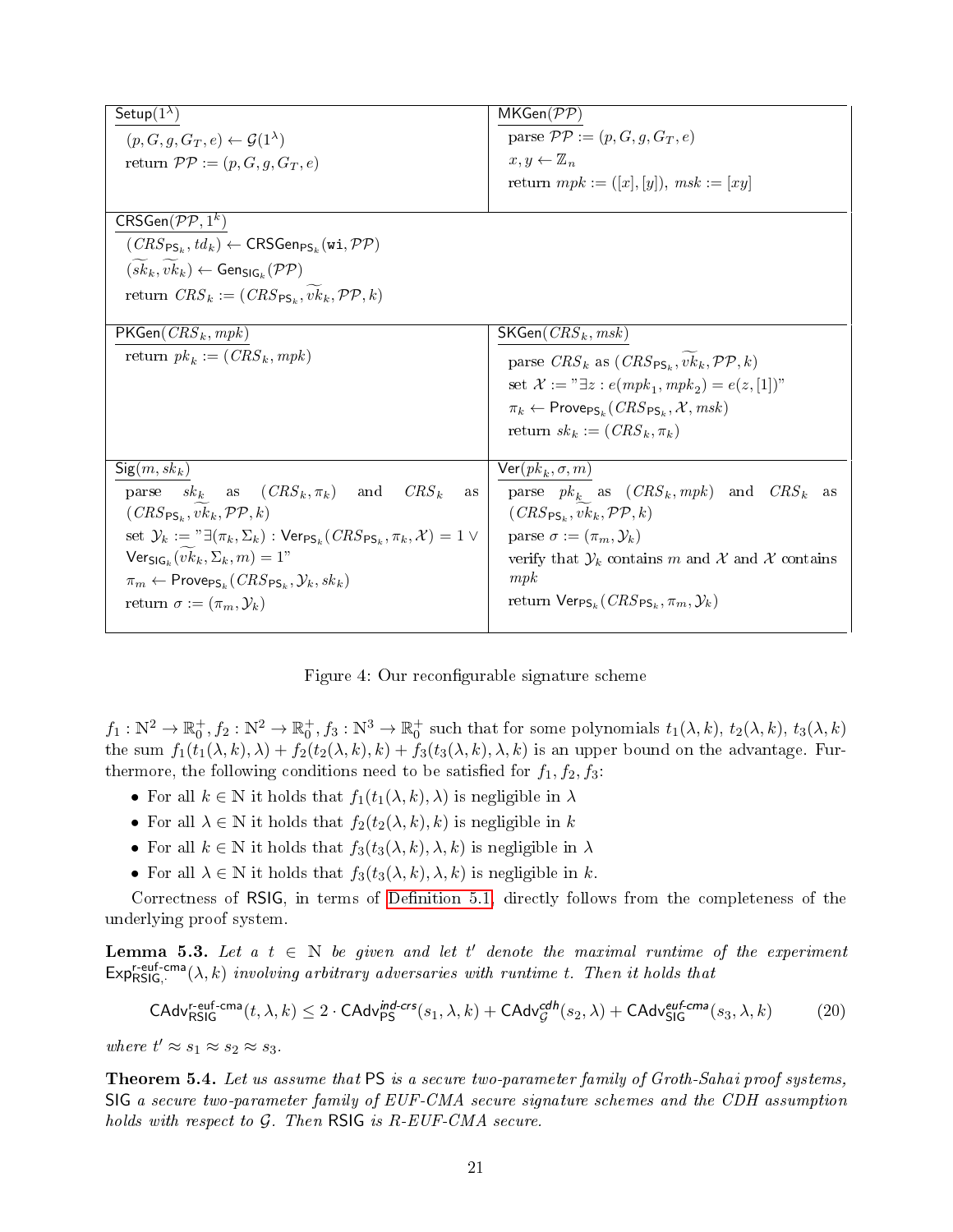| $\mathsf{Setup}(1^\lambda)$ | $\mathsf{MKGen}(\mathcal{PP})$ |
|---|---|
| $(p, G, g, G_T, e) \leftarrow \mathcal{G}(1^\lambda)$<br>return $\mathcal{PP} := (p, G, g, G_T, e)$ | parse $\mathcal{PP} := (p, G, g, G_T, e)$<br>$x, y \leftarrow \mathbb{Z}_n$<br>return $mpk := ([x], [y])$, $msk := [xy]$ |
| $\mathsf{CRSGen}(\mathcal{PP}, 1^k)$ | |
| $(CRS_{\mathsf{PS}_k}, td_k) \leftarrow \mathsf{CRSGen}_{\mathsf{PS}_k}(\mathtt{wi}, \mathcal{PP})$<br>$(\widetilde{sk}_k, \widetilde{vk}_k) \leftarrow \mathsf{Gen}_{\mathsf{SIG}_k}(\mathcal{PP})$<br>return $CRS_k := (CRS_{\mathsf{PS}_k}, \widetilde{vk}_k, \mathcal{PP}, k)$ | |
| $\mathsf{PKGen}(CRS_k, mpk)$ | $\mathsf{SKGen}(CRS_k, msk)$ |
| return $pk_k := (CRS_k, mpk)$ | parse $CRS_k$ as $(CRS_{\mathsf{PS}_k}, \widetilde{vk}_k, \mathcal{PP}, k)$<br>set $\mathcal{X} :=$ "$\exists z : e(mpk_1, mpk_2) = e(z, [1])$"<br>$\pi_k \leftarrow \mathsf{Prove}_{\mathsf{PS}_k}(CRS_{\mathsf{PS}_k}, \mathcal{X}, msk)$<br>return $sk_k := (CRS_k, \pi_k)$ |
| $\mathsf{Sig}(m, sk_k)$ | $\mathsf{Ver}(pk_k, \sigma, m)$ |
| parse $sk_k$ as $(CRS_k, \pi_k)$ and $CRS_k$ as $(CRS_{\mathsf{PS}_k}, \widetilde{vk}_k, \mathcal{PP}, k)$<br>set $\mathcal{Y}_k :=$ "$\exists(\pi_k, \Sigma_k) : \mathsf{Ver}_{\mathsf{PS}_k}(CRS_{\mathsf{PS}_k}, \pi_k, \mathcal{X}) = 1 \vee \mathsf{Ver}_{\mathsf{SIG}_k}(\widetilde{vk}_k, \Sigma_k, m) = 1$"<br>$\pi_m \leftarrow \mathsf{Prove}_{\mathsf{PS}_k}(CRS_{\mathsf{PS}_k}, \mathcal{Y}_k, sk_k)$<br>return $\sigma := (\pi_m, \mathcal{Y}_k)$ | parse $pk_k$ as $(CRS_k, mpk)$ and $CRS_k$ as $(CRS_{\mathsf{PS}_k}, \widetilde{vk}_k, \mathcal{PP}, k)$<br>parse $\sigma := (\pi_m, \mathcal{Y}_k)$<br>verify that $\mathcal{Y}_k$ contains $m$ and $\mathcal{X}$ and $\mathcal{X}$ contains $mpk$<br>return $\mathsf{Ver}_{\mathsf{PS}_k}(CRS_{\mathsf{PS}_k}, \pi_m, \mathcal{Y}_k)$ |

Figure 4: Our reconfigurable signature scheme

$f_1 : \mathbb{N}^2 \to \mathbb{R}_0^+, f_2 : \mathbb{N}^2 \to \mathbb{R}_0^+, f_3 : \mathbb{N}^3 \to \mathbb{R}_0^+$ such that for some polynomials $t_1(\lambda, k)$, $t_2(\lambda, k)$, $t_3(\lambda, k)$ the sum $f_1(t_1(\lambda, k), \lambda) + f_2(t_2(\lambda, k), k) + f_3(t_3(\lambda, k), \lambda, k)$ is an upper bound on the advantage. Furthermore, the following conditions need to be satisfied for $f_1, f_2, f_3$:

- For all $k \in \mathbb{N}$ it holds that $f_1(t_1(\lambda, k), \lambda)$ is negligible in $\lambda$
- For all $\lambda \in \mathbb{N}$ it holds that $f_2(t_2(\lambda, k), k)$ is negligible in $k$
- For all $k \in \mathbb{N}$ it holds that $f_3(t_3(\lambda, k), \lambda, k)$ is negligible in $\lambda$
- For all $\lambda \in \mathbb{N}$ it holds that $f_3(t_3(\lambda, k), \lambda, k)$ is negligible in $k$.

Correctness of RSIG, in terms of Definition 5.1, directly follows from the completeness of the underlying proof system.

**Lemma 5.3.** *Let a $t \in \mathbb{N}$ be given and let $t'$ denote the maximal runtime of the experiment $\mathsf{Exp}^{\mathsf{r\text{-}euf\text{-}cma}}_{\mathsf{RSIG},\cdot}(\lambda, k)$ involving arbitrary adversaries with runtime $t$. Then it holds that*

$$\mathsf{CAdv}^{\mathsf{r\text{-}euf\text{-}cma}}_{\mathsf{RSIG}}(t, \lambda, k) \leq 2 \cdot \mathsf{CAdv}^{\mathit{ind\text{-}crs}}_{\mathsf{PS}}(s_1, \lambda, k) + \mathsf{CAdv}^{\mathit{cdh}}_{\mathcal{G}}(s_2, \lambda) + \mathsf{CAdv}^{\mathit{euf\text{-}cma}}_{\mathsf{SIG}}(s_3, \lambda, k) \tag{20}$$

*where $t' \approx s_1 \approx s_2 \approx s_3$.*

**Theorem 5.4.** *Let us assume that* PS *is a secure two-parameter family of Groth-Sahai proof systems,* SIG *a secure two-parameter family of EUF-CMA secure signature schemes and the CDH assumption holds with respect to $\mathcal{G}$. Then* RSIG *is R-EUF-CMA secure.*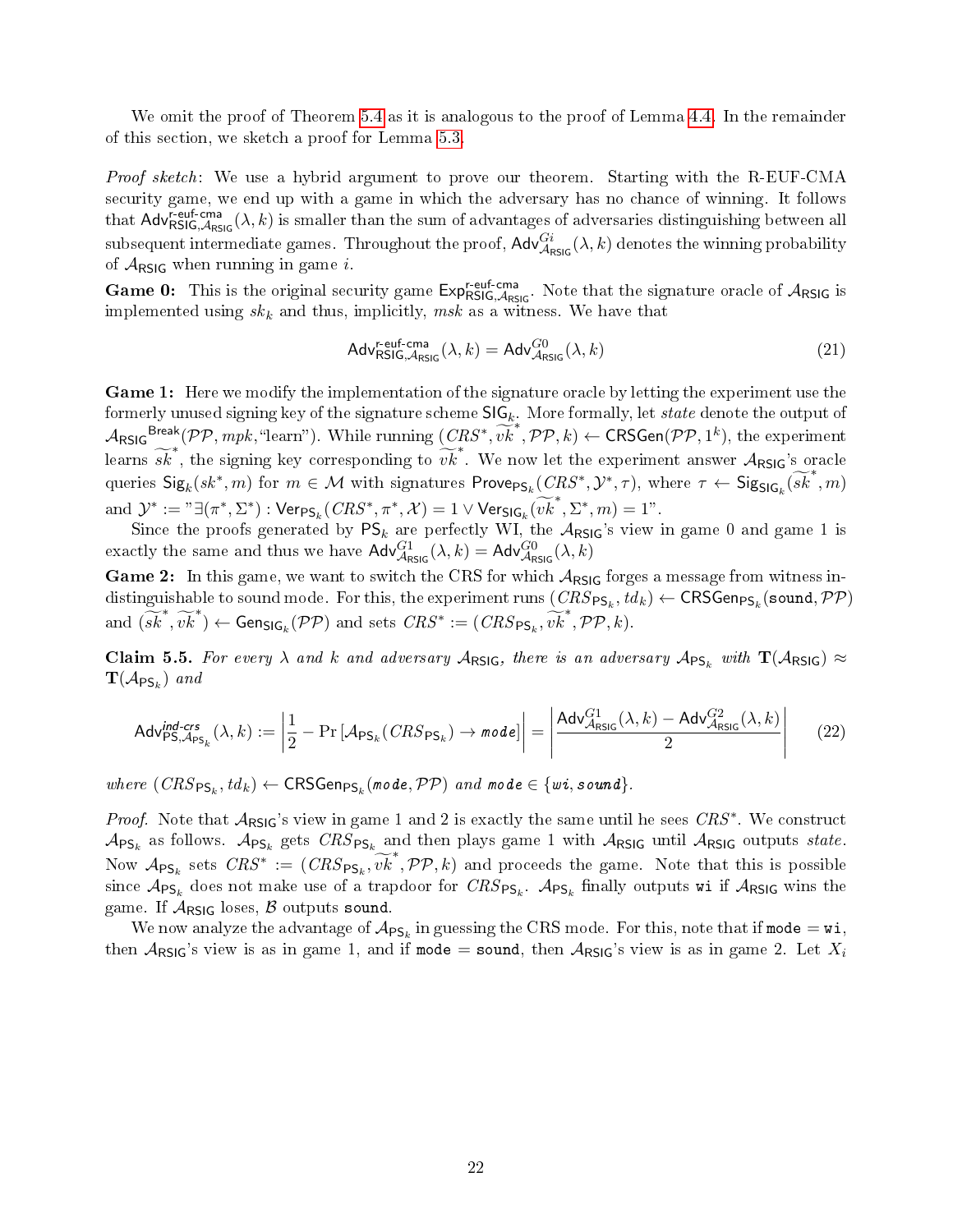We omit the proof of Theorem 5.4 as it is analogous to the proof of Lemma 4.4. In the remainder of this section, we sketch a proof for Lemma 5.3.

*Proof sketch*: We use a hybrid argument to prove our theorem. Starting with the R-EUF-CMA security game, we end up with a game in which the adversary has no chance of winning. It follows that $\mathsf{Adv}^{\text{r-euf-cma}}_{\mathsf{RSIG},\mathcal{A}_{\mathsf{RSIG}}}(\lambda, k)$ is smaller than the sum of advantages of adversaries distinguishing between all subsequent intermediate games. Throughout the proof, $\mathsf{Adv}^{Gi}_{\mathcal{A}_{\mathsf{RSIG}}}(\lambda, k)$ denotes the winning probability of $\mathcal{A}_{\mathsf{RSIG}}$ when running in game $i$.

**Game 0:** This is the original security game $\mathsf{Exp}^{\text{r-euf-cma}}_{\mathsf{RSIG},\mathcal{A}_{\mathsf{RSIG}}}$. Note that the signature oracle of $\mathcal{A}_{\mathsf{RSIG}}$ is implemented using $sk_k$ and thus, implicitly, $msk$ as a witness. We have that

$$\mathsf{Adv}^{\text{r-euf-cma}}_{\mathsf{RSIG},\mathcal{A}_{\mathsf{RSIG}}}(\lambda, k) = \mathsf{Adv}^{G0}_{\mathcal{A}_{\mathsf{RSIG}}}(\lambda, k) \tag{21}$$

**Game 1:** Here we modify the implementation of the signature oracle by letting the experiment use the formerly unused signing key of the signature scheme $\mathsf{SIG}_k$. More formally, let $state$ denote the output of $\mathcal{A}_{\mathsf{RSIG}}{}^{\mathsf{Break}}(\mathcal{PP}, mpk, \text{"learn"})$. While running $(CRS^*, \widetilde{vk}^*, \mathcal{PP}, k) \leftarrow \mathsf{CRSGen}(\mathcal{PP}, 1^k)$, the experiment learns $\widetilde{sk}^*$, the signing key corresponding to $\widetilde{vk}^*$. We now let the experiment answer $\mathcal{A}_{\mathsf{RSIG}}$'s oracle queries $\mathsf{Sig}_k(sk^*, m)$ for $m \in \mathcal{M}$ with signatures $\mathsf{Prove}_{\mathsf{PS}_k}(CRS^*, \mathcal{Y}^*, \tau)$, where $\tau \leftarrow \mathsf{Sig}_{\mathsf{SIG}_k}(\widetilde{sk}^*, m)$ and $\mathcal{Y}^* :=$ "$\exists(\pi^*, \Sigma^*) : \mathsf{Ver}_{\mathsf{PS}_k}(CRS^*, \pi^*, \mathcal{X}) = 1 \vee \mathsf{Ver}_{\mathsf{SIG}_k}(\widetilde{vk}^*, \Sigma^*, m) = 1$".

Since the proofs generated by $\mathsf{PS}_k$ are perfectly WI, the $\mathcal{A}_{\mathsf{RSIG}}$'s view in game 0 and game 1 is exactly the same and thus we have $\mathsf{Adv}^{G1}_{\mathcal{A}_{\mathsf{RSIG}}}(\lambda, k) = \mathsf{Adv}^{G0}_{\mathcal{A}_{\mathsf{RSIG}}}(\lambda, k)$

**Game 2:** In this game, we want to switch the CRS for which $\mathcal{A}_{\mathsf{RSIG}}$ forges a message from witness indistinguishable to sound mode. For this, the experiment runs $(CRS_{\mathsf{PS}_k}, td_k) \leftarrow \mathsf{CRSGen}_{\mathsf{PS}_k}(\mathtt{sound}, \mathcal{PP})$ and $(\widetilde{sk}^*, \widetilde{vk}^*) \leftarrow \mathsf{Gen}_{\mathsf{SIG}_k}(\mathcal{PP})$ and sets $CRS^* := (CRS_{\mathsf{PS}_k}, \widetilde{vk}^*, \mathcal{PP}, k)$.

**Claim 5.5.** *For every $\lambda$ and $k$ and adversary $\mathcal{A}_{\mathsf{RSIG}}$, there is an adversary $\mathcal{A}_{\mathsf{PS}_k}$ with $\mathbf{T}(\mathcal{A}_{\mathsf{RSIG}}) \approx \mathbf{T}(\mathcal{A}_{\mathsf{PS}_k})$ and*

$$\mathsf{Adv}^{\textit{ind-crs}}_{\mathsf{PS},\mathcal{A}_{\mathsf{PS}_k}}(\lambda, k) := \left|\frac{1}{2} - \Pr\left[\mathcal{A}_{\mathsf{PS}_k}(CRS_{\mathsf{PS}_k}) \rightarrow \mathtt{mode}\right]\right| = \left|\frac{\mathsf{Adv}^{G1}_{\mathcal{A}_{\mathsf{RSIG}}}(\lambda, k) - \mathsf{Adv}^{G2}_{\mathcal{A}_{\mathsf{RSIG}}}(\lambda, k)}{2}\right| \tag{22}$$

*where $(CRS_{\mathsf{PS}_k}, td_k) \leftarrow \mathsf{CRSGen}_{\mathsf{PS}_k}(\mathtt{mode}, \mathcal{PP})$ and $\mathtt{mode} \in \{\mathtt{wi}, \mathtt{sound}\}$.*

*Proof.* Note that $\mathcal{A}_{\mathsf{RSIG}}$'s view in game 1 and 2 is exactly the same until he sees $CRS^*$. We construct $\mathcal{A}_{\mathsf{PS}_k}$ as follows. $\mathcal{A}_{\mathsf{PS}_k}$ gets $CRS_{\mathsf{PS}_k}$ and then plays game 1 with $\mathcal{A}_{\mathsf{RSIG}}$ until $\mathcal{A}_{\mathsf{RSIG}}$ outputs $state$. Now $\mathcal{A}_{\mathsf{PS}_k}$ sets $CRS^* := (CRS_{\mathsf{PS}_k}, \widetilde{vk}^*, \mathcal{PP}, k)$ and proceeds the game. Note that this is possible since $\mathcal{A}_{\mathsf{PS}_k}$ does not make use of a trapdoor for $CRS_{\mathsf{PS}_k}$. $\mathcal{A}_{\mathsf{PS}_k}$ finally outputs $\mathtt{wi}$ if $\mathcal{A}_{\mathsf{RSIG}}$ wins the game. If $\mathcal{A}_{\mathsf{RSIG}}$ loses, $\mathcal{B}$ outputs $\mathtt{sound}$.

We now analyze the advantage of $\mathcal{A}_{\mathsf{PS}_k}$ in guessing the CRS mode. For this, note that if $\mathtt{mode} = \mathtt{wi}$, then $\mathcal{A}_{\mathsf{RSIG}}$'s view is as in game 1, and if $\mathtt{mode} = \mathtt{sound}$, then $\mathcal{A}_{\mathsf{RSIG}}$'s view is as in game 2. Let $X_i$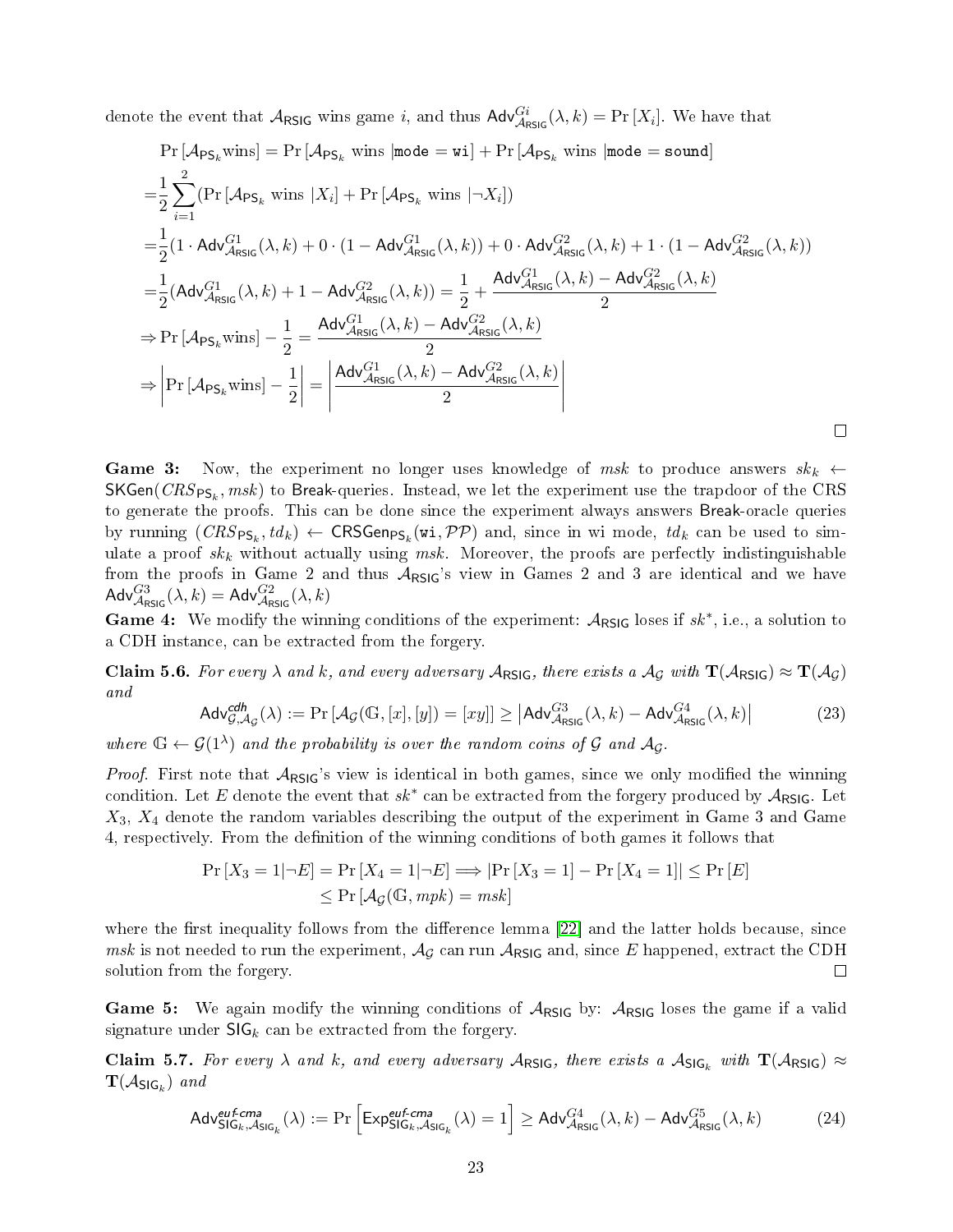denote the event that $\mathcal{A}_{\mathsf{RSIG}}$ wins game $i$, and thus $\mathsf{Adv}^{Gi}_{\mathcal{A}_{\mathsf{RSIG}}}(\lambda, k) = \Pr[X_i]$. We have that

$$
\begin{aligned}
&\Pr[\mathcal{A}_{\mathsf{PS}_k}\text{wins}] = \Pr[\mathcal{A}_{\mathsf{PS}_k} \text{ wins } | \mathtt{mode} = \mathtt{wi}] + \Pr[\mathcal{A}_{\mathsf{PS}_k} \text{ wins } | \mathtt{mode} = \mathtt{sound}] \\
=& \frac{1}{2}\sum_{i=1}^{2}(\Pr[\mathcal{A}_{\mathsf{PS}_k} \text{ wins } | X_i] + \Pr[\mathcal{A}_{\mathsf{PS}_k} \text{ wins } | \neg X_i]) \\
=& \frac{1}{2}(1 \cdot \mathsf{Adv}^{G1}_{\mathcal{A}_{\mathsf{RSIG}}}(\lambda, k) + 0 \cdot (1 - \mathsf{Adv}^{G1}_{\mathcal{A}_{\mathsf{RSIG}}}(\lambda, k)) + 0 \cdot \mathsf{Adv}^{G2}_{\mathcal{A}_{\mathsf{RSIG}}}(\lambda, k) + 1 \cdot (1 - \mathsf{Adv}^{G2}_{\mathcal{A}_{\mathsf{RSIG}}}(\lambda, k)) \\
=& \frac{1}{2}(\mathsf{Adv}^{G1}_{\mathcal{A}_{\mathsf{RSIG}}}(\lambda, k) + 1 - \mathsf{Adv}^{G2}_{\mathcal{A}_{\mathsf{RSIG}}}(\lambda, k)) = \frac{1}{2} + \frac{\mathsf{Adv}^{G1}_{\mathcal{A}_{\mathsf{RSIG}}}(\lambda, k) - \mathsf{Adv}^{G2}_{\mathcal{A}_{\mathsf{RSIG}}}(\lambda, k)}{2} \\
\Rightarrow& \Pr[\mathcal{A}_{\mathsf{PS}_k}\text{wins}] - \frac{1}{2} = \frac{\mathsf{Adv}^{G1}_{\mathcal{A}_{\mathsf{RSIG}}}(\lambda, k) - \mathsf{Adv}^{G2}_{\mathcal{A}_{\mathsf{RSIG}}}(\lambda, k)}{2} \\
\Rightarrow& \left|\Pr[\mathcal{A}_{\mathsf{PS}_k}\text{wins}] - \frac{1}{2}\right| = \left|\frac{\mathsf{Adv}^{G1}_{\mathcal{A}_{\mathsf{RSIG}}}(\lambda, k) - \mathsf{Adv}^{G2}_{\mathcal{A}_{\mathsf{RSIG}}}(\lambda, k)}{2}\right|
\end{aligned}
$$

□

**Game 3:** Now, the experiment no longer uses knowledge of $msk$ to produce answers $sk_k \leftarrow \mathsf{SKGen}(CRS_{\mathsf{PS}_k}, msk)$ to $\mathsf{Break}$-queries. Instead, we let the experiment use the trapdoor of the CRS to generate the proofs. This can be done since the experiment always answers $\mathsf{Break}$-oracle queries by running $(CRS_{\mathsf{PS}_k}, td_k) \leftarrow \mathsf{CRSGen}_{\mathsf{PS}_k}(\mathtt{wi}, \mathcal{PP})$ and, since in wi mode, $td_k$ can be used to simulate a proof $sk_k$ without actually using $msk$. Moreover, the proofs are perfectly indistinguishable from the proofs in Game 2 and thus $\mathcal{A}_{\mathsf{RSIG}}$'s view in Games 2 and 3 are identical and we have $\mathsf{Adv}^{G3}_{\mathcal{A}_{\mathsf{RSIG}}}(\lambda, k) = \mathsf{Adv}^{G2}_{\mathcal{A}_{\mathsf{RSIG}}}(\lambda, k)$

**Game 4:** We modify the winning conditions of the experiment: $\mathcal{A}_{\mathsf{RSIG}}$ loses if $sk^*$, i.e., a solution to a CDH instance, can be extracted from the forgery.

**Claim 5.6.** *For every $\lambda$ and $k$, and every adversary $\mathcal{A}_{\mathsf{RSIG}}$, there exists a $\mathcal{A}_{\mathcal{G}}$ with $\mathbf{T}(\mathcal{A}_{\mathsf{RSIG}}) \approx \mathbf{T}(\mathcal{A}_{\mathcal{G}})$ and*

$$\mathsf{Adv}^{cdh}_{\mathcal{G},\mathcal{A}_{\mathcal{G}}}(\lambda) := \Pr[\mathcal{A}_{\mathcal{G}}(\mathbb{G}, [x], [y]) = [xy]] \geq \left|\mathsf{Adv}^{G3}_{\mathcal{A}_{\mathsf{RSIG}}}(\lambda, k) - \mathsf{Adv}^{G4}_{\mathcal{A}_{\mathsf{RSIG}}}(\lambda, k)\right| \tag{23}$$

*where $\mathbb{G} \leftarrow \mathcal{G}(1^\lambda)$ and the probability is over the random coins of $\mathcal{G}$ and $\mathcal{A}_{\mathcal{G}}$.*

*Proof.* First note that $\mathcal{A}_{\mathsf{RSIG}}$'s view is identical in both games, since we only modified the winning condition. Let $E$ denote the event that $sk^*$ can be extracted from the forgery produced by $\mathcal{A}_{\mathsf{RSIG}}$. Let $X_3$, $X_4$ denote the random variables describing the output of the experiment in Game 3 and Game 4, respectively. From the definition of the winning conditions of both games it follows that

$$
\begin{aligned}
\Pr[X_3 = 1 | \neg E] = \Pr[X_4 = 1 | \neg E] \Longrightarrow |\Pr[X_3 = 1] - \Pr[X_4 = 1]| &\leq \Pr[E] \\
&\leq \Pr[\mathcal{A}_{\mathcal{G}}(\mathbb{G}, mpk) = msk]
\end{aligned}
$$

where the first inequality follows from the difference lemma [22] and the latter holds because, since $msk$ is not needed to run the experiment, $\mathcal{A}_{\mathcal{G}}$ can run $\mathcal{A}_{\mathsf{RSIG}}$ and, since $E$ happened, extract the CDH solution from the forgery. □

**Game 5:** We again modify the winning conditions of $\mathcal{A}_{\mathsf{RSIG}}$ by: $\mathcal{A}_{\mathsf{RSIG}}$ loses the game if a valid signature under $\mathsf{SIG}_k$ can be extracted from the forgery.

**Claim 5.7.** *For every $\lambda$ and $k$, and every adversary $\mathcal{A}_{\mathsf{RSIG}}$, there exists a $\mathcal{A}_{\mathsf{SIG}_k}$ with $\mathbf{T}(\mathcal{A}_{\mathsf{RSIG}}) \approx \mathbf{T}(\mathcal{A}_{\mathsf{SIG}_k})$ and*

$$\mathsf{Adv}^{euf\text{-}cma}_{\mathsf{SIG}_k,\mathcal{A}_{\mathsf{SIG}_k}}(\lambda) := \Pr\left[\mathsf{Exp}^{euf\text{-}cma}_{\mathsf{SIG}_k,\mathcal{A}_{\mathsf{SIG}_k}}(\lambda) = 1\right] \geq \mathsf{Adv}^{G4}_{\mathcal{A}_{\mathsf{RSIG}}}(\lambda, k) - \mathsf{Adv}^{G5}_{\mathcal{A}_{\mathsf{RSIG}}}(\lambda, k) \tag{24}$$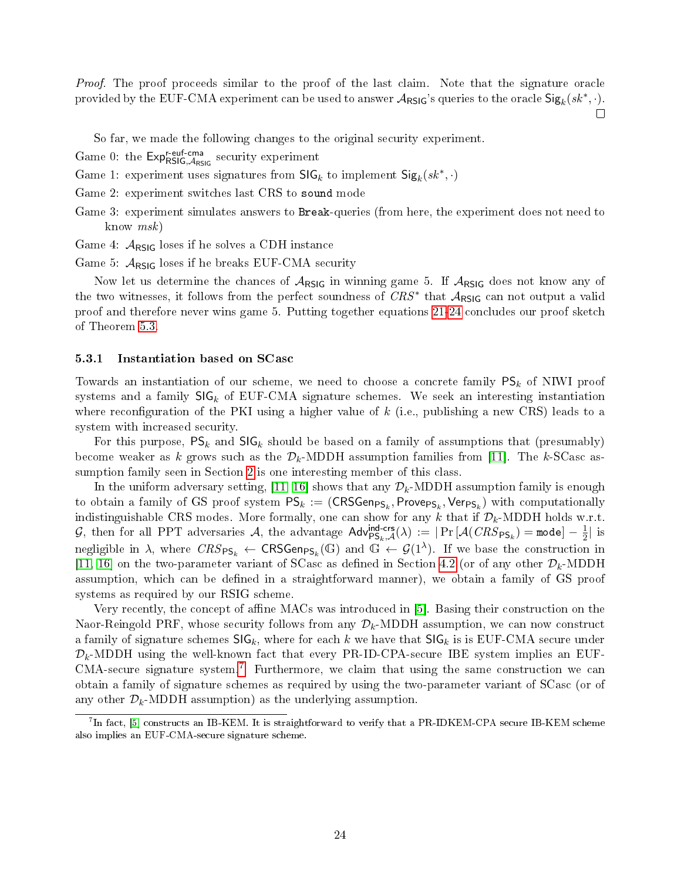*Proof.* The proof proceeds similar to the proof of the last claim. Note that the signature oracle provided by the EUF-CMA experiment can be used to answer $\mathcal{A}_{\mathsf{RSIG}}$'s queries to the oracle $\mathsf{Sig}_k(sk^*, \cdot)$. ◻

So far, we made the following changes to the original security experiment.

Game 0: the $\mathsf{Exp}^{\text{r-euf-cma}}_{\mathsf{RSIG},\mathcal{A}_{\mathsf{RSIG}}}$ security experiment

Game 1: experiment uses signatures from $\mathsf{SIG}_k$ to implement $\mathsf{Sig}_k(sk^*, \cdot)$

Game 2: experiment switches last CRS to `sound` mode

Game 3: experiment simulates answers to `Break`-queries (from here, the experiment does not need to know $msk$)

Game 4: $\mathcal{A}_{\mathsf{RSIG}}$ loses if he solves a CDH instance

Game 5: $\mathcal{A}_{\mathsf{RSIG}}$ loses if he breaks EUF-CMA security

Now let us determine the chances of $\mathcal{A}_{\mathsf{RSIG}}$ in winning game 5. If $\mathcal{A}_{\mathsf{RSIG}}$ does not know any of the two witnesses, it follows from the perfect soundness of $CRS^*$ that $\mathcal{A}_{\mathsf{RSIG}}$ can not output a valid proof and therefore never wins game 5. Putting together equations 21-24 concludes our proof sketch of Theorem 5.3.

### 5.3.1 Instantiation based on SCasc

Towards an instantiation of our scheme, we need to choose a concrete family $\mathsf{PS}_k$ of NIWI proof systems and a family $\mathsf{SIG}_k$ of EUF-CMA signature schemes. We seek an interesting instantiation where reconfiguration of the PKI using a higher value of $k$ (i.e., publishing a new CRS) leads to a system with increased security.

For this purpose, $\mathsf{PS}_k$ and $\mathsf{SIG}_k$ should be based on a family of assumptions that (presumably) become weaker as $k$ grows such as the $\mathcal{D}_k$-MDDH assumption families from [11]. The $k$-SCasc assumption family seen in Section 2 is one interesting member of this class.

In the uniform adversary setting, [11, 16] shows that any $\mathcal{D}_k$-MDDH assumption family is enough to obtain a family of GS proof system $\mathsf{PS}_k := (\mathsf{CRSGen}_{\mathsf{PS}_k}, \mathsf{Prove}_{\mathsf{PS}_k}, \mathsf{Ver}_{\mathsf{PS}_k})$ with computationally indistinguishable CRS modes. More formally, one can show for any $k$ that if $\mathcal{D}_k$-MDDH holds w.r.t. $\mathcal{G}$, then for all PPT adversaries $\mathcal{A}$, the advantage $\mathsf{Adv}^{\text{ind-crs}}_{\mathsf{PS}_k,\mathcal{A}}(\lambda) := |\Pr[\mathcal{A}(CRS_{\mathsf{PS}_k}) = \mathtt{mode}] - \frac{1}{2}|$ is negligible in $\lambda$, where $CRS_{\mathsf{PS}_k} \leftarrow \mathsf{CRSGen}_{\mathsf{PS}_k}(\mathbb{G})$ and $\mathbb{G} \leftarrow \mathcal{G}(1^\lambda)$. If we base the construction in [11, 16] on the two-parameter variant of SCasc as defined in Section 4.2 (or of any other $\mathcal{D}_k$-MDDH assumption, which can be defined in a straightforward manner), we obtain a family of GS proof systems as required by our RSIG scheme.

Very recently, the concept of affine MACs was introduced in [5]. Basing their construction on the Naor-Reingold PRF, whose security follows from any $\mathcal{D}_k$-MDDH assumption, we can now construct a family of signature schemes $\mathsf{SIG}_k$, where for each $k$ we have that $\mathsf{SIG}_k$ is is EUF-CMA secure under $\mathcal{D}_k$-MDDH using the well-known fact that every PR-ID-CPA-secure IBE system implies an EUF-CMA-secure signature system.[7] Furthermore, we claim that using the same construction we can obtain a family of signature schemes as required by using the two-parameter variant of SCasc (or of any other $\mathcal{D}_k$-MDDH assumption) as the underlying assumption.

[7] In fact, [5] constructs an IB-KEM. It is straightforward to verify that a PR-IDKEM-CPA secure IB-KEM scheme also implies an EUF-CMA-secure signature scheme.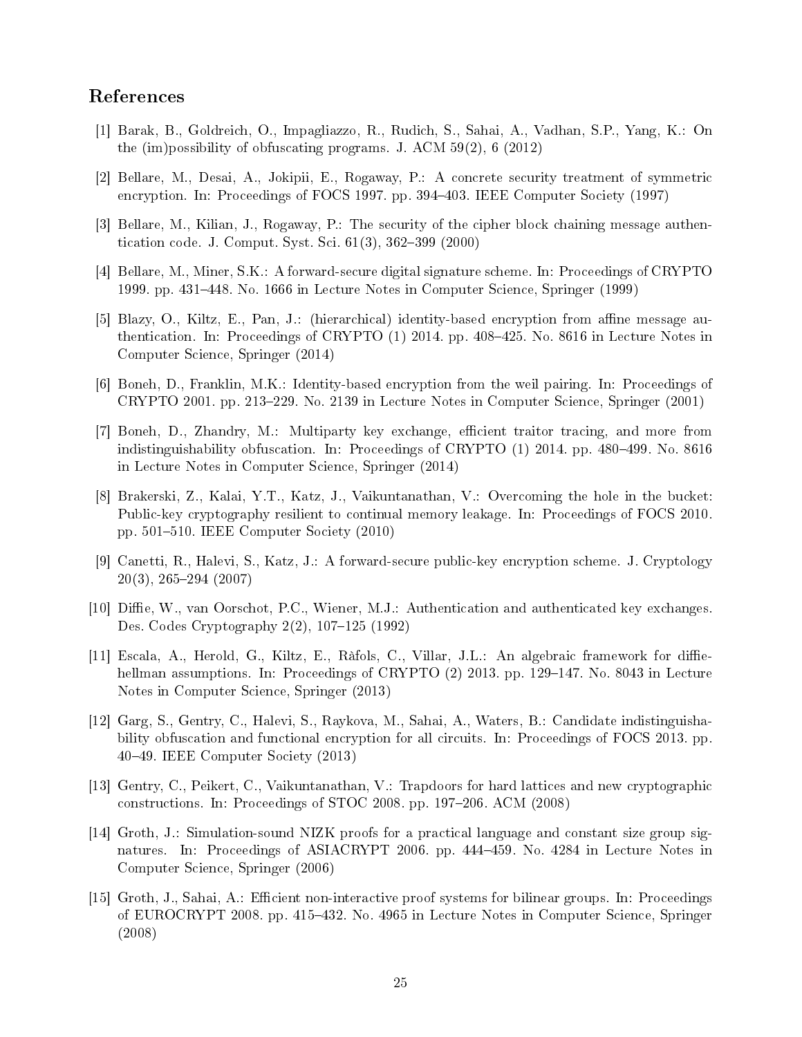## References

[1] Barak, B., Goldreich, O., Impagliazzo, R., Rudich, S., Sahai, A., Vadhan, S.P., Yang, K.: On the (im)possibility of obfuscating programs. J. ACM 59(2), 6 (2012)

[2] Bellare, M., Desai, A., Jokipii, E., Rogaway, P.: A concrete security treatment of symmetric encryption. In: Proceedings of FOCS 1997. pp. 394–403. IEEE Computer Society (1997)

[3] Bellare, M., Kilian, J., Rogaway, P.: The security of the cipher block chaining message authentication code. J. Comput. Syst. Sci. 61(3), 362–399 (2000)

[4] Bellare, M., Miner, S.K.: A forward-secure digital signature scheme. In: Proceedings of CRYPTO 1999. pp. 431–448. No. 1666 in Lecture Notes in Computer Science, Springer (1999)

[5] Blazy, O., Kiltz, E., Pan, J.: (hierarchical) identity-based encryption from affine message authentication. In: Proceedings of CRYPTO (1) 2014. pp. 408–425. No. 8616 in Lecture Notes in Computer Science, Springer (2014)

[6] Boneh, D., Franklin, M.K.: Identity-based encryption from the weil pairing. In: Proceedings of CRYPTO 2001. pp. 213–229. No. 2139 in Lecture Notes in Computer Science, Springer (2001)

[7] Boneh, D., Zhandry, M.: Multiparty key exchange, efficient traitor tracing, and more from indistinguishability obfuscation. In: Proceedings of CRYPTO (1) 2014. pp. 480–499. No. 8616 in Lecture Notes in Computer Science, Springer (2014)

[8] Brakerski, Z., Kalai, Y.T., Katz, J., Vaikuntanathan, V.: Overcoming the hole in the bucket: Public-key cryptography resilient to continual memory leakage. In: Proceedings of FOCS 2010. pp. 501–510. IEEE Computer Society (2010)

[9] Canetti, R., Halevi, S., Katz, J.: A forward-secure public-key encryption scheme. J. Cryptology 20(3), 265–294 (2007)

[10] Diffie, W., van Oorschot, P.C., Wiener, M.J.: Authentication and authenticated key exchanges. Des. Codes Cryptography 2(2), 107–125 (1992)

[11] Escala, A., Herold, G., Kiltz, E., Ràfols, C., Villar, J.L.: An algebraic framework for diffie-hellman assumptions. In: Proceedings of CRYPTO (2) 2013. pp. 129–147. No. 8043 in Lecture Notes in Computer Science, Springer (2013)

[12] Garg, S., Gentry, C., Halevi, S., Raykova, M., Sahai, A., Waters, B.: Candidate indistinguishability obfuscation and functional encryption for all circuits. In: Proceedings of FOCS 2013. pp. 40–49. IEEE Computer Society (2013)

[13] Gentry, C., Peikert, C., Vaikuntanathan, V.: Trapdoors for hard lattices and new cryptographic constructions. In: Proceedings of STOC 2008. pp. 197–206. ACM (2008)

[14] Groth, J.: Simulation-sound NIZK proofs for a practical language and constant size group signatures. In: Proceedings of ASIACRYPT 2006. pp. 444–459. No. 4284 in Lecture Notes in Computer Science, Springer (2006)

[15] Groth, J., Sahai, A.: Efficient non-interactive proof systems for bilinear groups. In: Proceedings of EUROCRYPT 2008. pp. 415–432. No. 4965 in Lecture Notes in Computer Science, Springer (2008)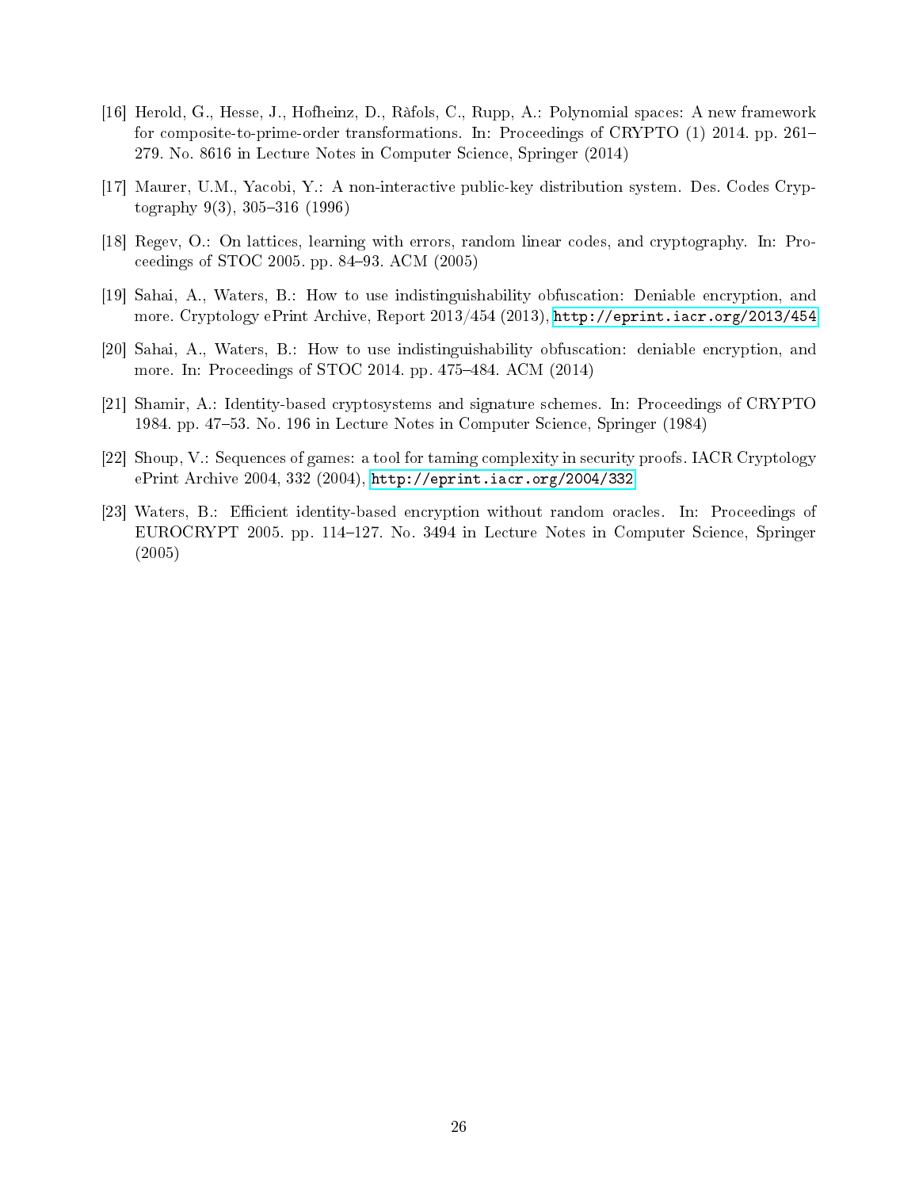[16] Herold, G., Hesse, J., Hofheinz, D., Ràfols, C., Rupp, A.: Polynomial spaces: A new framework for composite-to-prime-order transformations. In: Proceedings of CRYPTO (1) 2014. pp. 261–279. No. 8616 in Lecture Notes in Computer Science, Springer (2014)

[17] Maurer, U.M., Yacobi, Y.: A non-interactive public-key distribution system. Des. Codes Cryptography 9(3), 305–316 (1996)

[18] Regev, O.: On lattices, learning with errors, random linear codes, and cryptography. In: Proceedings of STOC 2005. pp. 84–93. ACM (2005)

[19] Sahai, A., Waters, B.: How to use indistinguishability obfuscation: Deniable encryption, and more. Cryptology ePrint Archive, Report 2013/454 (2013), http://eprint.iacr.org/2013/454

[20] Sahai, A., Waters, B.: How to use indistinguishability obfuscation: deniable encryption, and more. In: Proceedings of STOC 2014. pp. 475–484. ACM (2014)

[21] Shamir, A.: Identity-based cryptosystems and signature schemes. In: Proceedings of CRYPTO 1984. pp. 47–53. No. 196 in Lecture Notes in Computer Science, Springer (1984)

[22] Shoup, V.: Sequences of games: a tool for taming complexity in security proofs. IACR Cryptology ePrint Archive 2004, 332 (2004), http://eprint.iacr.org/2004/332

[23] Waters, B.: Efficient identity-based encryption without random oracles. In: Proceedings of EUROCRYPT 2005. pp. 114–127. No. 3494 in Lecture Notes in Computer Science, Springer (2005)